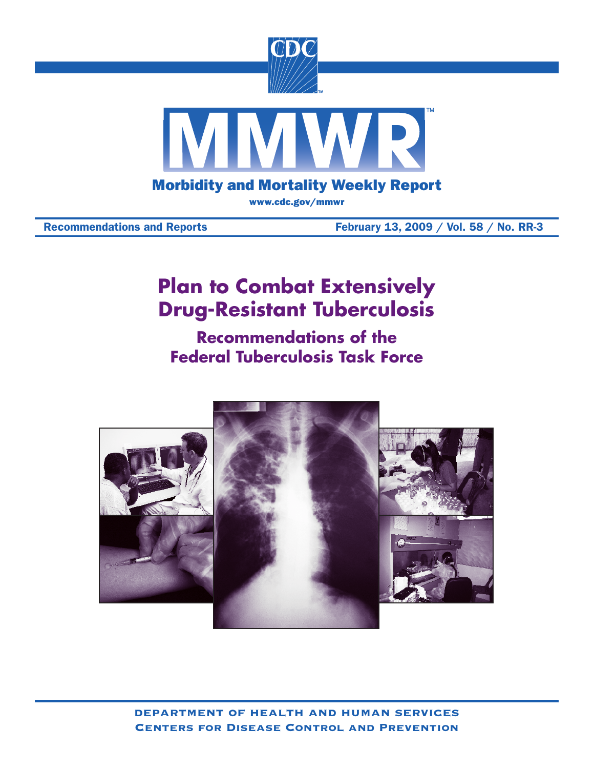# Morbidity and Mortality Weekly Report

www.cdc.gov/mmwr

Recommendations and Reports — February 13, 2009 / Vol. 58 / No. RR-3

# Plan to Combat Extensively Drug-Resistant Tuberculosis

## Recommendations of the Federal Tuberculosis Task Force

DEPARTMENT OF HEALTH AND HUMAN SERVICES
CENTERS FOR DISEASE CONTROL AND PREVENTION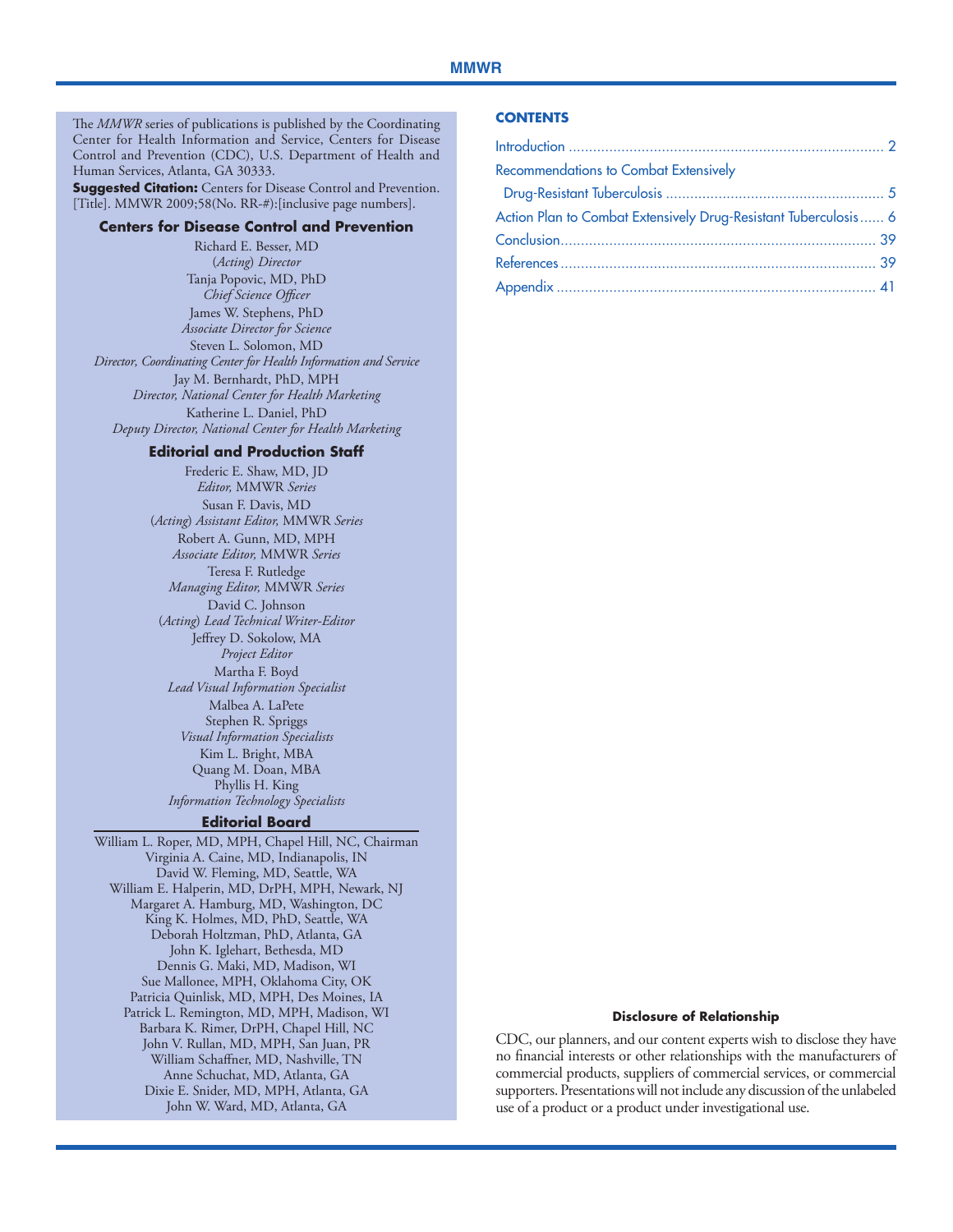The *MMWR* series of publications is published by the Coordinating Center for Health Information and Service, Centers for Disease Control and Prevention (CDC), U.S. Department of Health and Human Services, Atlanta, GA 30333.

**Suggested Citation:** Centers for Disease Control and Prevention. [Title]. MMWR 2009;58(No. RR-#):[inclusive page numbers].

**Centers for Disease Control and Prevention**

Richard E. Besser, MD
(*Acting*) *Director*
Tanja Popovic, MD, PhD
*Chief Science Officer*
James W. Stephens, PhD
*Associate Director for Science*
Steven L. Solomon, MD
*Director, Coordinating Center for Health Information and Service*
Jay M. Bernhardt, PhD, MPH
*Director, National Center for Health Marketing*
Katherine L. Daniel, PhD
*Deputy Director, National Center for Health Marketing*

**Editorial and Production Staff**

Frederic E. Shaw, MD, JD
*Editor,* MMWR *Series*
Susan F. Davis, MD
(*Acting*) *Assistant Editor,* MMWR *Series*
Robert A. Gunn, MD, MPH
*Associate Editor,* MMWR *Series*
Teresa F. Rutledge
*Managing Editor,* MMWR *Series*
David C. Johnson
(*Acting*) *Lead Technical Writer-Editor*
Jeffrey D. Sokolow, MA
*Project Editor*
Martha F. Boyd
*Lead Visual Information Specialist*
Malbea A. LaPete
Stephen R. Spriggs
*Visual Information Specialists*
Kim L. Bright, MBA
Quang M. Doan, MBA
Phyllis H. King
*Information Technology Specialists*

**Editorial Board**

William L. Roper, MD, MPH, Chapel Hill, NC, Chairman
Virginia A. Caine, MD, Indianapolis, IN
David W. Fleming, MD, Seattle, WA
William E. Halperin, MD, DrPH, MPH, Newark, NJ
Margaret A. Hamburg, MD, Washington, DC
King K. Holmes, MD, PhD, Seattle, WA
Deborah Holtzman, PhD, Atlanta, GA
John K. Iglehart, Bethesda, MD
Dennis G. Maki, MD, Madison, WI
Sue Mallonee, MPH, Oklahoma City, OK
Patricia Quinlisk, MD, MPH, Des Moines, IA
Patrick L. Remington, MD, MPH, Madison, WI
Barbara K. Rimer, DrPH, Chapel Hill, NC
John V. Rullan, MD, MPH, San Juan, PR
William Schaffner, MD, Nashville, TN
Anne Schuchat, MD, Atlanta, GA
Dixie E. Snider, MD, MPH, Atlanta, GA
John W. Ward, MD, Atlanta, GA

## CONTENTS

Introduction ..... 2
Recommendations to Combat Extensively Drug-Resistant Tuberculosis ..... 5
Action Plan to Combat Extensively Drug-Resistant Tuberculosis ..... 6
Conclusion ..... 39
References ..... 39
Appendix ..... 41

**Disclosure of Relationship**

CDC, our planners, and our content experts wish to disclose they have no financial interests or other relationships with the manufacturers of commercial products, suppliers of commercial services, or commercial supporters. Presentations will not include any discussion of the unlabeled use of a product or a product under investigational use.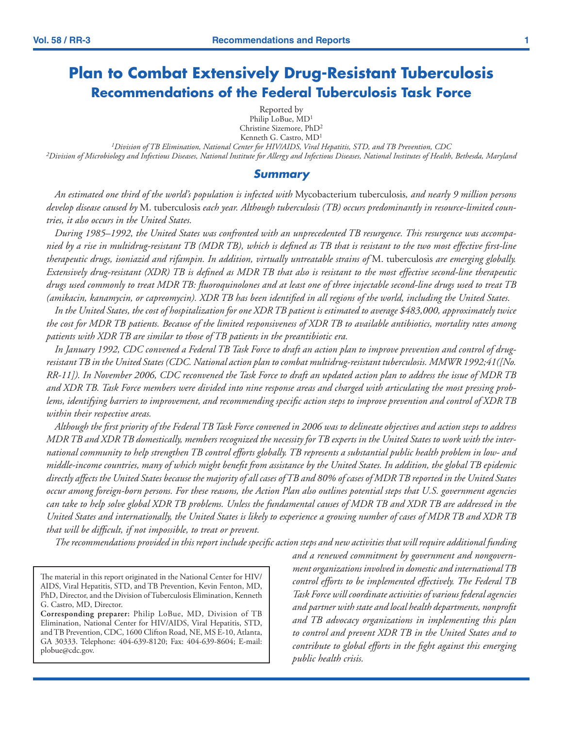# Plan to Combat Extensively Drug-Resistant Tuberculosis

## Recommendations of the Federal Tuberculosis Task Force

Reported by
Philip LoBue, MD[1]
Christine Sizemore, PhD[2]
Kenneth G. Castro, MD[1]

[1]*Division of TB Elimination, National Center for HIV/AIDS, Viral Hepatitis, STD, and TB Prevention, CDC*
[2]*Division of Microbiology and Infectious Diseases, National Institute for Allergy and Infectious Diseases, National Institutes of Health, Bethesda, Maryland*

### Summary

*An estimated one third of the world's population is infected with* Mycobacterium tuberculosis*, and nearly 9 million persons develop disease caused by* M. tuberculosis *each year. Although tuberculosis (TB) occurs predominantly in resource-limited countries, it also occurs in the United States.*

*During 1985–1992, the United States was confronted with an unprecedented TB resurgence. This resurgence was accompanied by a rise in multidrug-resistant TB (MDR TB), which is defined as TB that is resistant to the two most effective first-line therapeutic drugs, isoniazid and rifampin. In addition, virtually untreatable strains of* M. tuberculosis *are emerging globally. Extensively drug-resistant (XDR) TB is defined as MDR TB that also is resistant to the most effective second-line therapeutic drugs used commonly to treat MDR TB: fluoroquinolones and at least one of three injectable second-line drugs used to treat TB (amikacin, kanamycin, or capreomycin). XDR TB has been identified in all regions of the world, including the United States.*

*In the United States, the cost of hospitalization for one XDR TB patient is estimated to average $483,000, approximately twice the cost for MDR TB patients. Because of the limited responsiveness of XDR TB to available antibiotics, mortality rates among patients with XDR TB are similar to those of TB patients in the preantibiotic era.*

*In January 1992, CDC convened a Federal TB Task Force to draft an action plan to improve prevention and control of drug-resistant TB in the United States (CDC. National action plan to combat multidrug-resistant tuberculosis. MMWR 1992;41([No. RR-11]). In November 2006, CDC reconvened the Task Force to draft an updated action plan to address the issue of MDR TB and XDR TB. Task Force members were divided into nine response areas and charged with articulating the most pressing problems, identifying barriers to improvement, and recommending specific action steps to improve prevention and control of XDR TB within their respective areas.*

*Although the first priority of the Federal TB Task Force convened in 2006 was to delineate objectives and action steps to address MDR TB and XDR TB domestically, members recognized the necessity for TB experts in the United States to work with the international community to help strengthen TB control efforts globally. TB represents a substantial public health problem in low- and middle-income countries, many of which might benefit from assistance by the United States. In addition, the global TB epidemic directly affects the United States because the majority of all cases of TB and 80% of cases of MDR TB reported in the United States occur among foreign-born persons. For these reasons, the Action Plan also outlines potential steps that U.S. government agencies can take to help solve global XDR TB problems. Unless the fundamental causes of MDR TB and XDR TB are addressed in the United States and internationally, the United States is likely to experience a growing number of cases of MDR TB and XDR TB that will be difficult, if not impossible, to treat or prevent.*

*The recommendations provided in this report include specific action steps and new activities that will require additional funding and a renewed commitment by government and nongovernment organizations involved in domestic and international TB control efforts to be implemented effectively. The Federal TB Task Force will coordinate activities of various federal agencies and partner with state and local health departments, nonprofit and TB advocacy organizations in implementing this plan to control and prevent XDR TB in the United States and to contribute to global efforts in the fight against this emerging public health crisis.*

---

The material in this report originated in the National Center for HIV/AIDS, Viral Hepatitis, STD, and TB Prevention, Kevin Fenton, MD, PhD, Director, and the Division of Tuberculosis Elimination, Kenneth G. Castro, MD, Director.

**Corresponding preparer:** Philip LoBue, MD, Division of TB Elimination, National Center for HIV/AIDS, Viral Hepatitis, STD, and TB Prevention, CDC, 1600 Clifton Road, NE, MS E-10, Atlanta, GA 30333. Telephone: 404-639-8120; Fax: 404-639-8604; E-mail: plobue@cdc.gov.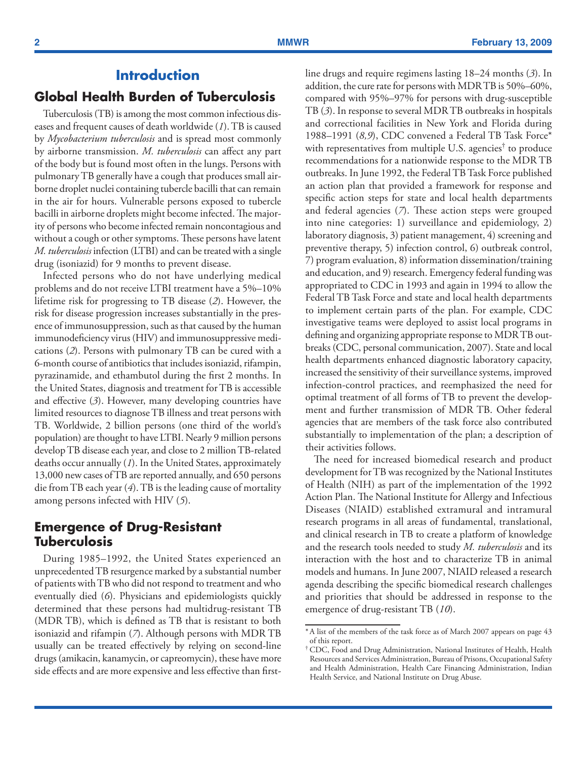# Introduction

## Global Health Burden of Tuberculosis

Tuberculosis (TB) is among the most common infectious diseases and frequent causes of death worldwide (*1*). TB is caused by *Mycobacterium tuberculosis* and is spread most commonly by airborne transmission. *M. tuberculosis* can affect any part of the body but is found most often in the lungs. Persons with pulmonary TB generally have a cough that produces small airborne droplet nuclei containing tubercle bacilli that can remain in the air for hours. Vulnerable persons exposed to tubercle bacilli in airborne droplets might become infected. The majority of persons who become infected remain noncontagious and without a cough or other symptoms. These persons have latent *M. tuberculosis* infection (LTBI) and can be treated with a single drug (isoniazid) for 9 months to prevent disease.

Infected persons who do not have underlying medical problems and do not receive LTBI treatment have a 5%–10% lifetime risk for progressing to TB disease (*2*). However, the risk for disease progression increases substantially in the presence of immunosuppression, such as that caused by the human immunodeficiency virus (HIV) and immunosuppressive medications (*2*). Persons with pulmonary TB can be cured with a 6-month course of antibiotics that includes isoniazid, rifampin, pyrazinamide, and ethambutol during the first 2 months. In the United States, diagnosis and treatment for TB is accessible and effective (*3*). However, many developing countries have limited resources to diagnose TB illness and treat persons with TB. Worldwide, 2 billion persons (one third of the world's population) are thought to have LTBI. Nearly 9 million persons develop TB disease each year, and close to 2 million TB-related deaths occur annually (*1*). In the United States, approximately 13,000 new cases of TB are reported annually, and 650 persons die from TB each year (*4*). TB is the leading cause of mortality among persons infected with HIV (*5*).

## Emergence of Drug-Resistant Tuberculosis

During 1985–1992, the United States experienced an unprecedented TB resurgence marked by a substantial number of patients with TB who did not respond to treatment and who eventually died (*6*). Physicians and epidemiologists quickly determined that these persons had multidrug-resistant TB (MDR TB), which is defined as TB that is resistant to both isoniazid and rifampin (*7*). Although persons with MDR TB usually can be treated effectively by relying on second-line drugs (amikacin, kanamycin, or capreomycin), these have more side effects and are more expensive and less effective than first-line drugs and require regimens lasting 18–24 months (*3*). In addition, the cure rate for persons with MDR TB is 50%–60%, compared with 95%–97% for persons with drug-susceptible TB (*3*). In response to several MDR TB outbreaks in hospitals and correctional facilities in New York and Florida during 1988–1991 (*8,9*), CDC convened a Federal TB Task Force* with representatives from multiple U.S. agencies† to produce recommendations for a nationwide response to the MDR TB outbreaks. In June 1992, the Federal TB Task Force published an action plan that provided a framework for response and specific action steps for state and local health departments and federal agencies (*7*). These action steps were grouped into nine categories: 1) surveillance and epidemiology, 2) laboratory diagnosis, 3) patient management, 4) screening and preventive therapy, 5) infection control, 6) outbreak control, 7) program evaluation, 8) information dissemination/training and education, and 9) research. Emergency federal funding was appropriated to CDC in 1993 and again in 1994 to allow the Federal TB Task Force and state and local health departments to implement certain parts of the plan. For example, CDC investigative teams were deployed to assist local programs in defining and organizing appropriate response to MDR TB outbreaks (CDC, personal communication, 2007). State and local health departments enhanced diagnostic laboratory capacity, increased the sensitivity of their surveillance systems, improved infection-control practices, and reemphasized the need for optimal treatment of all forms of TB to prevent the development and further transmission of MDR TB. Other federal agencies that are members of the task force also contributed substantially to implementation of the plan; a description of their activities follows.

The need for increased biomedical research and product development for TB was recognized by the National Institutes of Health (NIH) as part of the implementation of the 1992 Action Plan. The National Institute for Allergy and Infectious Diseases (NIAID) established extramural and intramural research programs in all areas of fundamental, translational, and clinical research in TB to create a platform of knowledge and the research tools needed to study *M. tuberculosis* and its interaction with the host and to characterize TB in animal models and humans. In June 2007, NIAID released a research agenda describing the specific biomedical research challenges and priorities that should be addressed in response to the emergence of drug-resistant TB (*10*).

---

\* A list of the members of the task force as of March 2007 appears on page 43 of this report.

† CDC, Food and Drug Administration, National Institutes of Health, Health Resources and Services Administration, Bureau of Prisons, Occupational Safety and Health Administration, Health Care Financing Administration, Indian Health Service, and National Institute on Drug Abuse.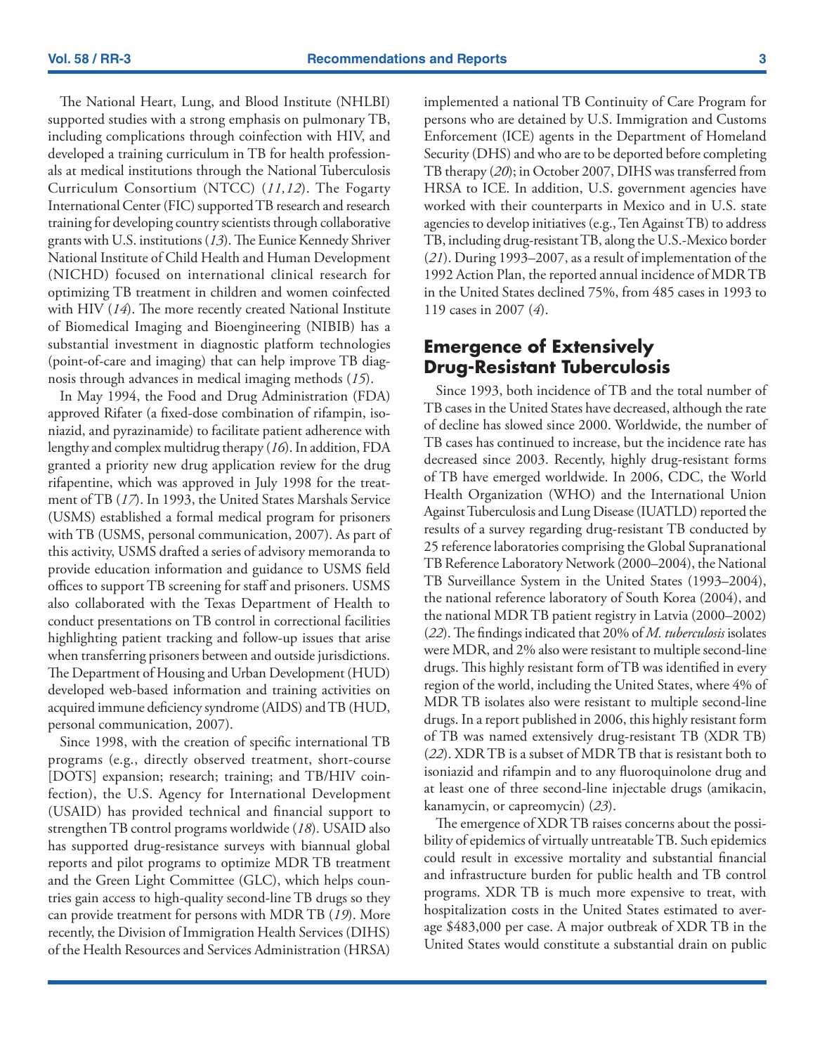The National Heart, Lung, and Blood Institute (NHLBI) supported studies with a strong emphasis on pulmonary TB, including complications through coinfection with HIV, and developed a training curriculum in TB for health professionals at medical institutions through the National Tuberculosis Curriculum Consortium (NTCC) (*11,12*). The Fogarty International Center (FIC) supported TB research and research training for developing country scientists through collaborative grants with U.S. institutions (*13*). The Eunice Kennedy Shriver National Institute of Child Health and Human Development (NICHD) focused on international clinical research for optimizing TB treatment in children and women coinfected with HIV (*14*). The more recently created National Institute of Biomedical Imaging and Bioengineering (NIBIB) has a substantial investment in diagnostic platform technologies (point-of-care and imaging) that can help improve TB diagnosis through advances in medical imaging methods (*15*).

In May 1994, the Food and Drug Administration (FDA) approved Rifater (a fixed-dose combination of rifampin, isoniazid, and pyrazinamide) to facilitate patient adherence with lengthy and complex multidrug therapy (*16*). In addition, FDA granted a priority new drug application review for the drug rifapentine, which was approved in July 1998 for the treatment of TB (*17*). In 1993, the United States Marshals Service (USMS) established a formal medical program for prisoners with TB (USMS, personal communication, 2007). As part of this activity, USMS drafted a series of advisory memoranda to provide education information and guidance to USMS field offices to support TB screening for staff and prisoners. USMS also collaborated with the Texas Department of Health to conduct presentations on TB control in correctional facilities highlighting patient tracking and follow-up issues that arise when transferring prisoners between and outside jurisdictions. The Department of Housing and Urban Development (HUD) developed web-based information and training activities on acquired immune deficiency syndrome (AIDS) and TB (HUD, personal communication, 2007).

Since 1998, with the creation of specific international TB programs (e.g., directly observed treatment, short-course [DOTS] expansion; research; training; and TB/HIV coinfection), the U.S. Agency for International Development (USAID) has provided technical and financial support to strengthen TB control programs worldwide (*18*). USAID also has supported drug-resistance surveys with biannual global reports and pilot programs to optimize MDR TB treatment and the Green Light Committee (GLC), which helps countries gain access to high-quality second-line TB drugs so they can provide treatment for persons with MDR TB (*19*). More recently, the Division of Immigration Health Services (DIHS) of the Health Resources and Services Administration (HRSA) implemented a national TB Continuity of Care Program for persons who are detained by U.S. Immigration and Customs Enforcement (ICE) agents in the Department of Homeland Security (DHS) and who are to be deported before completing TB therapy (*20*); in October 2007, DIHS was transferred from HRSA to ICE. In addition, U.S. government agencies have worked with their counterparts in Mexico and in U.S. state agencies to develop initiatives (e.g., Ten Against TB) to address TB, including drug-resistant TB, along the U.S.-Mexico border (*21*). During 1993–2007, as a result of implementation of the 1992 Action Plan, the reported annual incidence of MDR TB in the United States declined 75%, from 485 cases in 1993 to 119 cases in 2007 (*4*).

## Emergence of Extensively Drug-Resistant Tuberculosis

Since 1993, both incidence of TB and the total number of TB cases in the United States have decreased, although the rate of decline has slowed since 2000. Worldwide, the number of TB cases has continued to increase, but the incidence rate has decreased since 2003. Recently, highly drug-resistant forms of TB have emerged worldwide. In 2006, CDC, the World Health Organization (WHO) and the International Union Against Tuberculosis and Lung Disease (IUATLD) reported the results of a survey regarding drug-resistant TB conducted by 25 reference laboratories comprising the Global Supranational TB Reference Laboratory Network (2000–2004), the National TB Surveillance System in the United States (1993–2004), the national reference laboratory of South Korea (2004), and the national MDR TB patient registry in Latvia (2000–2002) (*22*). The findings indicated that 20% of *M. tuberculosis* isolates were MDR, and 2% also were resistant to multiple second-line drugs. This highly resistant form of TB was identified in every region of the world, including the United States, where 4% of MDR TB isolates also were resistant to multiple second-line drugs. In a report published in 2006, this highly resistant form of TB was named extensively drug-resistant TB (XDR TB) (*22*). XDR TB is a subset of MDR TB that is resistant both to isoniazid and rifampin and to any fluoroquinolone drug and at least one of three second-line injectable drugs (amikacin, kanamycin, or capreomycin) (*23*).

The emergence of XDR TB raises concerns about the possibility of epidemics of virtually untreatable TB. Such epidemics could result in excessive mortality and substantial financial and infrastructure burden for public health and TB control programs. XDR TB is much more expensive to treat, with hospitalization costs in the United States estimated to average $483,000 per case. A major outbreak of XDR TB in the United States would constitute a substantial drain on public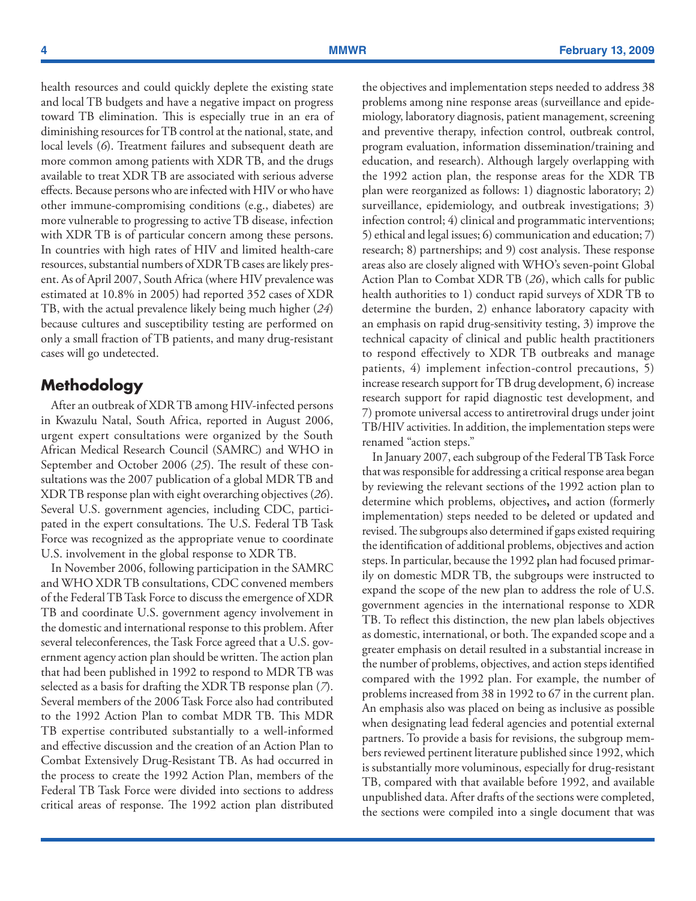health resources and could quickly deplete the existing state and local TB budgets and have a negative impact on progress toward TB elimination. This is especially true in an era of diminishing resources for TB control at the national, state, and local levels (*6*). Treatment failures and subsequent death are more common among patients with XDR TB, and the drugs available to treat XDR TB are associated with serious adverse effects. Because persons who are infected with HIV or who have other immune-compromising conditions (e.g., diabetes) are more vulnerable to progressing to active TB disease, infection with XDR TB is of particular concern among these persons. In countries with high rates of HIV and limited health-care resources, substantial numbers of XDR TB cases are likely present. As of April 2007, South Africa (where HIV prevalence was estimated at 10.8% in 2005) had reported 352 cases of XDR TB, with the actual prevalence likely being much higher (*24*) because cultures and susceptibility testing are performed on only a small fraction of TB patients, and many drug-resistant cases will go undetected.

## Methodology

After an outbreak of XDR TB among HIV-infected persons in Kwazulu Natal, South Africa, reported in August 2006, urgent expert consultations were organized by the South African Medical Research Council (SAMRC) and WHO in September and October 2006 (*25*). The result of these consultations was the 2007 publication of a global MDR TB and XDR TB response plan with eight overarching objectives (*26*). Several U.S. government agencies, including CDC, participated in the expert consultations. The U.S. Federal TB Task Force was recognized as the appropriate venue to coordinate U.S. involvement in the global response to XDR TB.

In November 2006, following participation in the SAMRC and WHO XDR TB consultations, CDC convened members of the Federal TB Task Force to discuss the emergence of XDR TB and coordinate U.S. government agency involvement in the domestic and international response to this problem. After several teleconferences, the Task Force agreed that a U.S. government agency action plan should be written. The action plan that had been published in 1992 to respond to MDR TB was selected as a basis for drafting the XDR TB response plan (*7*). Several members of the 2006 Task Force also had contributed to the 1992 Action Plan to combat MDR TB. This MDR TB expertise contributed substantially to a well-informed and effective discussion and the creation of an Action Plan to Combat Extensively Drug-Resistant TB. As had occurred in the process to create the 1992 Action Plan, members of the Federal TB Task Force were divided into sections to address critical areas of response. The 1992 action plan distributed the objectives and implementation steps needed to address 38 problems among nine response areas (surveillance and epidemiology, laboratory diagnosis, patient management, screening and preventive therapy, infection control, outbreak control, program evaluation, information dissemination/training and education, and research). Although largely overlapping with the 1992 action plan, the response areas for the XDR TB plan were reorganized as follows: 1) diagnostic laboratory; 2) surveillance, epidemiology, and outbreak investigations; 3) infection control; 4) clinical and programmatic interventions; 5) ethical and legal issues; 6) communication and education; 7) research; 8) partnerships; and 9) cost analysis. These response areas also are closely aligned with WHO's seven-point Global Action Plan to Combat XDR TB (*26*), which calls for public health authorities to 1) conduct rapid surveys of XDR TB to determine the burden, 2) enhance laboratory capacity with an emphasis on rapid drug-sensitivity testing, 3) improve the technical capacity of clinical and public health practitioners to respond effectively to XDR TB outbreaks and manage patients, 4) implement infection-control precautions, 5) increase research support for TB drug development, 6) increase research support for rapid diagnostic test development, and 7) promote universal access to antiretroviral drugs under joint TB/HIV activities. In addition, the implementation steps were renamed "action steps."

In January 2007, each subgroup of the Federal TB Task Force that was responsible for addressing a critical response area began by reviewing the relevant sections of the 1992 action plan to determine which problems, objectives**,** and action (formerly implementation) steps needed to be deleted or updated and revised. The subgroups also determined if gaps existed requiring the identification of additional problems, objectives and action steps. In particular, because the 1992 plan had focused primarily on domestic MDR TB, the subgroups were instructed to expand the scope of the new plan to address the role of U.S. government agencies in the international response to XDR TB. To reflect this distinction, the new plan labels objectives as domestic, international, or both. The expanded scope and a greater emphasis on detail resulted in a substantial increase in the number of problems, objectives, and action steps identified compared with the 1992 plan. For example, the number of problems increased from 38 in 1992 to 67 in the current plan. An emphasis also was placed on being as inclusive as possible when designating lead federal agencies and potential external partners. To provide a basis for revisions, the subgroup members reviewed pertinent literature published since 1992, which is substantially more voluminous, especially for drug-resistant TB, compared with that available before 1992, and available unpublished data. After drafts of the sections were completed, the sections were compiled into a single document that was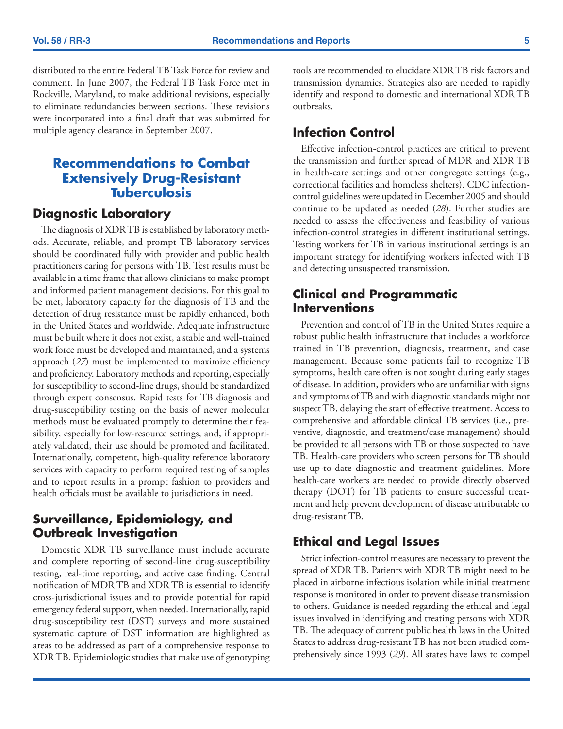distributed to the entire Federal TB Task Force for review and comment. In June 2007, the Federal TB Task Force met in Rockville, Maryland, to make additional revisions, especially to eliminate redundancies between sections. These revisions were incorporated into a final draft that was submitted for multiple agency clearance in September 2007.

# Recommendations to Combat Extensively Drug-Resistant Tuberculosis

## Diagnostic Laboratory

The diagnosis of XDR TB is established by laboratory methods. Accurate, reliable, and prompt TB laboratory services should be coordinated fully with provider and public health practitioners caring for persons with TB. Test results must be available in a time frame that allows clinicians to make prompt and informed patient management decisions. For this goal to be met, laboratory capacity for the diagnosis of TB and the detection of drug resistance must be rapidly enhanced, both in the United States and worldwide. Adequate infrastructure must be built where it does not exist, a stable and well-trained work force must be developed and maintained, and a systems approach (*27*) must be implemented to maximize efficiency and proficiency. Laboratory methods and reporting, especially for susceptibility to second-line drugs, should be standardized through expert consensus. Rapid tests for TB diagnosis and drug-susceptibility testing on the basis of newer molecular methods must be evaluated promptly to determine their feasibility, especially for low-resource settings, and, if appropriately validated, their use should be promoted and facilitated. Internationally, competent, high-quality reference laboratory services with capacity to perform required testing of samples and to report results in a prompt fashion to providers and health officials must be available to jurisdictions in need.

## Surveillance, Epidemiology, and Outbreak Investigation

Domestic XDR TB surveillance must include accurate and complete reporting of second-line drug-susceptibility testing, real-time reporting, and active case finding. Central notification of MDR TB and XDR TB is essential to identify cross-jurisdictional issues and to provide potential for rapid emergency federal support, when needed. Internationally, rapid drug-susceptibility test (DST) surveys and more sustained systematic capture of DST information are highlighted as areas to be addressed as part of a comprehensive response to XDR TB. Epidemiologic studies that make use of genotyping tools are recommended to elucidate XDR TB risk factors and transmission dynamics. Strategies also are needed to rapidly identify and respond to domestic and international XDR TB outbreaks.

## Infection Control

Effective infection-control practices are critical to prevent the transmission and further spread of MDR and XDR TB in health-care settings and other congregate settings (e.g., correctional facilities and homeless shelters). CDC infection-control guidelines were updated in December 2005 and should continue to be updated as needed (*28*). Further studies are needed to assess the effectiveness and feasibility of various infection-control strategies in different institutional settings. Testing workers for TB in various institutional settings is an important strategy for identifying workers infected with TB and detecting unsuspected transmission.

## Clinical and Programmatic Interventions

Prevention and control of TB in the United States require a robust public health infrastructure that includes a workforce trained in TB prevention, diagnosis, treatment, and case management. Because some patients fail to recognize TB symptoms, health care often is not sought during early stages of disease. In addition, providers who are unfamiliar with signs and symptoms of TB and with diagnostic standards might not suspect TB, delaying the start of effective treatment. Access to comprehensive and affordable clinical TB services (i.e., preventive, diagnostic, and treatment/case management) should be provided to all persons with TB or those suspected to have TB. Health-care providers who screen persons for TB should use up-to-date diagnostic and treatment guidelines. More health-care workers are needed to provide directly observed therapy (DOT) for TB patients to ensure successful treatment and help prevent development of disease attributable to drug-resistant TB.

## Ethical and Legal Issues

Strict infection-control measures are necessary to prevent the spread of XDR TB. Patients with XDR TB might need to be placed in airborne infectious isolation while initial treatment response is monitored in order to prevent disease transmission to others. Guidance is needed regarding the ethical and legal issues involved in identifying and treating persons with XDR TB. The adequacy of current public health laws in the United States to address drug-resistant TB has not been studied comprehensively since 1993 (*29*). All states have laws to compel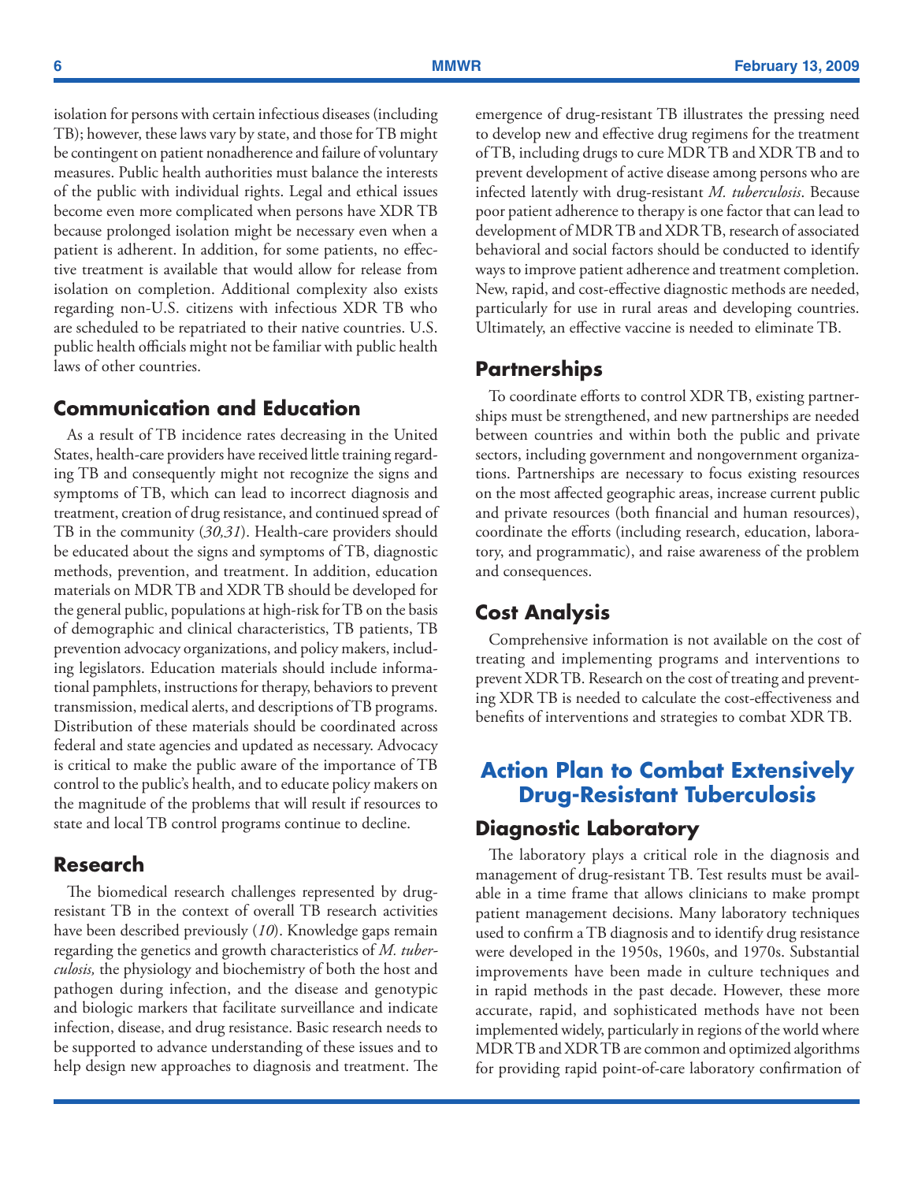isolation for persons with certain infectious diseases (including TB); however, these laws vary by state, and those for TB might be contingent on patient nonadherence and failure of voluntary measures. Public health authorities must balance the interests of the public with individual rights. Legal and ethical issues become even more complicated when persons have XDR TB because prolonged isolation might be necessary even when a patient is adherent. In addition, for some patients, no effective treatment is available that would allow for release from isolation on completion. Additional complexity also exists regarding non-U.S. citizens with infectious XDR TB who are scheduled to be repatriated to their native countries. U.S. public health officials might not be familiar with public health laws of other countries.

### Communication and Education

As a result of TB incidence rates decreasing in the United States, health-care providers have received little training regarding TB and consequently might not recognize the signs and symptoms of TB, which can lead to incorrect diagnosis and treatment, creation of drug resistance, and continued spread of TB in the community (*30,31*). Health-care providers should be educated about the signs and symptoms of TB, diagnostic methods, prevention, and treatment. In addition, education materials on MDR TB and XDR TB should be developed for the general public, populations at high-risk for TB on the basis of demographic and clinical characteristics, TB patients, TB prevention advocacy organizations, and policy makers, including legislators. Education materials should include informational pamphlets, instructions for therapy, behaviors to prevent transmission, medical alerts, and descriptions of TB programs. Distribution of these materials should be coordinated across federal and state agencies and updated as necessary. Advocacy is critical to make the public aware of the importance of TB control to the public's health, and to educate policy makers on the magnitude of the problems that will result if resources to state and local TB control programs continue to decline.

### Research

The biomedical research challenges represented by drug-resistant TB in the context of overall TB research activities have been described previously (*10*). Knowledge gaps remain regarding the genetics and growth characteristics of *M. tuberculosis,* the physiology and biochemistry of both the host and pathogen during infection, and the disease and genotypic and biologic markers that facilitate surveillance and indicate infection, disease, and drug resistance. Basic research needs to be supported to advance understanding of these issues and to help design new approaches to diagnosis and treatment. The emergence of drug-resistant TB illustrates the pressing need to develop new and effective drug regimens for the treatment of TB, including drugs to cure MDR TB and XDR TB and to prevent development of active disease among persons who are infected latently with drug-resistant *M. tuberculosis*. Because poor patient adherence to therapy is one factor that can lead to development of MDR TB and XDR TB, research of associated behavioral and social factors should be conducted to identify ways to improve patient adherence and treatment completion. New, rapid, and cost-effective diagnostic methods are needed, particularly for use in rural areas and developing countries. Ultimately, an effective vaccine is needed to eliminate TB.

### Partnerships

To coordinate efforts to control XDR TB, existing partnerships must be strengthened, and new partnerships are needed between countries and within both the public and private sectors, including government and nongovernment organizations. Partnerships are necessary to focus existing resources on the most affected geographic areas, increase current public and private resources (both financial and human resources), coordinate the efforts (including research, education, laboratory, and programmatic), and raise awareness of the problem and consequences.

### Cost Analysis

Comprehensive information is not available on the cost of treating and implementing programs and interventions to prevent XDR TB. Research on the cost of treating and preventing XDR TB is needed to calculate the cost-effectiveness and benefits of interventions and strategies to combat XDR TB.

## Action Plan to Combat Extensively Drug-Resistant Tuberculosis

### Diagnostic Laboratory

The laboratory plays a critical role in the diagnosis and management of drug-resistant TB. Test results must be available in a time frame that allows clinicians to make prompt patient management decisions. Many laboratory techniques used to confirm a TB diagnosis and to identify drug resistance were developed in the 1950s, 1960s, and 1970s. Substantial improvements have been made in culture techniques and in rapid methods in the past decade. However, these more accurate, rapid, and sophisticated methods have not been implemented widely, particularly in regions of the world where MDR TB and XDR TB are common and optimized algorithms for providing rapid point-of-care laboratory confirmation of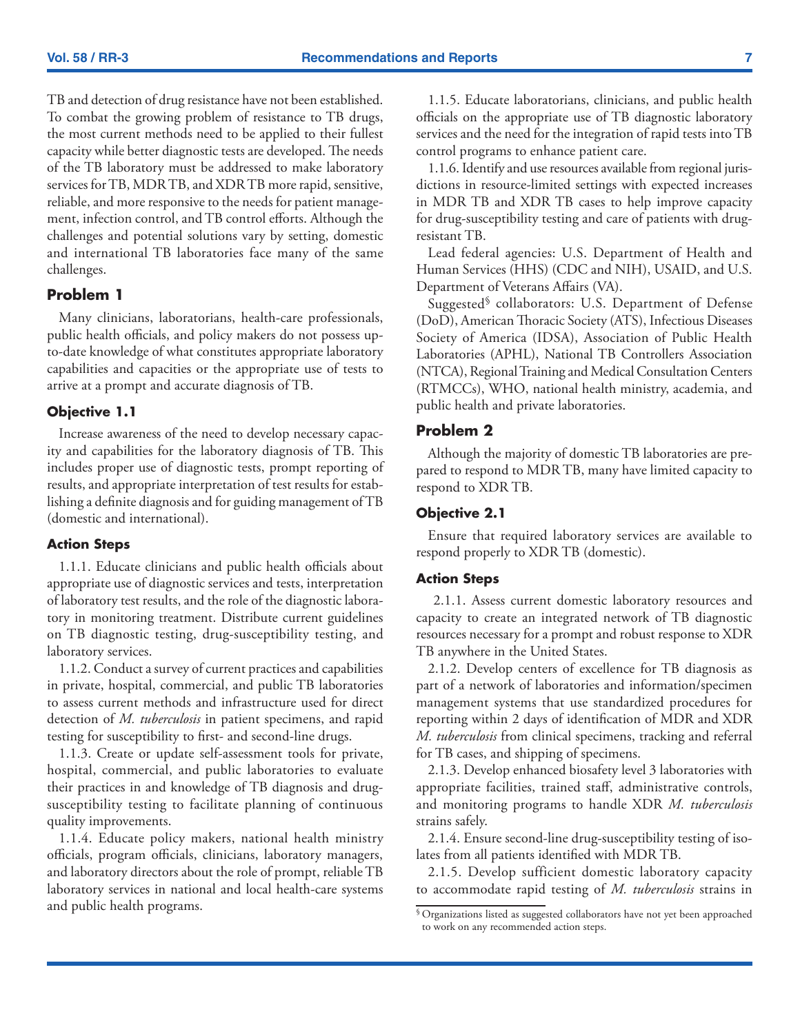TB and detection of drug resistance have not been established. To combat the growing problem of resistance to TB drugs, the most current methods need to be applied to their fullest capacity while better diagnostic tests are developed. The needs of the TB laboratory must be addressed to make laboratory services for TB, MDR TB, and XDR TB more rapid, sensitive, reliable, and more responsive to the needs for patient management, infection control, and TB control efforts. Although the challenges and potential solutions vary by setting, domestic and international TB laboratories face many of the same challenges.

### Problem 1

Many clinicians, laboratorians, health-care professionals, public health officials, and policy makers do not possess up-to-date knowledge of what constitutes appropriate laboratory capabilities and capacities or the appropriate use of tests to arrive at a prompt and accurate diagnosis of TB.

#### Objective 1.1

Increase awareness of the need to develop necessary capacity and capabilities for the laboratory diagnosis of TB. This includes proper use of diagnostic tests, prompt reporting of results, and appropriate interpretation of test results for establishing a definite diagnosis and for guiding management of TB (domestic and international).

#### Action Steps

1.1.1. Educate clinicians and public health officials about appropriate use of diagnostic services and tests, interpretation of laboratory test results, and the role of the diagnostic laboratory in monitoring treatment. Distribute current guidelines on TB diagnostic testing, drug-susceptibility testing, and laboratory services.

1.1.2. Conduct a survey of current practices and capabilities in private, hospital, commercial, and public TB laboratories to assess current methods and infrastructure used for direct detection of *M. tuberculosis* in patient specimens, and rapid testing for susceptibility to first- and second-line drugs.

1.1.3. Create or update self-assessment tools for private, hospital, commercial, and public laboratories to evaluate their practices in and knowledge of TB diagnosis and drug-susceptibility testing to facilitate planning of continuous quality improvements.

1.1.4. Educate policy makers, national health ministry officials, program officials, clinicians, laboratory managers, and laboratory directors about the role of prompt, reliable TB laboratory services in national and local health-care systems and public health programs.

1.1.5. Educate laboratorians, clinicians, and public health officials on the appropriate use of TB diagnostic laboratory services and the need for the integration of rapid tests into TB control programs to enhance patient care.

1.1.6. Identify and use resources available from regional jurisdictions in resource-limited settings with expected increases in MDR TB and XDR TB cases to help improve capacity for drug-susceptibility testing and care of patients with drug-resistant TB.

Lead federal agencies: U.S. Department of Health and Human Services (HHS) (CDC and NIH), USAID, and U.S. Department of Veterans Affairs (VA).

Suggested[§] collaborators: U.S. Department of Defense (DoD), American Thoracic Society (ATS), Infectious Diseases Society of America (IDSA), Association of Public Health Laboratories (APHL), National TB Controllers Association (NTCA), Regional Training and Medical Consultation Centers (RTMCCs), WHO, national health ministry, academia, and public health and private laboratories.

### Problem 2

Although the majority of domestic TB laboratories are prepared to respond to MDR TB, many have limited capacity to respond to XDR TB.

#### Objective 2.1

Ensure that required laboratory services are available to respond properly to XDR TB (domestic).

#### Action Steps

2.1.1. Assess current domestic laboratory resources and capacity to create an integrated network of TB diagnostic resources necessary for a prompt and robust response to XDR TB anywhere in the United States.

2.1.2. Develop centers of excellence for TB diagnosis as part of a network of laboratories and information/specimen management systems that use standardized procedures for reporting within 2 days of identification of MDR and XDR *M. tuberculosis* from clinical specimens, tracking and referral for TB cases, and shipping of specimens.

2.1.3. Develop enhanced biosafety level 3 laboratories with appropriate facilities, trained staff, administrative controls, and monitoring programs to handle XDR *M. tuberculosis* strains safely.

2.1.4. Ensure second-line drug-susceptibility testing of isolates from all patients identified with MDR TB.

2.1.5. Develop sufficient domestic laboratory capacity to accommodate rapid testing of *M. tuberculosis* strains in

[§] Organizations listed as suggested collaborators have not yet been approached to work on any recommended action steps.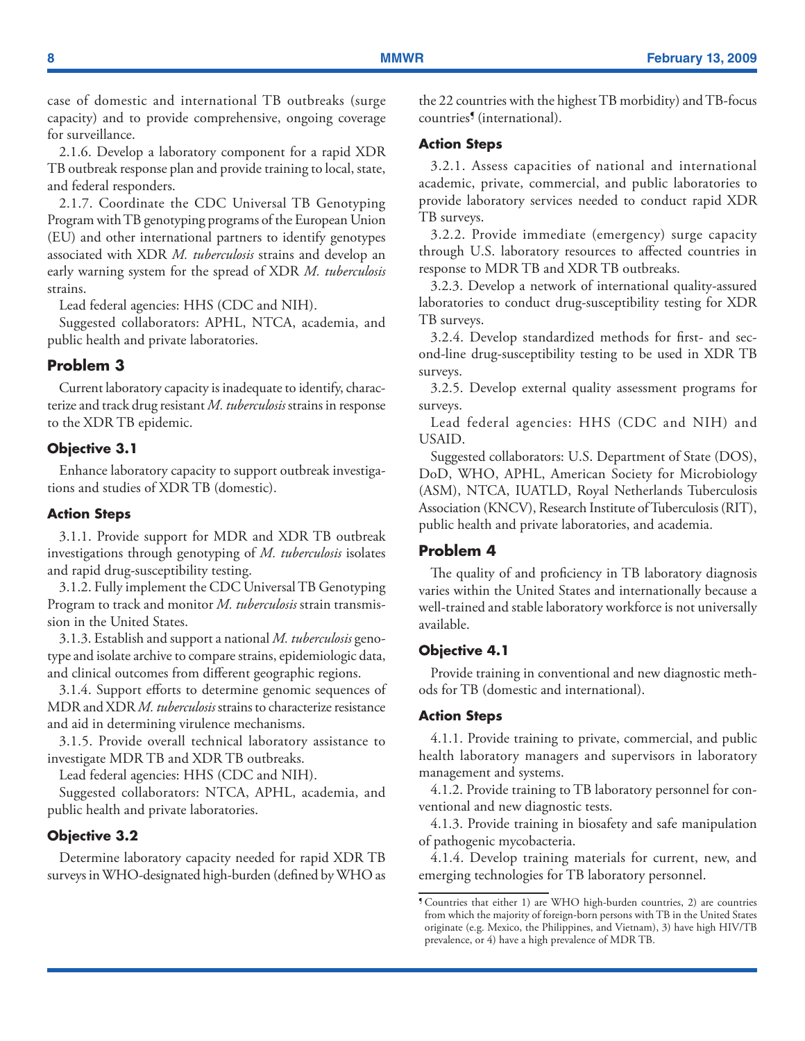case of domestic and international TB outbreaks (surge capacity) and to provide comprehensive, ongoing coverage for surveillance.

2.1.6. Develop a laboratory component for a rapid XDR TB outbreak response plan and provide training to local, state, and federal responders.

2.1.7. Coordinate the CDC Universal TB Genotyping Program with TB genotyping programs of the European Union (EU) and other international partners to identify genotypes associated with XDR *M. tuberculosis* strains and develop an early warning system for the spread of XDR *M. tuberculosis* strains.

Lead federal agencies: HHS (CDC and NIH).

Suggested collaborators: APHL, NTCA, academia, and public health and private laboratories.

### Problem 3

Current laboratory capacity is inadequate to identify, characterize and track drug resistant *M. tuberculosis* strains in response to the XDR TB epidemic.

#### Objective 3.1

Enhance laboratory capacity to support outbreak investigations and studies of XDR TB (domestic).

#### Action Steps

3.1.1. Provide support for MDR and XDR TB outbreak investigations through genotyping of *M. tuberculosis* isolates and rapid drug-susceptibility testing.

3.1.2. Fully implement the CDC Universal TB Genotyping Program to track and monitor *M. tuberculosis* strain transmission in the United States.

3.1.3. Establish and support a national *M. tuberculosis* genotype and isolate archive to compare strains, epidemiologic data, and clinical outcomes from different geographic regions.

3.1.4. Support efforts to determine genomic sequences of MDR and XDR *M. tuberculosis* strains to characterize resistance and aid in determining virulence mechanisms.

3.1.5. Provide overall technical laboratory assistance to investigate MDR TB and XDR TB outbreaks.

Lead federal agencies: HHS (CDC and NIH).

Suggested collaborators: NTCA, APHL, academia, and public health and private laboratories.

#### Objective 3.2

Determine laboratory capacity needed for rapid XDR TB surveys in WHO-designated high-burden (defined by WHO as the 22 countries with the highest TB morbidity) and TB-focus countries[¶] (international).

#### Action Steps

3.2.1. Assess capacities of national and international academic, private, commercial, and public laboratories to provide laboratory services needed to conduct rapid XDR TB surveys.

3.2.2. Provide immediate (emergency) surge capacity through U.S. laboratory resources to affected countries in response to MDR TB and XDR TB outbreaks.

3.2.3. Develop a network of international quality-assured laboratories to conduct drug-susceptibility testing for XDR TB surveys.

3.2.4. Develop standardized methods for first- and second-line drug-susceptibility testing to be used in XDR TB surveys.

3.2.5. Develop external quality assessment programs for surveys.

Lead federal agencies: HHS (CDC and NIH) and USAID.

Suggested collaborators: U.S. Department of State (DOS), DoD, WHO, APHL, American Society for Microbiology (ASM), NTCA, IUATLD, Royal Netherlands Tuberculosis Association (KNCV), Research Institute of Tuberculosis (RIT), public health and private laboratories, and academia.

### Problem 4

The quality of and proficiency in TB laboratory diagnosis varies within the United States and internationally because a well-trained and stable laboratory workforce is not universally available.

#### Objective 4.1

Provide training in conventional and new diagnostic methods for TB (domestic and international).

#### Action Steps

4.1.1. Provide training to private, commercial, and public health laboratory managers and supervisors in laboratory management and systems.

4.1.2. Provide training to TB laboratory personnel for conventional and new diagnostic tests.

4.1.3. Provide training in biosafety and safe manipulation of pathogenic mycobacteria.

4.1.4. Develop training materials for current, new, and emerging technologies for TB laboratory personnel.

[¶] Countries that either 1) are WHO high-burden countries, 2) are countries from which the majority of foreign-born persons with TB in the United States originate (e.g. Mexico, the Philippines, and Vietnam), 3) have high HIV/TB prevalence, or 4) have a high prevalence of MDR TB.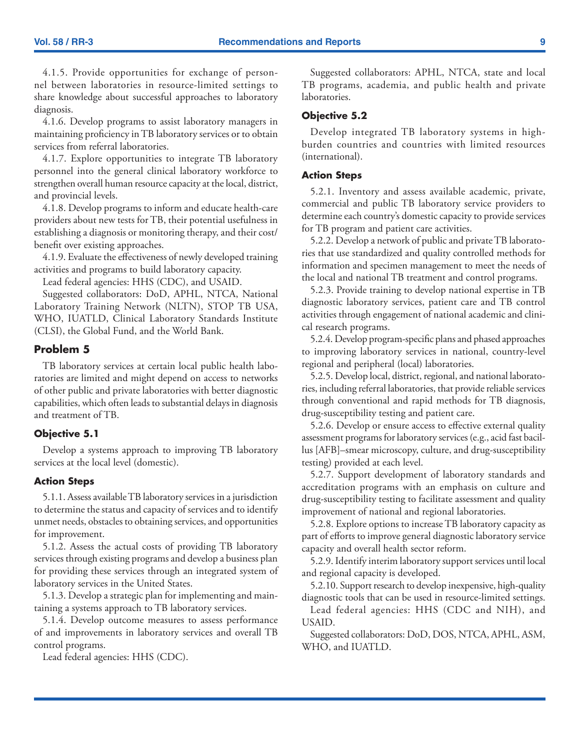4.1.5. Provide opportunities for exchange of personnel between laboratories in resource-limited settings to share knowledge about successful approaches to laboratory diagnosis.

4.1.6. Develop programs to assist laboratory managers in maintaining proficiency in TB laboratory services or to obtain services from referral laboratories.

4.1.7. Explore opportunities to integrate TB laboratory personnel into the general clinical laboratory workforce to strengthen overall human resource capacity at the local, district, and provincial levels.

4.1.8. Develop programs to inform and educate health-care providers about new tests for TB, their potential usefulness in establishing a diagnosis or monitoring therapy, and their cost/benefit over existing approaches.

4.1.9. Evaluate the effectiveness of newly developed training activities and programs to build laboratory capacity.

Lead federal agencies: HHS (CDC), and USAID.

Suggested collaborators: DoD, APHL, NTCA, National Laboratory Training Network (NLTN), STOP TB USA, WHO, IUATLD, Clinical Laboratory Standards Institute (CLSI), the Global Fund, and the World Bank.

## Problem 5

TB laboratory services at certain local public health laboratories are limited and might depend on access to networks of other public and private laboratories with better diagnostic capabilities, which often leads to substantial delays in diagnosis and treatment of TB.

### Objective 5.1

Develop a systems approach to improving TB laboratory services at the local level (domestic).

#### Action Steps

5.1.1. Assess available TB laboratory services in a jurisdiction to determine the status and capacity of services and to identify unmet needs, obstacles to obtaining services, and opportunities for improvement.

5.1.2. Assess the actual costs of providing TB laboratory services through existing programs and develop a business plan for providing these services through an integrated system of laboratory services in the United States.

5.1.3. Develop a strategic plan for implementing and maintaining a systems approach to TB laboratory services.

5.1.4. Develop outcome measures to assess performance of and improvements in laboratory services and overall TB control programs.

Lead federal agencies: HHS (CDC).

Suggested collaborators: APHL, NTCA, state and local TB programs, academia, and public health and private laboratories.

### Objective 5.2

Develop integrated TB laboratory systems in high-burden countries and countries with limited resources (international).

#### Action Steps

5.2.1. Inventory and assess available academic, private, commercial and public TB laboratory service providers to determine each country's domestic capacity to provide services for TB program and patient care activities.

5.2.2. Develop a network of public and private TB laboratories that use standardized and quality controlled methods for information and specimen management to meet the needs of the local and national TB treatment and control programs.

5.2.3. Provide training to develop national expertise in TB diagnostic laboratory services, patient care and TB control activities through engagement of national academic and clinical research programs.

5.2.4. Develop program-specific plans and phased approaches to improving laboratory services in national, country-level regional and peripheral (local) laboratories.

5.2.5. Develop local, district, regional, and national laboratories, including referral laboratories, that provide reliable services through conventional and rapid methods for TB diagnosis, drug-susceptibility testing and patient care.

5.2.6. Develop or ensure access to effective external quality assessment programs for laboratory services (e.g., acid fast bacillus [AFB]–smear microscopy, culture, and drug-susceptibility testing) provided at each level.

5.2.7. Support development of laboratory standards and accreditation programs with an emphasis on culture and drug-susceptibility testing to facilitate assessment and quality improvement of national and regional laboratories.

5.2.8. Explore options to increase TB laboratory capacity as part of efforts to improve general diagnostic laboratory service capacity and overall health sector reform.

5.2.9. Identify interim laboratory support services until local and regional capacity is developed.

5.2.10. Support research to develop inexpensive, high-quality diagnostic tools that can be used in resource-limited settings.

Lead federal agencies: HHS (CDC and NIH), and USAID.

Suggested collaborators: DoD, DOS, NTCA, APHL, ASM, WHO, and IUATLD.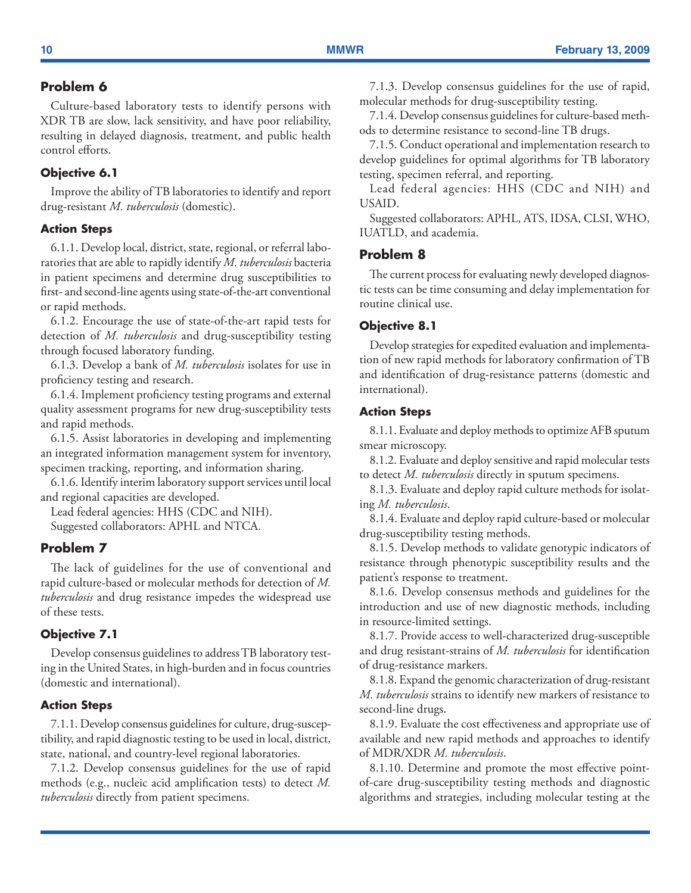## Problem 6

Culture-based laboratory tests to identify persons with XDR TB are slow, lack sensitivity, and have poor reliability, resulting in delayed diagnosis, treatment, and public health control efforts.

### Objective 6.1

Improve the ability of TB laboratories to identify and report drug-resistant *M. tuberculosis* (domestic).

### Action Steps

6.1.1. Develop local, district, state, regional, or referral laboratories that are able to rapidly identify *M. tuberculosis* bacteria in patient specimens and determine drug susceptibilities to first- and second-line agents using state-of-the-art conventional or rapid methods.

6.1.2. Encourage the use of state-of-the-art rapid tests for detection of *M. tuberculosis* and drug-susceptibility testing through focused laboratory funding.

6.1.3. Develop a bank of *M. tuberculosis* isolates for use in proficiency testing and research.

6.1.4. Implement proficiency testing programs and external quality assessment programs for new drug-susceptibility tests and rapid methods.

6.1.5. Assist laboratories in developing and implementing an integrated information management system for inventory, specimen tracking, reporting, and information sharing.

6.1.6. Identify interim laboratory support services until local and regional capacities are developed.

Lead federal agencies: HHS (CDC and NIH).

Suggested collaborators: APHL and NTCA.

## Problem 7

The lack of guidelines for the use of conventional and rapid culture-based or molecular methods for detection of *M. tuberculosis* and drug resistance impedes the widespread use of these tests.

### Objective 7.1

Develop consensus guidelines to address TB laboratory testing in the United States, in high-burden and in focus countries (domestic and international).

### Action Steps

7.1.1. Develop consensus guidelines for culture, drug-susceptibility, and rapid diagnostic testing to be used in local, district, state, national, and country-level regional laboratories.

7.1.2. Develop consensus guidelines for the use of rapid methods (e.g., nucleic acid amplification tests) to detect *M. tuberculosis* directly from patient specimens.

7.1.3. Develop consensus guidelines for the use of rapid, molecular methods for drug-susceptibility testing.

7.1.4. Develop consensus guidelines for culture-based methods to determine resistance to second-line TB drugs.

7.1.5. Conduct operational and implementation research to develop guidelines for optimal algorithms for TB laboratory testing, specimen referral, and reporting.

Lead federal agencies: HHS (CDC and NIH) and USAID.

Suggested collaborators: APHL, ATS, IDSA, CLSI, WHO, IUATLD, and academia.

## Problem 8

The current process for evaluating newly developed diagnostic tests can be time consuming and delay implementation for routine clinical use.

### Objective 8.1

Develop strategies for expedited evaluation and implementation of new rapid methods for laboratory confirmation of TB and identification of drug-resistance patterns (domestic and international).

### Action Steps

8.1.1. Evaluate and deploy methods to optimize AFB sputum smear microscopy.

8.1.2. Evaluate and deploy sensitive and rapid molecular tests to detect *M. tuberculosis* directly in sputum specimens.

8.1.3. Evaluate and deploy rapid culture methods for isolating *M. tuberculosis*.

8.1.4. Evaluate and deploy rapid culture-based or molecular drug-susceptibility testing methods.

8.1.5. Develop methods to validate genotypic indicators of resistance through phenotypic susceptibility results and the patient's response to treatment.

8.1.6. Develop consensus methods and guidelines for the introduction and use of new diagnostic methods, including in resource-limited settings.

8.1.7. Provide access to well-characterized drug-susceptible and drug resistant-strains of *M. tuberculosis* for identification of drug-resistance markers.

8.1.8. Expand the genomic characterization of drug-resistant *M. tuberculosis* strains to identify new markers of resistance to second-line drugs.

8.1.9. Evaluate the cost effectiveness and appropriate use of available and new rapid methods and approaches to identify of MDR/XDR *M. tuberculosis*.

8.1.10. Determine and promote the most effective point-of-care drug-susceptibility testing methods and diagnostic algorithms and strategies, including molecular testing at the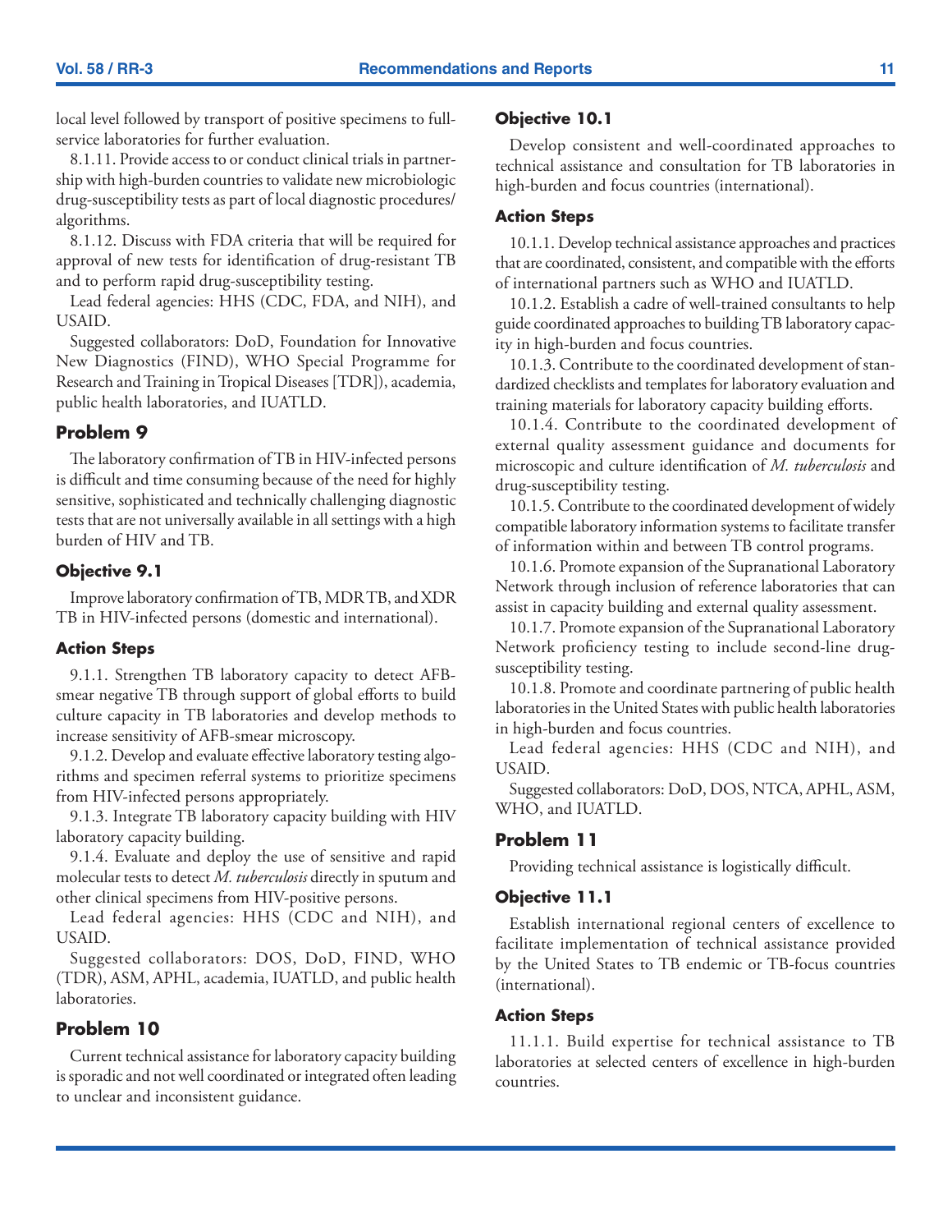local level followed by transport of positive specimens to full-service laboratories for further evaluation.

8.1.11. Provide access to or conduct clinical trials in partnership with high-burden countries to validate new microbiologic drug-susceptibility tests as part of local diagnostic procedures/algorithms.

8.1.12. Discuss with FDA criteria that will be required for approval of new tests for identification of drug-resistant TB and to perform rapid drug-susceptibility testing.

Lead federal agencies: HHS (CDC, FDA, and NIH), and USAID.

Suggested collaborators: DoD, Foundation for Innovative New Diagnostics (FIND), WHO Special Programme for Research and Training in Tropical Diseases [TDR]), academia, public health laboratories, and IUATLD.

## Problem 9

The laboratory confirmation of TB in HIV-infected persons is difficult and time consuming because of the need for highly sensitive, sophisticated and technically challenging diagnostic tests that are not universally available in all settings with a high burden of HIV and TB.

### Objective 9.1

Improve laboratory confirmation of TB, MDR TB, and XDR TB in HIV-infected persons (domestic and international).

### Action Steps

9.1.1. Strengthen TB laboratory capacity to detect AFB-smear negative TB through support of global efforts to build culture capacity in TB laboratories and develop methods to increase sensitivity of AFB-smear microscopy.

9.1.2. Develop and evaluate effective laboratory testing algorithms and specimen referral systems to prioritize specimens from HIV-infected persons appropriately.

9.1.3. Integrate TB laboratory capacity building with HIV laboratory capacity building.

9.1.4. Evaluate and deploy the use of sensitive and rapid molecular tests to detect *M. tuberculosis* directly in sputum and other clinical specimens from HIV-positive persons.

Lead federal agencies: HHS (CDC and NIH), and USAID.

Suggested collaborators: DOS, DoD, FIND, WHO (TDR), ASM, APHL, academia, IUATLD, and public health laboratories.

## Problem 10

Current technical assistance for laboratory capacity building is sporadic and not well coordinated or integrated often leading to unclear and inconsistent guidance.

### Objective 10.1

Develop consistent and well-coordinated approaches to technical assistance and consultation for TB laboratories in high-burden and focus countries (international).

### Action Steps

10.1.1. Develop technical assistance approaches and practices that are coordinated, consistent, and compatible with the efforts of international partners such as WHO and IUATLD.

10.1.2. Establish a cadre of well-trained consultants to help guide coordinated approaches to building TB laboratory capacity in high-burden and focus countries.

10.1.3. Contribute to the coordinated development of standardized checklists and templates for laboratory evaluation and training materials for laboratory capacity building efforts.

10.1.4. Contribute to the coordinated development of external quality assessment guidance and documents for microscopic and culture identification of *M. tuberculosis* and drug-susceptibility testing.

10.1.5. Contribute to the coordinated development of widely compatible laboratory information systems to facilitate transfer of information within and between TB control programs.

10.1.6. Promote expansion of the Supranational Laboratory Network through inclusion of reference laboratories that can assist in capacity building and external quality assessment.

10.1.7. Promote expansion of the Supranational Laboratory Network proficiency testing to include second-line drug-susceptibility testing.

10.1.8. Promote and coordinate partnering of public health laboratories in the United States with public health laboratories in high-burden and focus countries.

Lead federal agencies: HHS (CDC and NIH), and USAID.

Suggested collaborators: DoD, DOS, NTCA, APHL, ASM, WHO, and IUATLD.

## Problem 11

Providing technical assistance is logistically difficult.

### Objective 11.1

Establish international regional centers of excellence to facilitate implementation of technical assistance provided by the United States to TB endemic or TB-focus countries (international).

### Action Steps

11.1.1. Build expertise for technical assistance to TB laboratories at selected centers of excellence in high-burden countries.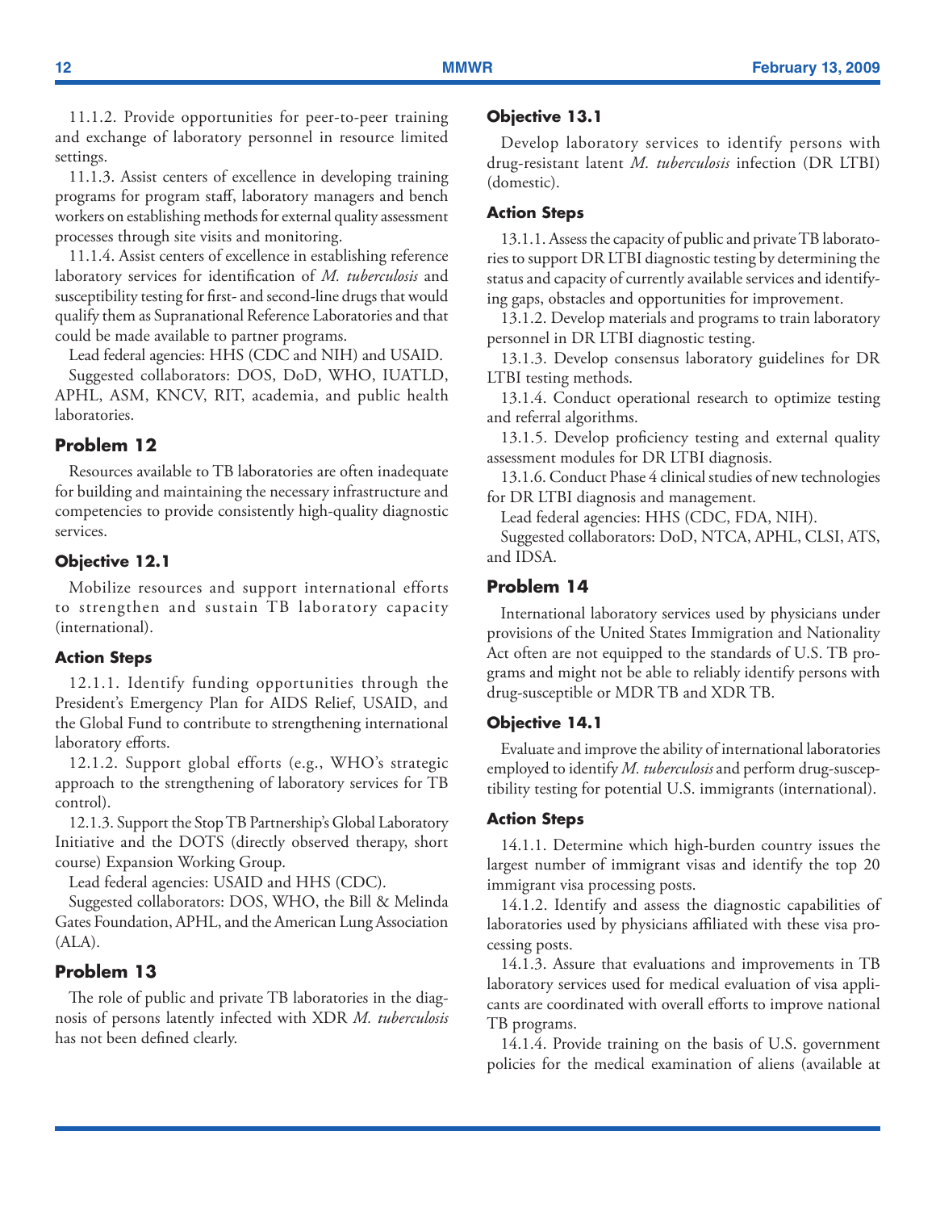11.1.2. Provide opportunities for peer-to-peer training and exchange of laboratory personnel in resource limited settings.

11.1.3. Assist centers of excellence in developing training programs for program staff, laboratory managers and bench workers on establishing methods for external quality assessment processes through site visits and monitoring.

11.1.4. Assist centers of excellence in establishing reference laboratory services for identification of *M. tuberculosis* and susceptibility testing for first- and second-line drugs that would qualify them as Supranational Reference Laboratories and that could be made available to partner programs.

Lead federal agencies: HHS (CDC and NIH) and USAID.

Suggested collaborators: DOS, DoD, WHO, IUATLD, APHL, ASM, KNCV, RIT, academia, and public health laboratories.

## Problem 12

Resources available to TB laboratories are often inadequate for building and maintaining the necessary infrastructure and competencies to provide consistently high-quality diagnostic services.

### Objective 12.1

Mobilize resources and support international efforts to strengthen and sustain TB laboratory capacity (international).

#### Action Steps

12.1.1. Identify funding opportunities through the President's Emergency Plan for AIDS Relief, USAID, and the Global Fund to contribute to strengthening international laboratory efforts.

12.1.2. Support global efforts (e.g., WHO's strategic approach to the strengthening of laboratory services for TB control).

12.1.3. Support the Stop TB Partnership's Global Laboratory Initiative and the DOTS (directly observed therapy, short course) Expansion Working Group.

Lead federal agencies: USAID and HHS (CDC).

Suggested collaborators: DOS, WHO, the Bill & Melinda Gates Foundation, APHL, and the American Lung Association (ALA).

## Problem 13

The role of public and private TB laboratories in the diagnosis of persons latently infected with XDR *M. tuberculosis* has not been defined clearly.

### Objective 13.1

Develop laboratory services to identify persons with drug-resistant latent *M. tuberculosis* infection (DR LTBI) (domestic).

#### Action Steps

13.1.1. Assess the capacity of public and private TB laboratories to support DR LTBI diagnostic testing by determining the status and capacity of currently available services and identifying gaps, obstacles and opportunities for improvement.

13.1.2. Develop materials and programs to train laboratory personnel in DR LTBI diagnostic testing.

13.1.3. Develop consensus laboratory guidelines for DR LTBI testing methods.

13.1.4. Conduct operational research to optimize testing and referral algorithms.

13.1.5. Develop proficiency testing and external quality assessment modules for DR LTBI diagnosis.

13.1.6. Conduct Phase 4 clinical studies of new technologies for DR LTBI diagnosis and management.

Lead federal agencies: HHS (CDC, FDA, NIH).

Suggested collaborators: DoD, NTCA, APHL, CLSI, ATS, and IDSA.

## Problem 14

International laboratory services used by physicians under provisions of the United States Immigration and Nationality Act often are not equipped to the standards of U.S. TB programs and might not be able to reliably identify persons with drug-susceptible or MDR TB and XDR TB.

### Objective 14.1

Evaluate and improve the ability of international laboratories employed to identify *M. tuberculosis* and perform drug-susceptibility testing for potential U.S. immigrants (international).

#### Action Steps

14.1.1. Determine which high-burden country issues the largest number of immigrant visas and identify the top 20 immigrant visa processing posts.

14.1.2. Identify and assess the diagnostic capabilities of laboratories used by physicians affiliated with these visa processing posts.

14.1.3. Assure that evaluations and improvements in TB laboratory services used for medical evaluation of visa applicants are coordinated with overall efforts to improve national TB programs.

14.1.4. Provide training on the basis of U.S. government policies for the medical examination of aliens (available at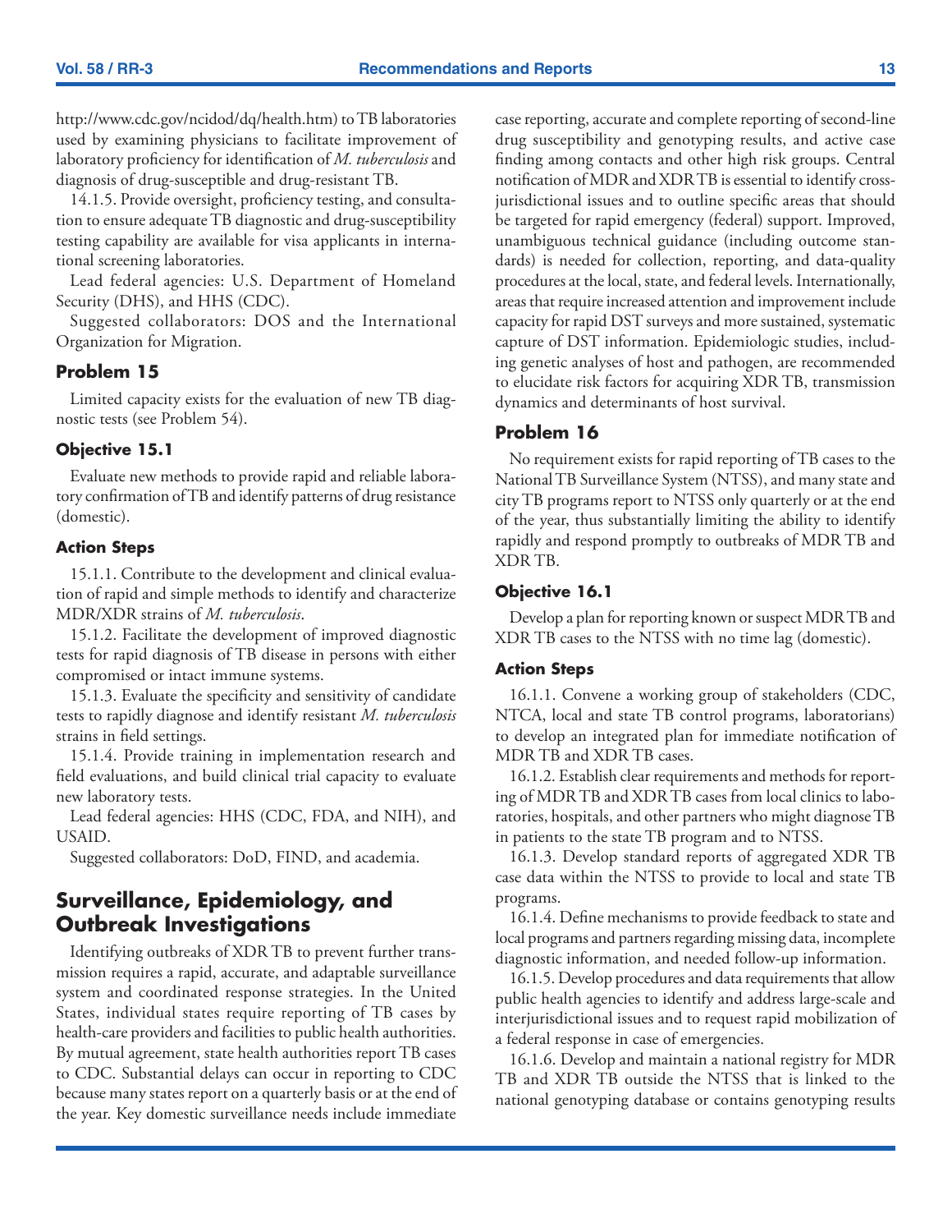http://www.cdc.gov/ncidod/dq/health.htm) to TB laboratories used by examining physicians to facilitate improvement of laboratory proficiency for identification of *M. tuberculosis* and diagnosis of drug-susceptible and drug-resistant TB.

14.1.5. Provide oversight, proficiency testing, and consultation to ensure adequate TB diagnostic and drug-susceptibility testing capability are available for visa applicants in international screening laboratories.

Lead federal agencies: U.S. Department of Homeland Security (DHS), and HHS (CDC).

Suggested collaborators: DOS and the International Organization for Migration.

### Problem 15

Limited capacity exists for the evaluation of new TB diagnostic tests (see Problem 54).

#### Objective 15.1

Evaluate new methods to provide rapid and reliable laboratory confirmation of TB and identify patterns of drug resistance (domestic).

#### Action Steps

15.1.1. Contribute to the development and clinical evaluation of rapid and simple methods to identify and characterize MDR/XDR strains of *M. tuberculosis*.

15.1.2. Facilitate the development of improved diagnostic tests for rapid diagnosis of TB disease in persons with either compromised or intact immune systems.

15.1.3. Evaluate the specificity and sensitivity of candidate tests to rapidly diagnose and identify resistant *M. tuberculosis* strains in field settings.

15.1.4. Provide training in implementation research and field evaluations, and build clinical trial capacity to evaluate new laboratory tests.

Lead federal agencies: HHS (CDC, FDA, and NIH), and USAID.

Suggested collaborators: DoD, FIND, and academia.

## Surveillance, Epidemiology, and Outbreak Investigations

Identifying outbreaks of XDR TB to prevent further transmission requires a rapid, accurate, and adaptable surveillance system and coordinated response strategies. In the United States, individual states require reporting of TB cases by health-care providers and facilities to public health authorities. By mutual agreement, state health authorities report TB cases to CDC. Substantial delays can occur in reporting to CDC because many states report on a quarterly basis or at the end of the year. Key domestic surveillance needs include immediate case reporting, accurate and complete reporting of second-line drug susceptibility and genotyping results, and active case finding among contacts and other high risk groups. Central notification of MDR and XDR TB is essential to identify cross-jurisdictional issues and to outline specific areas that should be targeted for rapid emergency (federal) support. Improved, unambiguous technical guidance (including outcome standards) is needed for collection, reporting, and data-quality procedures at the local, state, and federal levels. Internationally, areas that require increased attention and improvement include capacity for rapid DST surveys and more sustained, systematic capture of DST information. Epidemiologic studies, including genetic analyses of host and pathogen, are recommended to elucidate risk factors for acquiring XDR TB, transmission dynamics and determinants of host survival.

### Problem 16

No requirement exists for rapid reporting of TB cases to the National TB Surveillance System (NTSS), and many state and city TB programs report to NTSS only quarterly or at the end of the year, thus substantially limiting the ability to identify rapidly and respond promptly to outbreaks of MDR TB and XDR TB.

#### Objective 16.1

Develop a plan for reporting known or suspect MDR TB and XDR TB cases to the NTSS with no time lag (domestic).

#### Action Steps

16.1.1. Convene a working group of stakeholders (CDC, NTCA, local and state TB control programs, laboratorians) to develop an integrated plan for immediate notification of MDR TB and XDR TB cases.

16.1.2. Establish clear requirements and methods for reporting of MDR TB and XDR TB cases from local clinics to laboratories, hospitals, and other partners who might diagnose TB in patients to the state TB program and to NTSS.

16.1.3. Develop standard reports of aggregated XDR TB case data within the NTSS to provide to local and state TB programs.

16.1.4. Define mechanisms to provide feedback to state and local programs and partners regarding missing data, incomplete diagnostic information, and needed follow-up information.

16.1.5. Develop procedures and data requirements that allow public health agencies to identify and address large-scale and interjurisdictional issues and to request rapid mobilization of a federal response in case of emergencies.

16.1.6. Develop and maintain a national registry for MDR TB and XDR TB outside the NTSS that is linked to the national genotyping database or contains genotyping results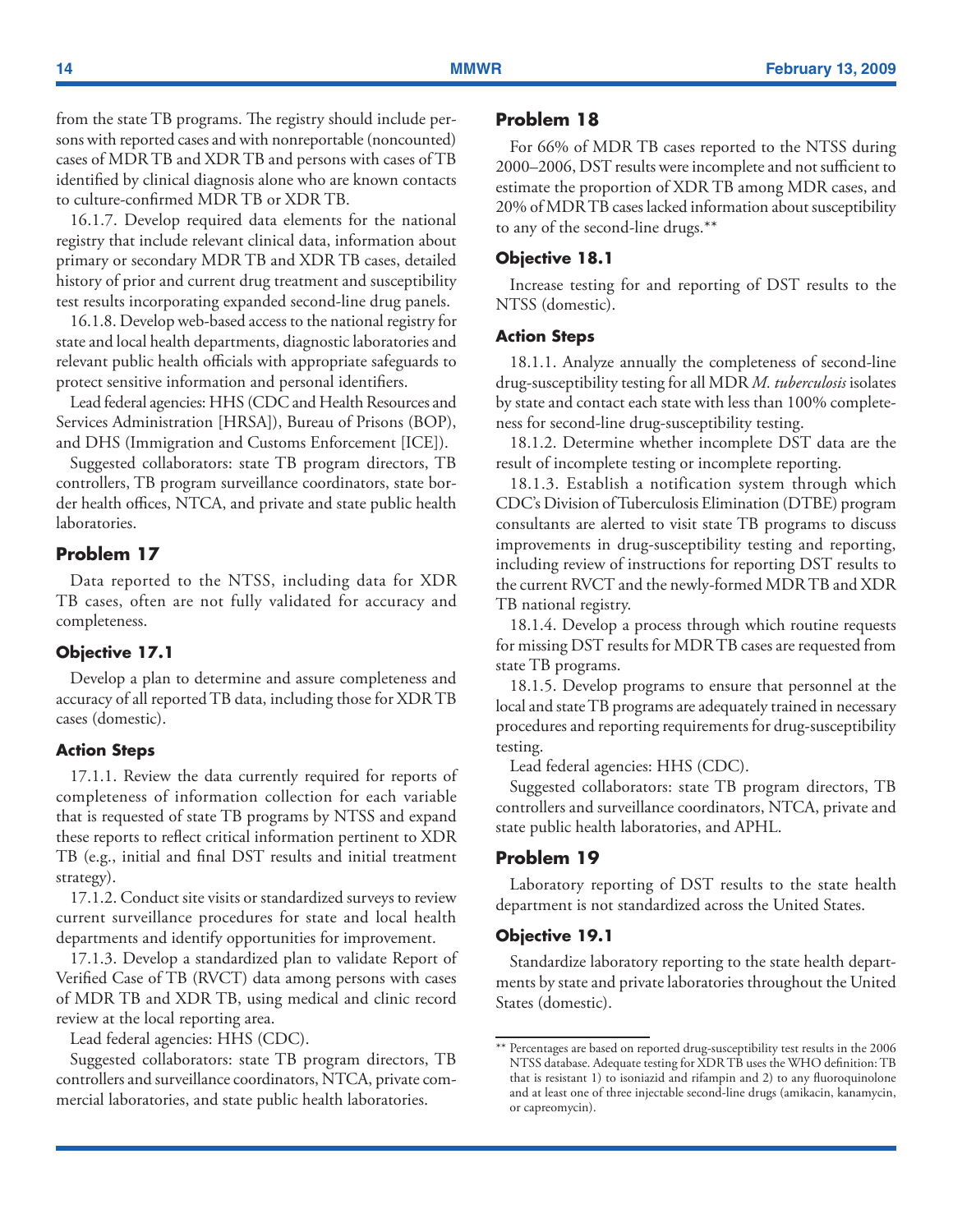from the state TB programs. The registry should include persons with reported cases and with nonreportable (noncounted) cases of MDR TB and XDR TB and persons with cases of TB identified by clinical diagnosis alone who are known contacts to culture-confirmed MDR TB or XDR TB.

16.1.7. Develop required data elements for the national registry that include relevant clinical data, information about primary or secondary MDR TB and XDR TB cases, detailed history of prior and current drug treatment and susceptibility test results incorporating expanded second-line drug panels.

16.1.8. Develop web-based access to the national registry for state and local health departments, diagnostic laboratories and relevant public health officials with appropriate safeguards to protect sensitive information and personal identifiers.

Lead federal agencies: HHS (CDC and Health Resources and Services Administration [HRSA]), Bureau of Prisons (BOP), and DHS (Immigration and Customs Enforcement [ICE]).

Suggested collaborators: state TB program directors, TB controllers, TB program surveillance coordinators, state border health offices, NTCA, and private and state public health laboratories.

## Problem 17

Data reported to the NTSS, including data for XDR TB cases, often are not fully validated for accuracy and completeness.

### Objective 17.1

Develop a plan to determine and assure completeness and accuracy of all reported TB data, including those for XDR TB cases (domestic).

#### Action Steps

17.1.1. Review the data currently required for reports of completeness of information collection for each variable that is requested of state TB programs by NTSS and expand these reports to reflect critical information pertinent to XDR TB (e.g., initial and final DST results and initial treatment strategy).

17.1.2. Conduct site visits or standardized surveys to review current surveillance procedures for state and local health departments and identify opportunities for improvement.

17.1.3. Develop a standardized plan to validate Report of Verified Case of TB (RVCT) data among persons with cases of MDR TB and XDR TB, using medical and clinic record review at the local reporting area.

Lead federal agencies: HHS (CDC).

Suggested collaborators: state TB program directors, TB controllers and surveillance coordinators, NTCA, private commercial laboratories, and state public health laboratories.

## Problem 18

For 66% of MDR TB cases reported to the NTSS during 2000–2006, DST results were incomplete and not sufficient to estimate the proportion of XDR TB among MDR cases, and 20% of MDR TB cases lacked information about susceptibility to any of the second-line drugs.**

### Objective 18.1

Increase testing for and reporting of DST results to the NTSS (domestic).

#### Action Steps

18.1.1. Analyze annually the completeness of second-line drug-susceptibility testing for all MDR *M. tuberculosis* isolates by state and contact each state with less than 100% completeness for second-line drug-susceptibility testing.

18.1.2. Determine whether incomplete DST data are the result of incomplete testing or incomplete reporting.

18.1.3. Establish a notification system through which CDC's Division of Tuberculosis Elimination (DTBE) program consultants are alerted to visit state TB programs to discuss improvements in drug-susceptibility testing and reporting, including review of instructions for reporting DST results to the current RVCT and the newly-formed MDR TB and XDR TB national registry.

18.1.4. Develop a process through which routine requests for missing DST results for MDR TB cases are requested from state TB programs.

18.1.5. Develop programs to ensure that personnel at the local and state TB programs are adequately trained in necessary procedures and reporting requirements for drug-susceptibility testing.

Lead federal agencies: HHS (CDC).

Suggested collaborators: state TB program directors, TB controllers and surveillance coordinators, NTCA, private and state public health laboratories, and APHL.

## Problem 19

Laboratory reporting of DST results to the state health department is not standardized across the United States.

### Objective 19.1

Standardize laboratory reporting to the state health departments by state and private laboratories throughout the United States (domestic).

---

** Percentages are based on reported drug-susceptibility test results in the 2006 NTSS database. Adequate testing for XDR TB uses the WHO definition: TB that is resistant 1) to isoniazid and rifampin and 2) to any fluoroquinolone and at least one of three injectable second-line drugs (amikacin, kanamycin, or capreomycin).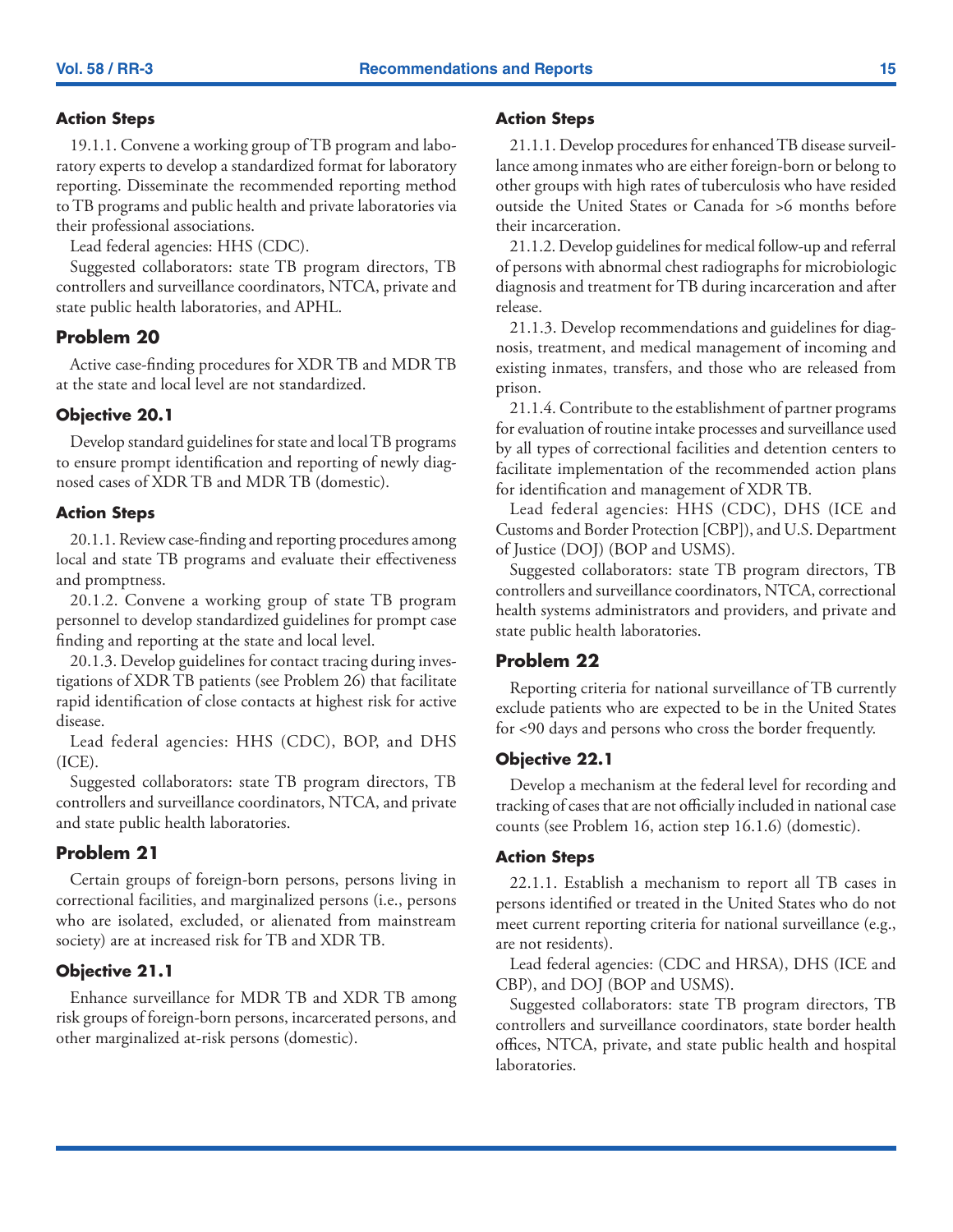#### Action Steps

19.1.1. Convene a working group of TB program and laboratory experts to develop a standardized format for laboratory reporting. Disseminate the recommended reporting method to TB programs and public health and private laboratories via their professional associations.

Lead federal agencies: HHS (CDC).

Suggested collaborators: state TB program directors, TB controllers and surveillance coordinators, NTCA, private and state public health laboratories, and APHL.

### Problem 20

Active case-finding procedures for XDR TB and MDR TB at the state and local level are not standardized.

#### Objective 20.1

Develop standard guidelines for state and local TB programs to ensure prompt identification and reporting of newly diagnosed cases of XDR TB and MDR TB (domestic).

#### Action Steps

20.1.1. Review case-finding and reporting procedures among local and state TB programs and evaluate their effectiveness and promptness.

20.1.2. Convene a working group of state TB program personnel to develop standardized guidelines for prompt case finding and reporting at the state and local level.

20.1.3. Develop guidelines for contact tracing during investigations of XDR TB patients (see Problem 26) that facilitate rapid identification of close contacts at highest risk for active disease.

Lead federal agencies: HHS (CDC), BOP, and DHS (ICE).

Suggested collaborators: state TB program directors, TB controllers and surveillance coordinators, NTCA, and private and state public health laboratories.

### Problem 21

Certain groups of foreign-born persons, persons living in correctional facilities, and marginalized persons (i.e., persons who are isolated, excluded, or alienated from mainstream society) are at increased risk for TB and XDR TB.

#### Objective 21.1

Enhance surveillance for MDR TB and XDR TB among risk groups of foreign-born persons, incarcerated persons, and other marginalized at-risk persons (domestic).

#### Action Steps

21.1.1. Develop procedures for enhanced TB disease surveillance among inmates who are either foreign-born or belong to other groups with high rates of tuberculosis who have resided outside the United States or Canada for >6 months before their incarceration.

21.1.2. Develop guidelines for medical follow-up and referral of persons with abnormal chest radiographs for microbiologic diagnosis and treatment for TB during incarceration and after release.

21.1.3. Develop recommendations and guidelines for diagnosis, treatment, and medical management of incoming and existing inmates, transfers, and those who are released from prison.

21.1.4. Contribute to the establishment of partner programs for evaluation of routine intake processes and surveillance used by all types of correctional facilities and detention centers to facilitate implementation of the recommended action plans for identification and management of XDR TB.

Lead federal agencies: HHS (CDC), DHS (ICE and Customs and Border Protection [CBP]), and U.S. Department of Justice (DOJ) (BOP and USMS).

Suggested collaborators: state TB program directors, TB controllers and surveillance coordinators, NTCA, correctional health systems administrators and providers, and private and state public health laboratories.

### Problem 22

Reporting criteria for national surveillance of TB currently exclude patients who are expected to be in the United States for <90 days and persons who cross the border frequently.

#### Objective 22.1

Develop a mechanism at the federal level for recording and tracking of cases that are not officially included in national case counts (see Problem 16, action step 16.1.6) (domestic).

#### Action Steps

22.1.1. Establish a mechanism to report all TB cases in persons identified or treated in the United States who do not meet current reporting criteria for national surveillance (e.g., are not residents).

Lead federal agencies: (CDC and HRSA), DHS (ICE and CBP), and DOJ (BOP and USMS).

Suggested collaborators: state TB program directors, TB controllers and surveillance coordinators, state border health offices, NTCA, private, and state public health and hospital laboratories.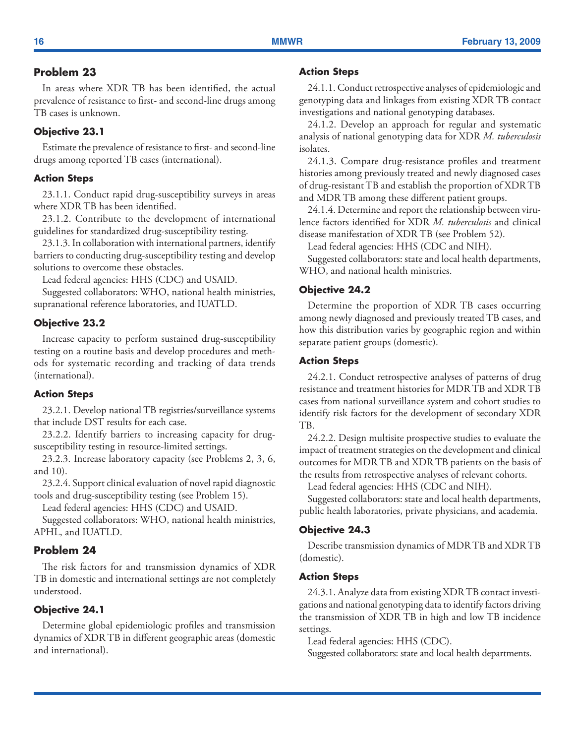## Problem 23

In areas where XDR TB has been identified, the actual prevalence of resistance to first- and second-line drugs among TB cases is unknown.

### Objective 23.1

Estimate the prevalence of resistance to first- and second-line drugs among reported TB cases (international).

#### Action Steps

23.1.1. Conduct rapid drug-susceptibility surveys in areas where XDR TB has been identified.

23.1.2. Contribute to the development of international guidelines for standardized drug-susceptibility testing.

23.1.3. In collaboration with international partners, identify barriers to conducting drug-susceptibility testing and develop solutions to overcome these obstacles.

Lead federal agencies: HHS (CDC) and USAID.

Suggested collaborators: WHO, national health ministries, supranational reference laboratories, and IUATLD.

### Objective 23.2

Increase capacity to perform sustained drug-susceptibility testing on a routine basis and develop procedures and methods for systematic recording and tracking of data trends (international).

#### Action Steps

23.2.1. Develop national TB registries/surveillance systems that include DST results for each case.

23.2.2. Identify barriers to increasing capacity for drug-susceptibility testing in resource-limited settings.

23.2.3. Increase laboratory capacity (see Problems 2, 3, 6, and 10).

23.2.4. Support clinical evaluation of novel rapid diagnostic tools and drug-susceptibility testing (see Problem 15).

Lead federal agencies: HHS (CDC) and USAID.

Suggested collaborators: WHO, national health ministries, APHL, and IUATLD.

## Problem 24

The risk factors for and transmission dynamics of XDR TB in domestic and international settings are not completely understood.

### Objective 24.1

Determine global epidemiologic profiles and transmission dynamics of XDR TB in different geographic areas (domestic and international).

#### Action Steps

24.1.1. Conduct retrospective analyses of epidemiologic and genotyping data and linkages from existing XDR TB contact investigations and national genotyping databases.

24.1.2. Develop an approach for regular and systematic analysis of national genotyping data for XDR *M. tuberculosis* isolates.

24.1.3. Compare drug-resistance profiles and treatment histories among previously treated and newly diagnosed cases of drug-resistant TB and establish the proportion of XDR TB and MDR TB among these different patient groups.

24.1.4. Determine and report the relationship between virulence factors identified for XDR *M. tuberculosis* and clinical disease manifestation of XDR TB (see Problem 52).

Lead federal agencies: HHS (CDC and NIH).

Suggested collaborators: state and local health departments, WHO, and national health ministries.

### Objective 24.2

Determine the proportion of XDR TB cases occurring among newly diagnosed and previously treated TB cases, and how this distribution varies by geographic region and within separate patient groups (domestic).

#### Action Steps

24.2.1. Conduct retrospective analyses of patterns of drug resistance and treatment histories for MDR TB and XDR TB cases from national surveillance system and cohort studies to identify risk factors for the development of secondary XDR TB.

24.2.2. Design multisite prospective studies to evaluate the impact of treatment strategies on the development and clinical outcomes for MDR TB and XDR TB patients on the basis of the results from retrospective analyses of relevant cohorts.

Lead federal agencies: HHS (CDC and NIH).

Suggested collaborators: state and local health departments, public health laboratories, private physicians, and academia.

### Objective 24.3

Describe transmission dynamics of MDR TB and XDR TB (domestic).

#### Action Steps

24.3.1. Analyze data from existing XDR TB contact investigations and national genotyping data to identify factors driving the transmission of XDR TB in high and low TB incidence settings.

Lead federal agencies: HHS (CDC).

Suggested collaborators: state and local health departments.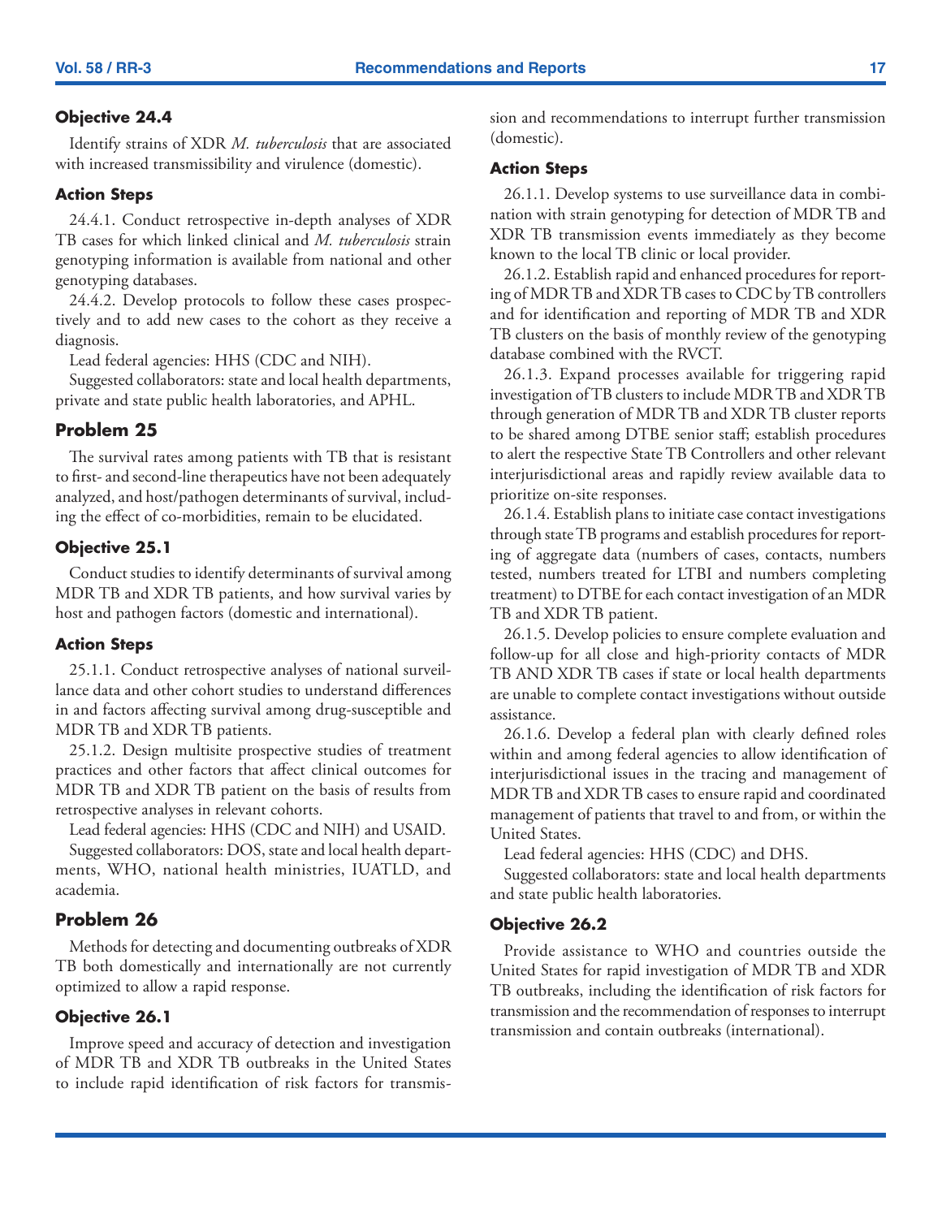### Objective 24.4

Identify strains of XDR *M. tuberculosis* that are associated with increased transmissibility and virulence (domestic).

#### Action Steps

24.4.1. Conduct retrospective in-depth analyses of XDR TB cases for which linked clinical and *M. tuberculosis* strain genotyping information is available from national and other genotyping databases.

24.4.2. Develop protocols to follow these cases prospectively and to add new cases to the cohort as they receive a diagnosis.

Lead federal agencies: HHS (CDC and NIH).

Suggested collaborators: state and local health departments, private and state public health laboratories, and APHL.

## Problem 25

The survival rates among patients with TB that is resistant to first- and second-line therapeutics have not been adequately analyzed, and host/pathogen determinants of survival, including the effect of co-morbidities, remain to be elucidated.

### Objective 25.1

Conduct studies to identify determinants of survival among MDR TB and XDR TB patients, and how survival varies by host and pathogen factors (domestic and international).

#### Action Steps

25.1.1. Conduct retrospective analyses of national surveillance data and other cohort studies to understand differences in and factors affecting survival among drug-susceptible and MDR TB and XDR TB patients.

25.1.2. Design multisite prospective studies of treatment practices and other factors that affect clinical outcomes for MDR TB and XDR TB patient on the basis of results from retrospective analyses in relevant cohorts.

Lead federal agencies: HHS (CDC and NIH) and USAID.

Suggested collaborators: DOS, state and local health departments, WHO, national health ministries, IUATLD, and academia.

## Problem 26

Methods for detecting and documenting outbreaks of XDR TB both domestically and internationally are not currently optimized to allow a rapid response.

### Objective 26.1

Improve speed and accuracy of detection and investigation of MDR TB and XDR TB outbreaks in the United States to include rapid identification of risk factors for transmission and recommendations to interrupt further transmission (domestic).

#### Action Steps

26.1.1. Develop systems to use surveillance data in combination with strain genotyping for detection of MDR TB and XDR TB transmission events immediately as they become known to the local TB clinic or local provider.

26.1.2. Establish rapid and enhanced procedures for reporting of MDR TB and XDR TB cases to CDC by TB controllers and for identification and reporting of MDR TB and XDR TB clusters on the basis of monthly review of the genotyping database combined with the RVCT.

26.1.3. Expand processes available for triggering rapid investigation of TB clusters to include MDR TB and XDR TB through generation of MDR TB and XDR TB cluster reports to be shared among DTBE senior staff; establish procedures to alert the respective State TB Controllers and other relevant interjurisdictional areas and rapidly review available data to prioritize on-site responses.

26.1.4. Establish plans to initiate case contact investigations through state TB programs and establish procedures for reporting of aggregate data (numbers of cases, contacts, numbers tested, numbers treated for LTBI and numbers completing treatment) to DTBE for each contact investigation of an MDR TB and XDR TB patient.

26.1.5. Develop policies to ensure complete evaluation and follow-up for all close and high-priority contacts of MDR TB AND XDR TB cases if state or local health departments are unable to complete contact investigations without outside assistance.

26.1.6. Develop a federal plan with clearly defined roles within and among federal agencies to allow identification of interjurisdictional issues in the tracing and management of MDR TB and XDR TB cases to ensure rapid and coordinated management of patients that travel to and from, or within the United States.

Lead federal agencies: HHS (CDC) and DHS.

Suggested collaborators: state and local health departments and state public health laboratories.

### Objective 26.2

Provide assistance to WHO and countries outside the United States for rapid investigation of MDR TB and XDR TB outbreaks, including the identification of risk factors for transmission and the recommendation of responses to interrupt transmission and contain outbreaks (international).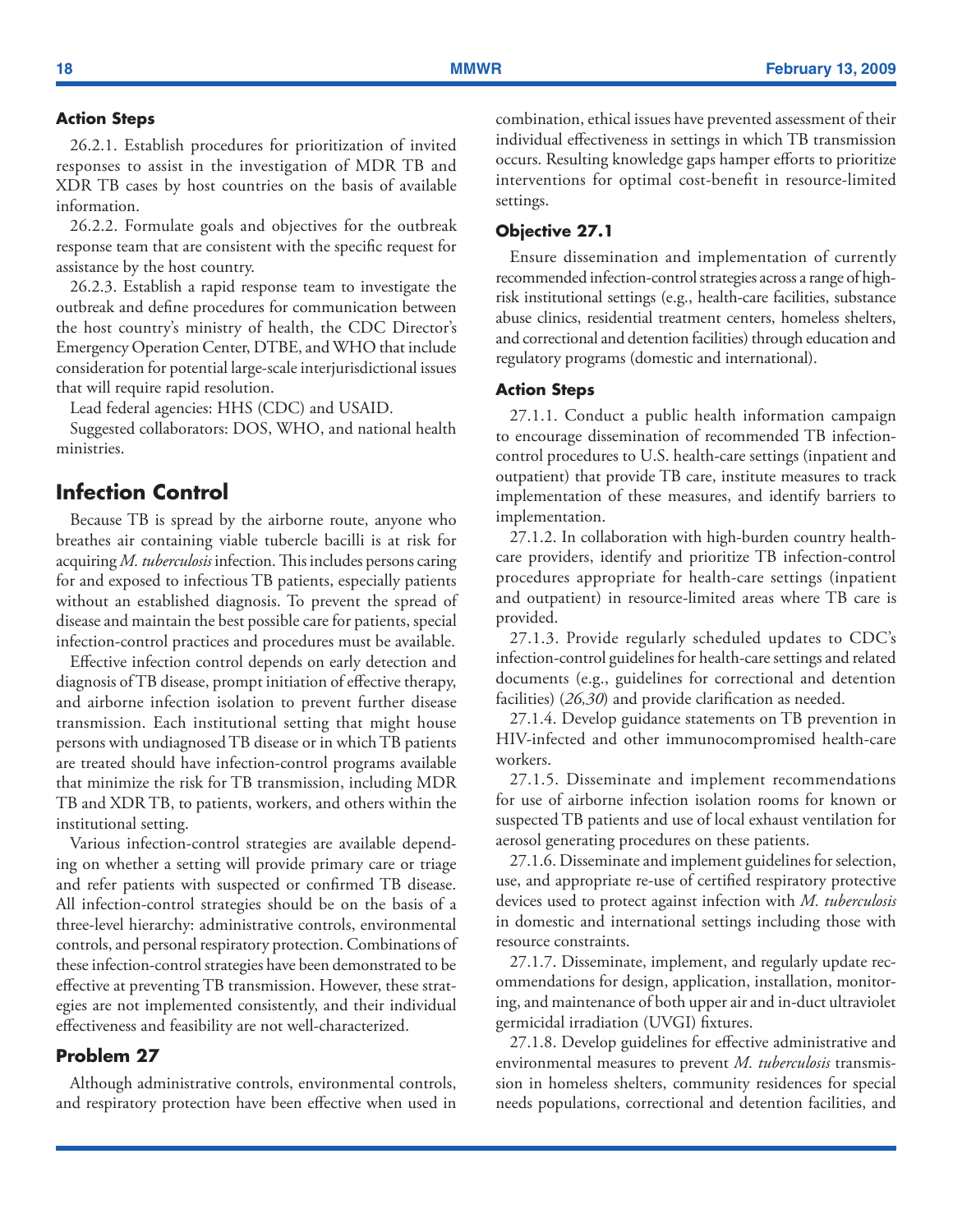#### Action Steps

26.2.1. Establish procedures for prioritization of invited responses to assist in the investigation of MDR TB and XDR TB cases by host countries on the basis of available information.

26.2.2. Formulate goals and objectives for the outbreak response team that are consistent with the specific request for assistance by the host country.

26.2.3. Establish a rapid response team to investigate the outbreak and define procedures for communication between the host country's ministry of health, the CDC Director's Emergency Operation Center, DTBE, and WHO that include consideration for potential large-scale interjurisdictional issues that will require rapid resolution.

Lead federal agencies: HHS (CDC) and USAID.

Suggested collaborators: DOS, WHO, and national health ministries.

## Infection Control

Because TB is spread by the airborne route, anyone who breathes air containing viable tubercle bacilli is at risk for acquiring *M. tuberculosis* infection. This includes persons caring for and exposed to infectious TB patients, especially patients without an established diagnosis. To prevent the spread of disease and maintain the best possible care for patients, special infection-control practices and procedures must be available.

Effective infection control depends on early detection and diagnosis of TB disease, prompt initiation of effective therapy, and airborne infection isolation to prevent further disease transmission. Each institutional setting that might house persons with undiagnosed TB disease or in which TB patients are treated should have infection-control programs available that minimize the risk for TB transmission, including MDR TB and XDR TB, to patients, workers, and others within the institutional setting.

Various infection-control strategies are available depending on whether a setting will provide primary care or triage and refer patients with suspected or confirmed TB disease. All infection-control strategies should be on the basis of a three-level hierarchy: administrative controls, environmental controls, and personal respiratory protection. Combinations of these infection-control strategies have been demonstrated to be effective at preventing TB transmission. However, these strategies are not implemented consistently, and their individual effectiveness and feasibility are not well-characterized.

### Problem 27

Although administrative controls, environmental controls, and respiratory protection have been effective when used in combination, ethical issues have prevented assessment of their individual effectiveness in settings in which TB transmission occurs. Resulting knowledge gaps hamper efforts to prioritize interventions for optimal cost-benefit in resource-limited settings.

#### Objective 27.1

Ensure dissemination and implementation of currently recommended infection-control strategies across a range of high-risk institutional settings (e.g., health-care facilities, substance abuse clinics, residential treatment centers, homeless shelters, and correctional and detention facilities) through education and regulatory programs (domestic and international).

#### Action Steps

27.1.1. Conduct a public health information campaign to encourage dissemination of recommended TB infection-control procedures to U.S. health-care settings (inpatient and outpatient) that provide TB care, institute measures to track implementation of these measures, and identify barriers to implementation.

27.1.2. In collaboration with high-burden country health-care providers, identify and prioritize TB infection-control procedures appropriate for health-care settings (inpatient and outpatient) in resource-limited areas where TB care is provided.

27.1.3. Provide regularly scheduled updates to CDC's infection-control guidelines for health-care settings and related documents (e.g., guidelines for correctional and detention facilities) (*26,30*) and provide clarification as needed.

27.1.4. Develop guidance statements on TB prevention in HIV-infected and other immunocompromised health-care workers.

27.1.5. Disseminate and implement recommendations for use of airborne infection isolation rooms for known or suspected TB patients and use of local exhaust ventilation for aerosol generating procedures on these patients.

27.1.6. Disseminate and implement guidelines for selection, use, and appropriate re-use of certified respiratory protective devices used to protect against infection with *M. tuberculosis* in domestic and international settings including those with resource constraints.

27.1.7. Disseminate, implement, and regularly update recommendations for design, application, installation, monitoring, and maintenance of both upper air and in-duct ultraviolet germicidal irradiation (UVGI) fixtures.

27.1.8. Develop guidelines for effective administrative and environmental measures to prevent *M. tuberculosis* transmission in homeless shelters, community residences for special needs populations, correctional and detention facilities, and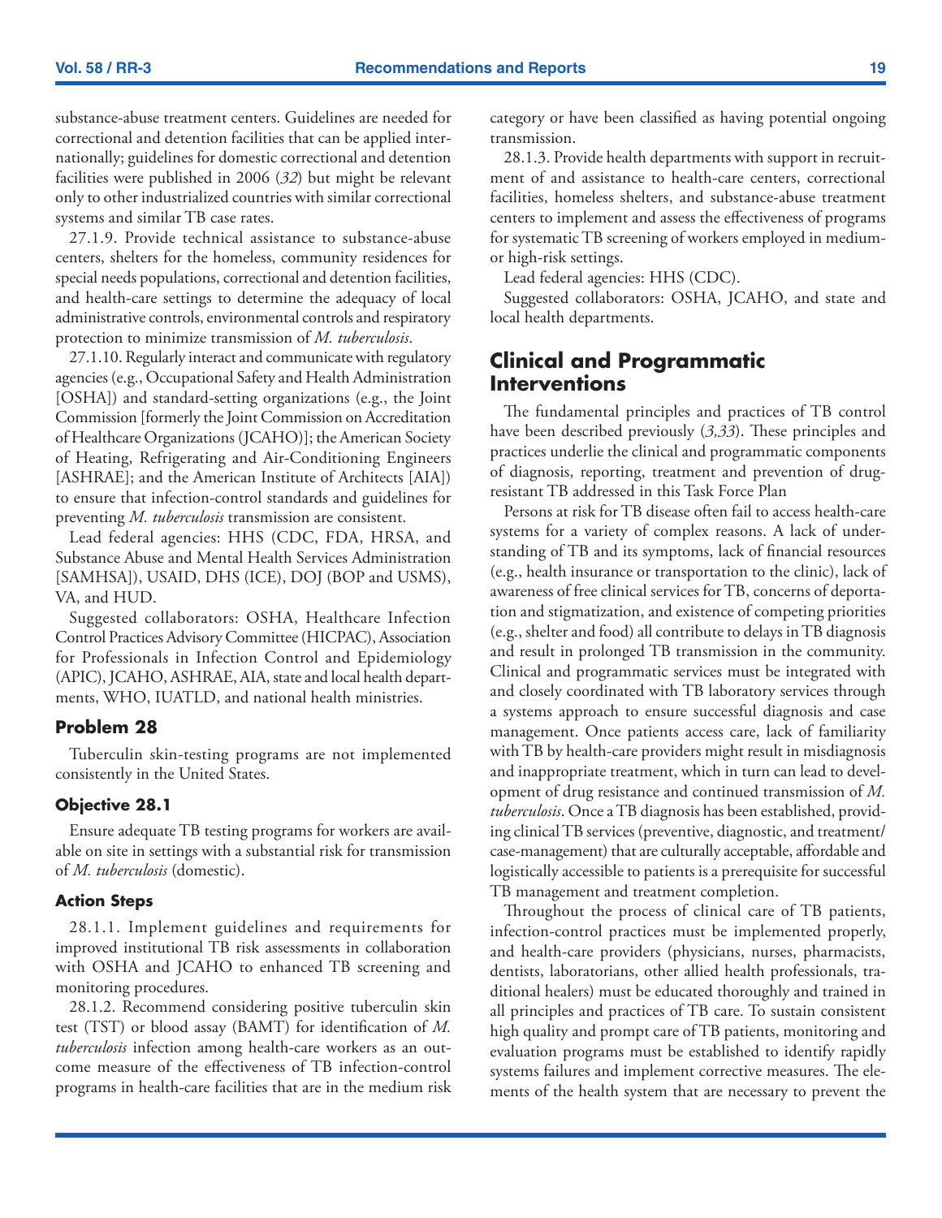substance-abuse treatment centers. Guidelines are needed for correctional and detention facilities that can be applied internationally; guidelines for domestic correctional and detention facilities were published in 2006 (*32*) but might be relevant only to other industrialized countries with similar correctional systems and similar TB case rates.

27.1.9. Provide technical assistance to substance-abuse centers, shelters for the homeless, community residences for special needs populations, correctional and detention facilities, and health-care settings to determine the adequacy of local administrative controls, environmental controls and respiratory protection to minimize transmission of *M. tuberculosis*.

27.1.10. Regularly interact and communicate with regulatory agencies (e.g., Occupational Safety and Health Administration [OSHA]) and standard-setting organizations (e.g., the Joint Commission [formerly the Joint Commission on Accreditation of Healthcare Organizations (JCAHO)]; the American Society of Heating, Refrigerating and Air-Conditioning Engineers [ASHRAE]; and the American Institute of Architects [AIA]) to ensure that infection-control standards and guidelines for preventing *M. tuberculosis* transmission are consistent.

Lead federal agencies: HHS (CDC, FDA, HRSA, and Substance Abuse and Mental Health Services Administration [SAMHSA]), USAID, DHS (ICE), DOJ (BOP and USMS), VA, and HUD.

Suggested collaborators: OSHA, Healthcare Infection Control Practices Advisory Committee (HICPAC), Association for Professionals in Infection Control and Epidemiology (APIC), JCAHO, ASHRAE, AIA, state and local health departments, WHO, IUATLD, and national health ministries.

### Problem 28

Tuberculin skin-testing programs are not implemented consistently in the United States.

#### Objective 28.1

Ensure adequate TB testing programs for workers are available on site in settings with a substantial risk for transmission of *M. tuberculosis* (domestic).

#### Action Steps

28.1.1. Implement guidelines and requirements for improved institutional TB risk assessments in collaboration with OSHA and JCAHO to enhanced TB screening and monitoring procedures.

28.1.2. Recommend considering positive tuberculin skin test (TST) or blood assay (BAMT) for identification of *M. tuberculosis* infection among health-care workers as an outcome measure of the effectiveness of TB infection-control programs in health-care facilities that are in the medium risk category or have been classified as having potential ongoing transmission.

28.1.3. Provide health departments with support in recruitment of and assistance to health-care centers, correctional facilities, homeless shelters, and substance-abuse treatment centers to implement and assess the effectiveness of programs for systematic TB screening of workers employed in medium- or high-risk settings.

Lead federal agencies: HHS (CDC).

Suggested collaborators: OSHA, JCAHO, and state and local health departments.

## Clinical and Programmatic Interventions

The fundamental principles and practices of TB control have been described previously (*3,33*). These principles and practices underlie the clinical and programmatic components of diagnosis, reporting, treatment and prevention of drug-resistant TB addressed in this Task Force Plan

Persons at risk for TB disease often fail to access health-care systems for a variety of complex reasons. A lack of understanding of TB and its symptoms, lack of financial resources (e.g., health insurance or transportation to the clinic), lack of awareness of free clinical services for TB, concerns of deportation and stigmatization, and existence of competing priorities (e.g., shelter and food) all contribute to delays in TB diagnosis and result in prolonged TB transmission in the community. Clinical and programmatic services must be integrated with and closely coordinated with TB laboratory services through a systems approach to ensure successful diagnosis and case management. Once patients access care, lack of familiarity with TB by health-care providers might result in misdiagnosis and inappropriate treatment, which in turn can lead to development of drug resistance and continued transmission of *M. tuberculosis*. Once a TB diagnosis has been established, providing clinical TB services (preventive, diagnostic, and treatment/case-management) that are culturally acceptable, affordable and logistically accessible to patients is a prerequisite for successful TB management and treatment completion.

Throughout the process of clinical care of TB patients, infection-control practices must be implemented properly, and health-care providers (physicians, nurses, pharmacists, dentists, laboratorians, other allied health professionals, traditional healers) must be educated thoroughly and trained in all principles and practices of TB care. To sustain consistent high quality and prompt care of TB patients, monitoring and evaluation programs must be established to identify rapidly systems failures and implement corrective measures. The elements of the health system that are necessary to prevent the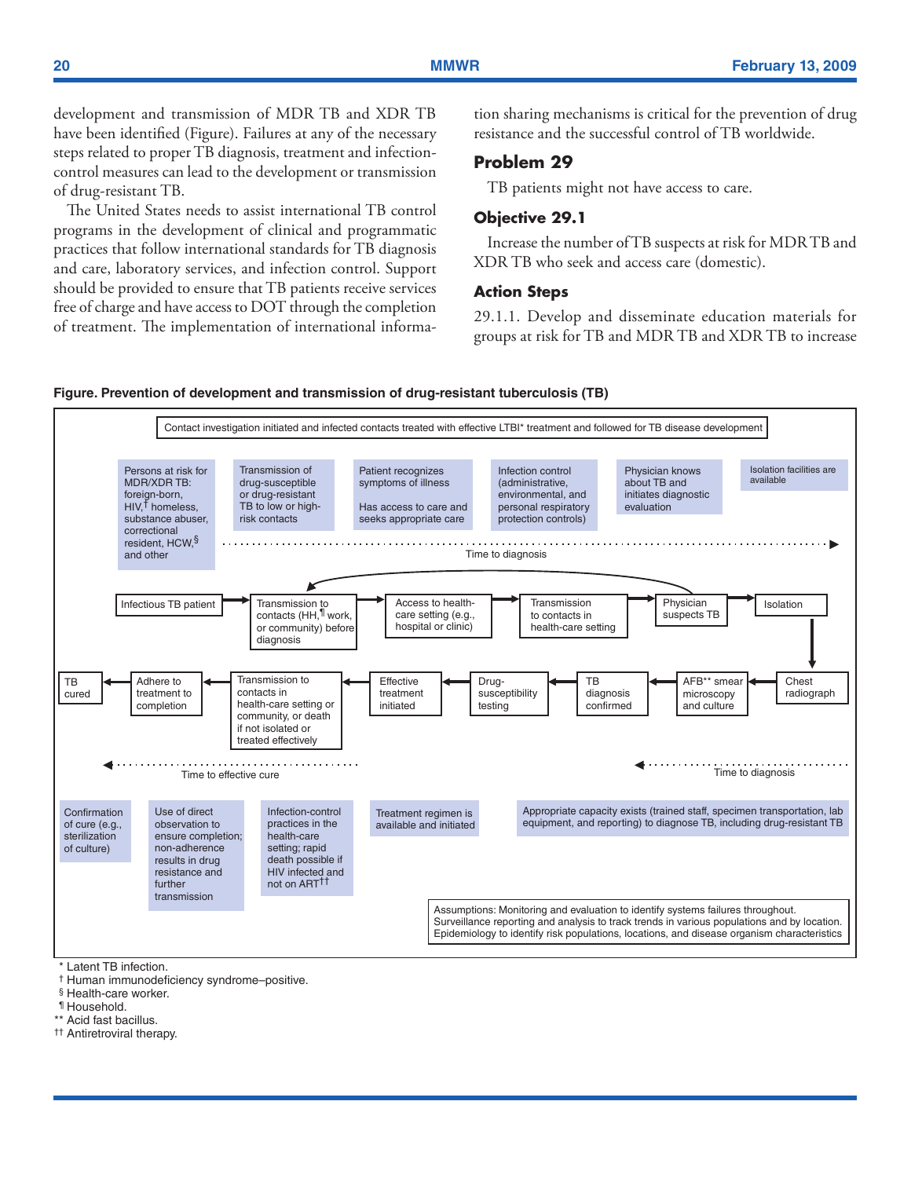development and transmission of MDR TB and XDR TB have been identified (Figure). Failures at any of the necessary steps related to proper TB diagnosis, treatment and infection-control measures can lead to the development or transmission of drug-resistant TB.

The United States needs to assist international TB control programs in the development of clinical and programmatic practices that follow international standards for TB diagnosis and care, laboratory services, and infection control. Support should be provided to ensure that TB patients receive services free of charge and have access to DOT through the completion of treatment. The implementation of international information sharing mechanisms is critical for the prevention of drug resistance and the successful control of TB worldwide.

## Problem 29

TB patients might not have access to care.

### Objective 29.1

Increase the number of TB suspects at risk for MDR TB and XDR TB who seek and access care (domestic).

### Action Steps

29.1.1. Develop and disseminate education materials for groups at risk for TB and MDR TB and XDR TB to increase

**Figure. Prevention of development and transmission of drug-resistant tuberculosis (TB)**

Contact investigation initiated and infected contacts treated with effective LTBI* treatment and followed for TB disease development

Persons at risk for MDR/XDR TB: foreign-born, HIV,[†] homeless, substance abuser, correctional resident, HCW,[§] and other

Transmission of drug-susceptible or drug-resistant TB to low or high-risk contacts

Patient recognizes symptoms of illness

Has access to care and seeks appropriate care

Infection control (administrative, environmental, and personal respiratory protection controls)

Physician knows about TB and initiates diagnostic evaluation

Isolation facilities are available

Time to diagnosis

Infectious TB patient → Transmission to contacts (HH,[¶] work, or community) before diagnosis → Access to health-care setting (e.g., hospital or clinic) → Transmission to contacts in health-care setting → Physician suspects TB → Isolation

Chest radiograph → AFB** smear microscopy and culture → TB diagnosis confirmed → Drug-susceptibility testing → Effective treatment initiated → Transmission to contacts in health-care setting or community, or death if not isolated or treated effectively → Adhere to treatment to completion → TB cured

Time to effective cure

Time to diagnosis

Confirmation of cure (e.g., sterilization of culture)

Use of direct observation to ensure completion; non-adherence results in drug resistance and further transmission

Infection-control practices in the health-care setting; rapid death possible if HIV infected and not on ART[††]

Treatment regimen is available and initiated

Appropriate capacity exists (trained staff, specimen transportation, lab equipment, and reporting) to diagnose TB, including drug-resistant TB

Assumptions: Monitoring and evaluation to identify systems failures throughout. Surveillance reporting and analysis to track trends in various populations and by location. Epidemiology to identify risk populations, locations, and disease organism characteristics

\* Latent TB infection.
[†] Human immunodeficiency syndrome–positive.
[§] Health-care worker.
[¶] Household.
** Acid fast bacillus.
[††] Antiretroviral therapy.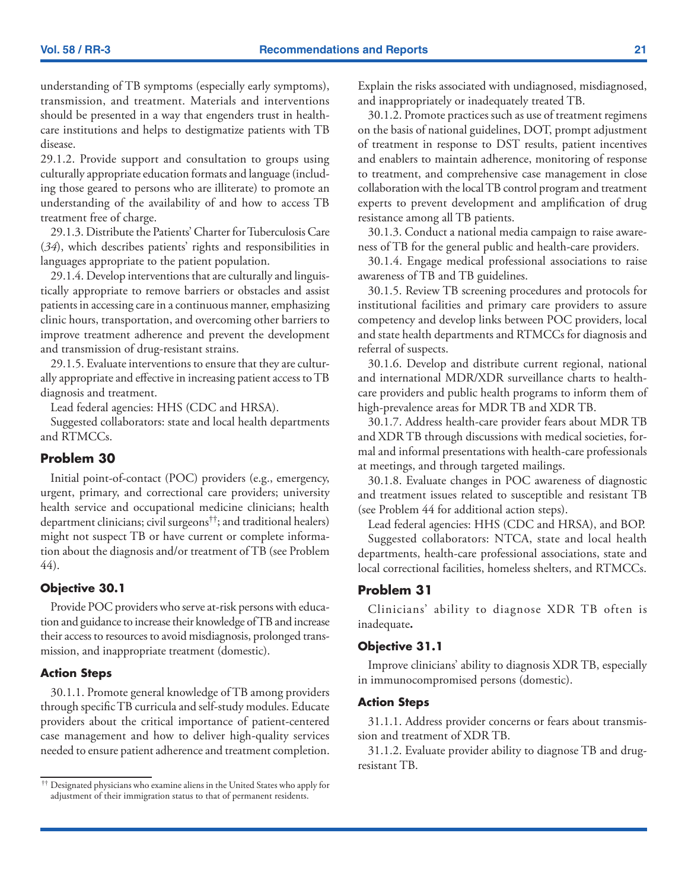understanding of TB symptoms (especially early symptoms), transmission, and treatment. Materials and interventions should be presented in a way that engenders trust in health-care institutions and helps to destigmatize patients with TB disease.

29.1.2. Provide support and consultation to groups using culturally appropriate education formats and language (including those geared to persons who are illiterate) to promote an understanding of the availability of and how to access TB treatment free of charge.

29.1.3. Distribute the Patients' Charter for Tuberculosis Care (*34*), which describes patients' rights and responsibilities in languages appropriate to the patient population.

29.1.4. Develop interventions that are culturally and linguistically appropriate to remove barriers or obstacles and assist patients in accessing care in a continuous manner, emphasizing clinic hours, transportation, and overcoming other barriers to improve treatment adherence and prevent the development and transmission of drug-resistant strains.

29.1.5. Evaluate interventions to ensure that they are culturally appropriate and effective in increasing patient access to TB diagnosis and treatment.

Lead federal agencies: HHS (CDC and HRSA).

Suggested collaborators: state and local health departments and RTMCCs.

## Problem 30

Initial point-of-contact (POC) providers (e.g., emergency, urgent, primary, and correctional care providers; university health service and occupational medicine clinicians; health department clinicians; civil surgeons[††]; and traditional healers) might not suspect TB or have current or complete information about the diagnosis and/or treatment of TB (see Problem 44).

### Objective 30.1

Provide POC providers who serve at-risk persons with education and guidance to increase their knowledge of TB and increase their access to resources to avoid misdiagnosis, prolonged transmission, and inappropriate treatment (domestic).

#### Action Steps

30.1.1. Promote general knowledge of TB among providers through specific TB curricula and self-study modules. Educate providers about the critical importance of patient-centered case management and how to deliver high-quality services needed to ensure patient adherence and treatment completion. Explain the risks associated with undiagnosed, misdiagnosed, and inappropriately or inadequately treated TB.

30.1.2. Promote practices such as use of treatment regimens on the basis of national guidelines, DOT, prompt adjustment of treatment in response to DST results, patient incentives and enablers to maintain adherence, monitoring of response to treatment, and comprehensive case management in close collaboration with the local TB control program and treatment experts to prevent development and amplification of drug resistance among all TB patients.

30.1.3. Conduct a national media campaign to raise awareness of TB for the general public and health-care providers.

30.1.4. Engage medical professional associations to raise awareness of TB and TB guidelines.

30.1.5. Review TB screening procedures and protocols for institutional facilities and primary care providers to assure competency and develop links between POC providers, local and state health departments and RTMCCs for diagnosis and referral of suspects.

30.1.6. Develop and distribute current regional, national and international MDR/XDR surveillance charts to health-care providers and public health programs to inform them of high-prevalence areas for MDR TB and XDR TB.

30.1.7. Address health-care provider fears about MDR TB and XDR TB through discussions with medical societies, formal and informal presentations with health-care professionals at meetings, and through targeted mailings.

30.1.8. Evaluate changes in POC awareness of diagnostic and treatment issues related to susceptible and resistant TB (see Problem 44 for additional action steps).

Lead federal agencies: HHS (CDC and HRSA), and BOP.

Suggested collaborators: NTCA, state and local health departments, health-care professional associations, state and local correctional facilities, homeless shelters, and RTMCCs.

## Problem 31

Clinicians' ability to diagnose XDR TB often is inadequate**.**

### Objective 31.1

Improve clinicians' ability to diagnosis XDR TB, especially in immunocompromised persons (domestic).

#### Action Steps

31.1.1. Address provider concerns or fears about transmission and treatment of XDR TB.

31.1.2. Evaluate provider ability to diagnose TB and drug-resistant TB.

[††] Designated physicians who examine aliens in the United States who apply for adjustment of their immigration status to that of permanent residents.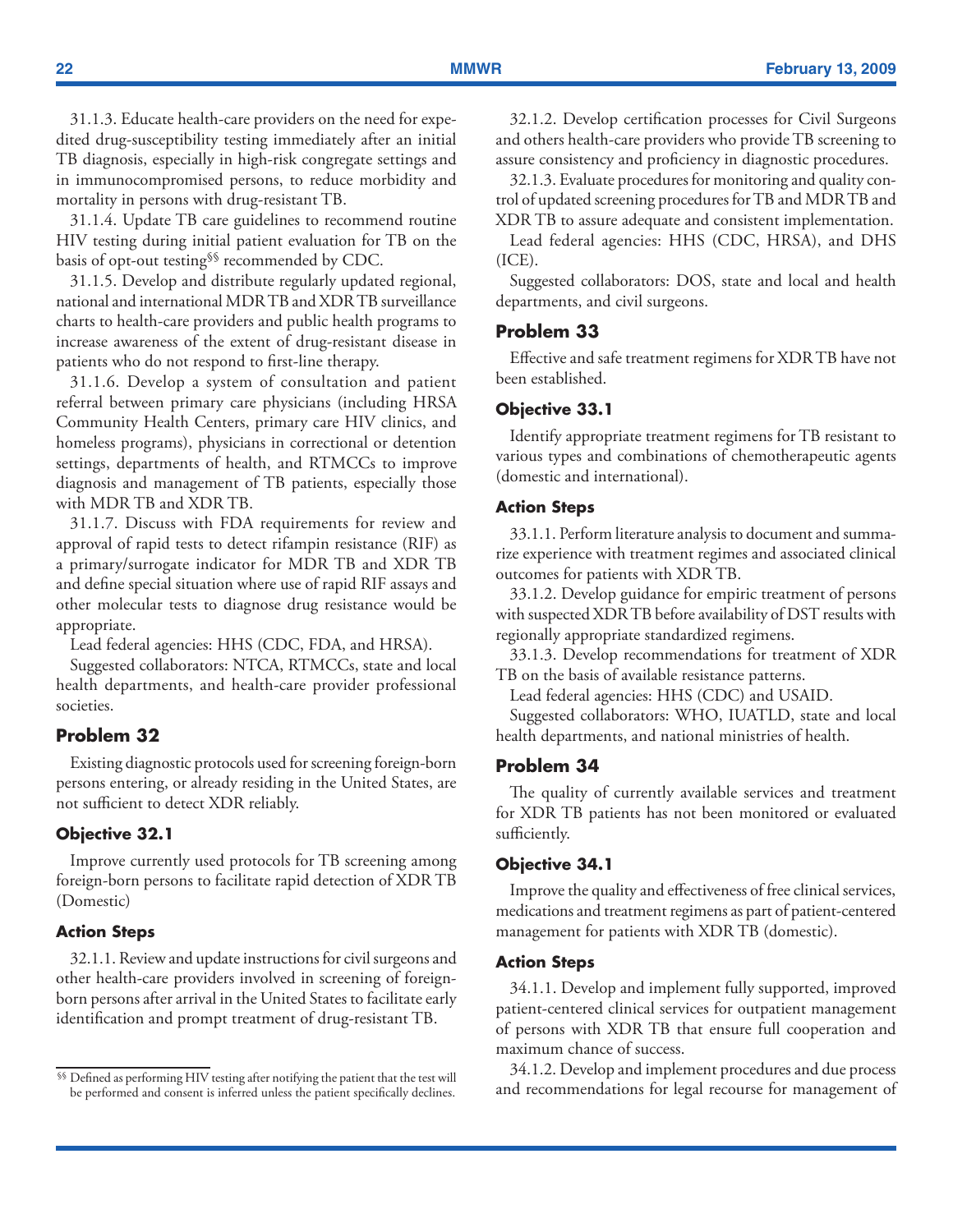31.1.3. Educate health-care providers on the need for expedited drug-susceptibility testing immediately after an initial TB diagnosis, especially in high-risk congregate settings and in immunocompromised persons, to reduce morbidity and mortality in persons with drug-resistant TB.

31.1.4. Update TB care guidelines to recommend routine HIV testing during initial patient evaluation for TB on the basis of opt-out testing[§§] recommended by CDC.

31.1.5. Develop and distribute regularly updated regional, national and international MDR TB and XDR TB surveillance charts to health-care providers and public health programs to increase awareness of the extent of drug-resistant disease in patients who do not respond to first-line therapy.

31.1.6. Develop a system of consultation and patient referral between primary care physicians (including HRSA Community Health Centers, primary care HIV clinics, and homeless programs), physicians in correctional or detention settings, departments of health, and RTMCCs to improve diagnosis and management of TB patients, especially those with MDR TB and XDR TB.

31.1.7. Discuss with FDA requirements for review and approval of rapid tests to detect rifampin resistance (RIF) as a primary/surrogate indicator for MDR TB and XDR TB and define special situation where use of rapid RIF assays and other molecular tests to diagnose drug resistance would be appropriate.

Lead federal agencies: HHS (CDC, FDA, and HRSA).

Suggested collaborators: NTCA, RTMCCs, state and local health departments, and health-care provider professional societies.

## Problem 32

Existing diagnostic protocols used for screening foreign-born persons entering, or already residing in the United States, are not sufficient to detect XDR reliably.

### Objective 32.1

Improve currently used protocols for TB screening among foreign-born persons to facilitate rapid detection of XDR TB (Domestic)

### Action Steps

32.1.1. Review and update instructions for civil surgeons and other health-care providers involved in screening of foreign-born persons after arrival in the United States to facilitate early identification and prompt treatment of drug-resistant TB.

32.1.2. Develop certification processes for Civil Surgeons and others health-care providers who provide TB screening to assure consistency and proficiency in diagnostic procedures.

32.1.3. Evaluate procedures for monitoring and quality control of updated screening procedures for TB and MDR TB and XDR TB to assure adequate and consistent implementation.

Lead federal agencies: HHS (CDC, HRSA), and DHS (ICE).

Suggested collaborators: DOS, state and local and health departments, and civil surgeons.

## Problem 33

Effective and safe treatment regimens for XDR TB have not been established.

### Objective 33.1

Identify appropriate treatment regimens for TB resistant to various types and combinations of chemotherapeutic agents (domestic and international).

### Action Steps

33.1.1. Perform literature analysis to document and summarize experience with treatment regimes and associated clinical outcomes for patients with XDR TB.

33.1.2. Develop guidance for empiric treatment of persons with suspected XDR TB before availability of DST results with regionally appropriate standardized regimens.

33.1.3. Develop recommendations for treatment of XDR TB on the basis of available resistance patterns.

Lead federal agencies: HHS (CDC) and USAID.

Suggested collaborators: WHO, IUATLD, state and local health departments, and national ministries of health.

## Problem 34

The quality of currently available services and treatment for XDR TB patients has not been monitored or evaluated sufficiently.

### Objective 34.1

Improve the quality and effectiveness of free clinical services, medications and treatment regimens as part of patient-centered management for patients with XDR TB (domestic).

### Action Steps

34.1.1. Develop and implement fully supported, improved patient-centered clinical services for outpatient management of persons with XDR TB that ensure full cooperation and maximum chance of success.

34.1.2. Develop and implement procedures and due process and recommendations for legal recourse for management of

[§§] Defined as performing HIV testing after notifying the patient that the test will be performed and consent is inferred unless the patient specifically declines.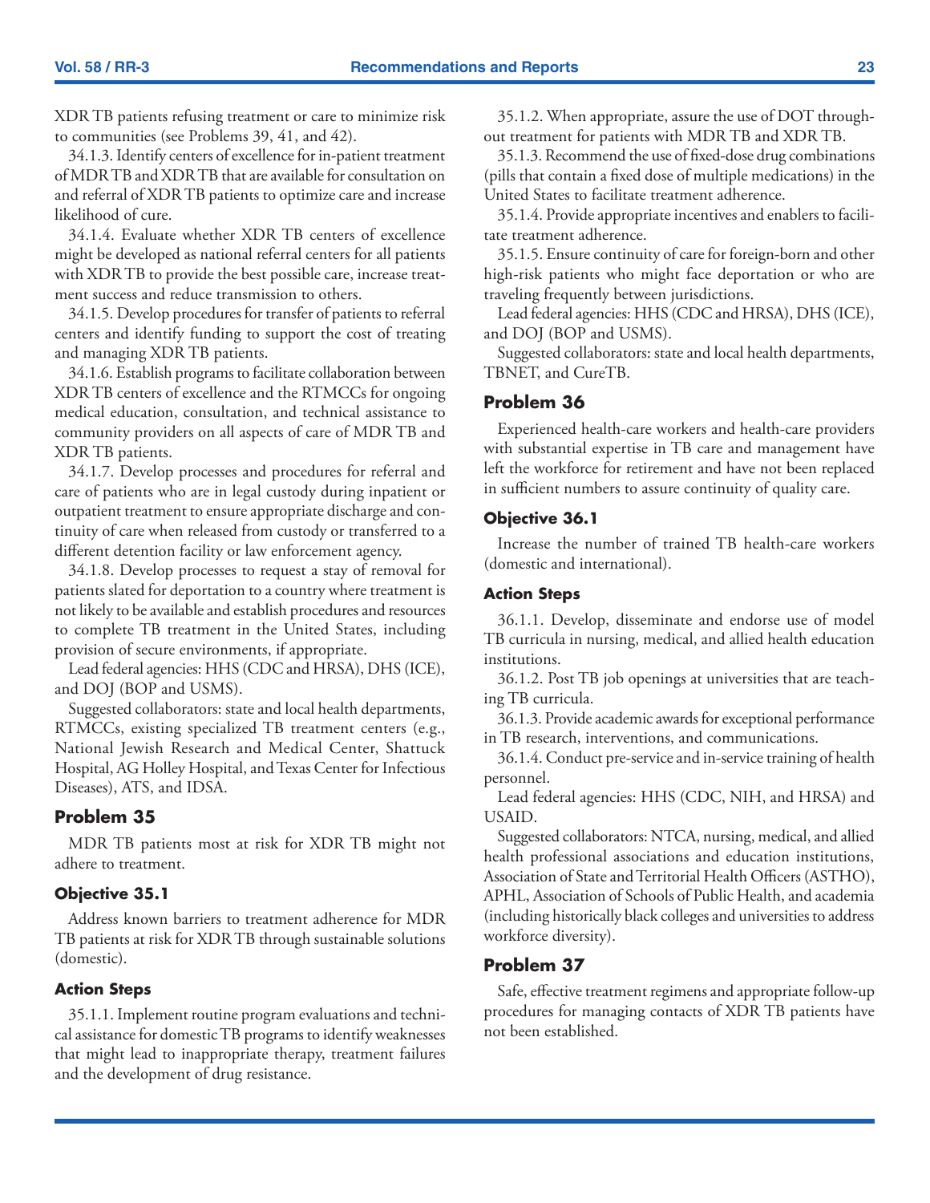XDR TB patients refusing treatment or care to minimize risk to communities (see Problems 39, 41, and 42).

34.1.3. Identify centers of excellence for in-patient treatment of MDR TB and XDR TB that are available for consultation on and referral of XDR TB patients to optimize care and increase likelihood of cure.

34.1.4. Evaluate whether XDR TB centers of excellence might be developed as national referral centers for all patients with XDR TB to provide the best possible care, increase treatment success and reduce transmission to others.

34.1.5. Develop procedures for transfer of patients to referral centers and identify funding to support the cost of treating and managing XDR TB patients.

34.1.6. Establish programs to facilitate collaboration between XDR TB centers of excellence and the RTMCCs for ongoing medical education, consultation, and technical assistance to community providers on all aspects of care of MDR TB and XDR TB patients.

34.1.7. Develop processes and procedures for referral and care of patients who are in legal custody during inpatient or outpatient treatment to ensure appropriate discharge and continuity of care when released from custody or transferred to a different detention facility or law enforcement agency.

34.1.8. Develop processes to request a stay of removal for patients slated for deportation to a country where treatment is not likely to be available and establish procedures and resources to complete TB treatment in the United States, including provision of secure environments, if appropriate.

Lead federal agencies: HHS (CDC and HRSA), DHS (ICE), and DOJ (BOP and USMS).

Suggested collaborators: state and local health departments, RTMCCs, existing specialized TB treatment centers (e.g., National Jewish Research and Medical Center, Shattuck Hospital, AG Holley Hospital, and Texas Center for Infectious Diseases), ATS, and IDSA.

## Problem 35

MDR TB patients most at risk for XDR TB might not adhere to treatment.

### Objective 35.1

Address known barriers to treatment adherence for MDR TB patients at risk for XDR TB through sustainable solutions (domestic).

### Action Steps

35.1.1. Implement routine program evaluations and technical assistance for domestic TB programs to identify weaknesses that might lead to inappropriate therapy, treatment failures and the development of drug resistance.

35.1.2. When appropriate, assure the use of DOT throughout treatment for patients with MDR TB and XDR TB.

35.1.3. Recommend the use of fixed-dose drug combinations (pills that contain a fixed dose of multiple medications) in the United States to facilitate treatment adherence.

35.1.4. Provide appropriate incentives and enablers to facilitate treatment adherence.

35.1.5. Ensure continuity of care for foreign-born and other high-risk patients who might face deportation or who are traveling frequently between jurisdictions.

Lead federal agencies: HHS (CDC and HRSA), DHS (ICE), and DOJ (BOP and USMS).

Suggested collaborators: state and local health departments, TBNET, and CureTB.

## Problem 36

Experienced health-care workers and health-care providers with substantial expertise in TB care and management have left the workforce for retirement and have not been replaced in sufficient numbers to assure continuity of quality care.

### Objective 36.1

Increase the number of trained TB health-care workers (domestic and international).

### Action Steps

36.1.1. Develop, disseminate and endorse use of model TB curricula in nursing, medical, and allied health education institutions.

36.1.2. Post TB job openings at universities that are teaching TB curricula.

36.1.3. Provide academic awards for exceptional performance in TB research, interventions, and communications.

36.1.4. Conduct pre-service and in-service training of health personnel.

Lead federal agencies: HHS (CDC, NIH, and HRSA) and USAID.

Suggested collaborators: NTCA, nursing, medical, and allied health professional associations and education institutions, Association of State and Territorial Health Officers (ASTHO), APHL, Association of Schools of Public Health, and academia (including historically black colleges and universities to address workforce diversity).

## Problem 37

Safe, effective treatment regimens and appropriate follow-up procedures for managing contacts of XDR TB patients have not been established.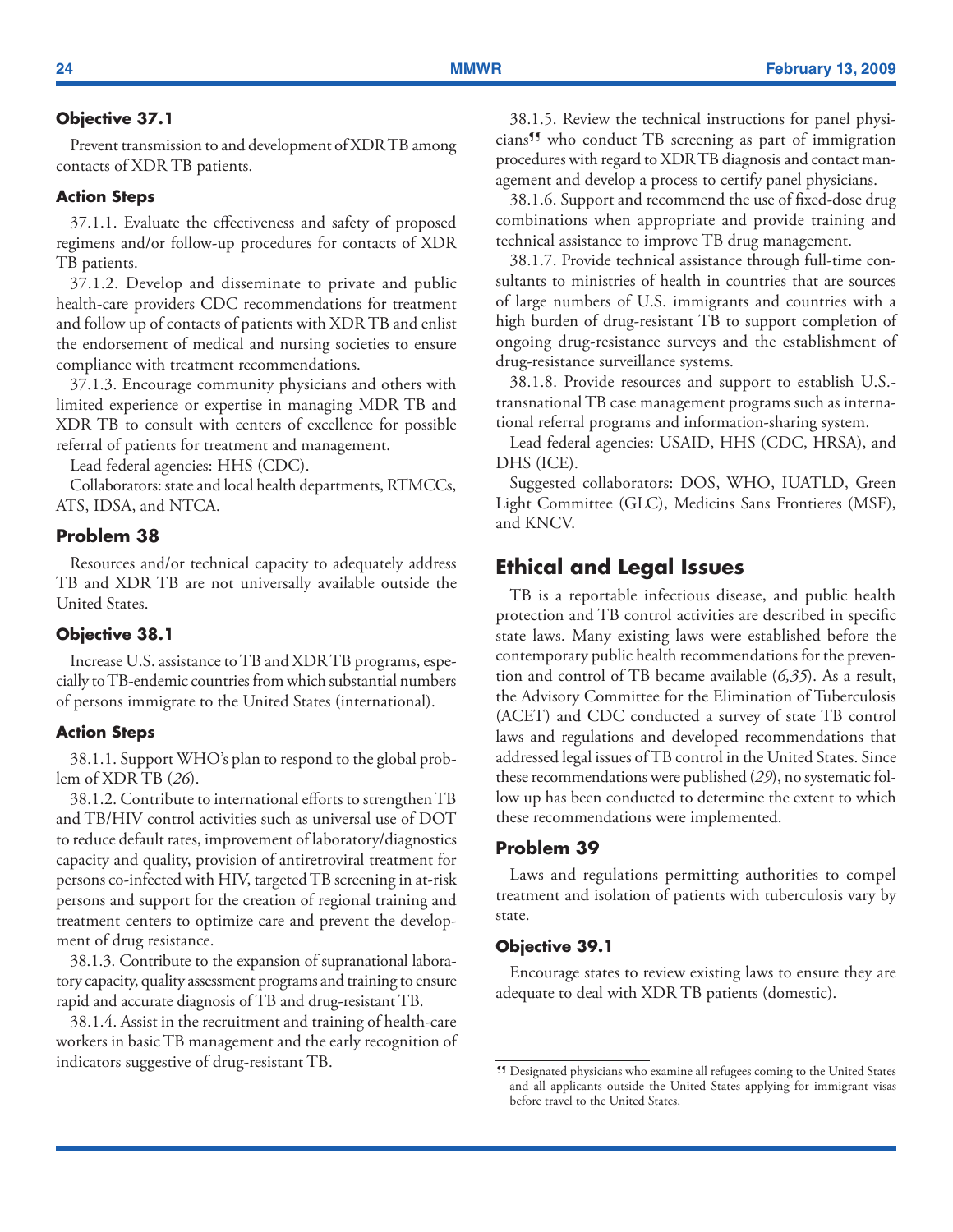### Objective 37.1

Prevent transmission to and development of XDR TB among contacts of XDR TB patients.

#### Action Steps

37.1.1. Evaluate the effectiveness and safety of proposed regimens and/or follow-up procedures for contacts of XDR TB patients.

37.1.2. Develop and disseminate to private and public health-care providers CDC recommendations for treatment and follow up of contacts of patients with XDR TB and enlist the endorsement of medical and nursing societies to ensure compliance with treatment recommendations.

37.1.3. Encourage community physicians and others with limited experience or expertise in managing MDR TB and XDR TB to consult with centers of excellence for possible referral of patients for treatment and management.

Lead federal agencies: HHS (CDC).

Collaborators: state and local health departments, RTMCCs, ATS, IDSA, and NTCA.

### Problem 38

Resources and/or technical capacity to adequately address TB and XDR TB are not universally available outside the United States.

### Objective 38.1

Increase U.S. assistance to TB and XDR TB programs, especially to TB-endemic countries from which substantial numbers of persons immigrate to the United States (international).

#### Action Steps

38.1.1. Support WHO's plan to respond to the global problem of XDR TB (*26*).

38.1.2. Contribute to international efforts to strengthen TB and TB/HIV control activities such as universal use of DOT to reduce default rates, improvement of laboratory/diagnostics capacity and quality, provision of antiretroviral treatment for persons co-infected with HIV, targeted TB screening in at-risk persons and support for the creation of regional training and treatment centers to optimize care and prevent the development of drug resistance.

38.1.3. Contribute to the expansion of supranational laboratory capacity, quality assessment programs and training to ensure rapid and accurate diagnosis of TB and drug-resistant TB.

38.1.4. Assist in the recruitment and training of health-care workers in basic TB management and the early recognition of indicators suggestive of drug-resistant TB.

38.1.5. Review the technical instructions for panel physicians¶¶ who conduct TB screening as part of immigration procedures with regard to XDR TB diagnosis and contact management and develop a process to certify panel physicians.

38.1.6. Support and recommend the use of fixed-dose drug combinations when appropriate and provide training and technical assistance to improve TB drug management.

38.1.7. Provide technical assistance through full-time consultants to ministries of health in countries that are sources of large numbers of U.S. immigrants and countries with a high burden of drug-resistant TB to support completion of ongoing drug-resistance surveys and the establishment of drug-resistance surveillance systems.

38.1.8. Provide resources and support to establish U.S.-transnational TB case management programs such as international referral programs and information-sharing system.

Lead federal agencies: USAID, HHS (CDC, HRSA), and DHS (ICE).

Suggested collaborators: DOS, WHO, IUATLD, Green Light Committee (GLC), Medicins Sans Frontieres (MSF), and KNCV.

## Ethical and Legal Issues

TB is a reportable infectious disease, and public health protection and TB control activities are described in specific state laws. Many existing laws were established before the contemporary public health recommendations for the prevention and control of TB became available (*6,35*). As a result, the Advisory Committee for the Elimination of Tuberculosis (ACET) and CDC conducted a survey of state TB control laws and regulations and developed recommendations that addressed legal issues of TB control in the United States. Since these recommendations were published (*29*), no systematic follow up has been conducted to determine the extent to which these recommendations were implemented.

### Problem 39

Laws and regulations permitting authorities to compel treatment and isolation of patients with tuberculosis vary by state.

### Objective 39.1

Encourage states to review existing laws to ensure they are adequate to deal with XDR TB patients (domestic).

---

¶¶ Designated physicians who examine all refugees coming to the United States and all applicants outside the United States applying for immigrant visas before travel to the United States.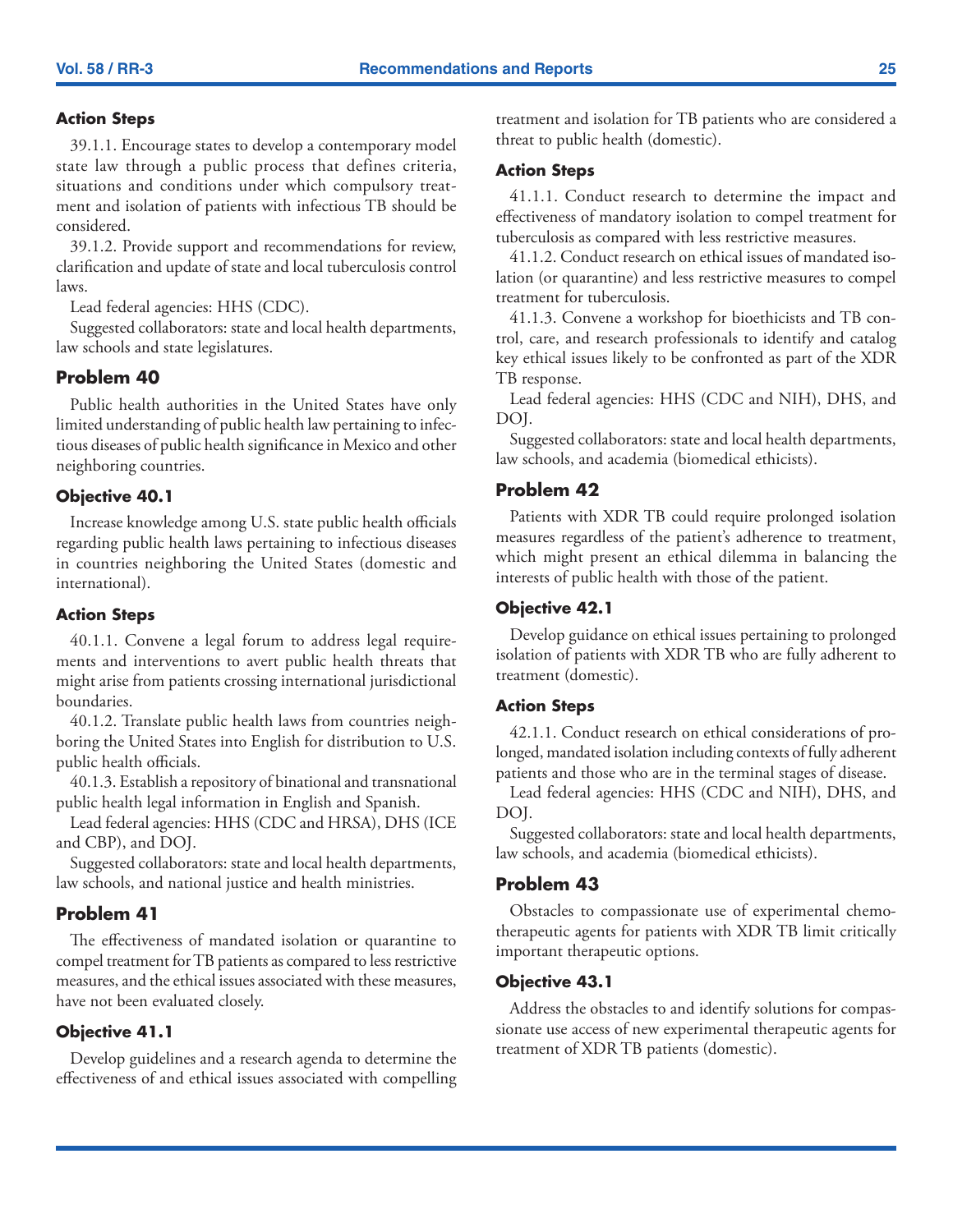#### Action Steps

39.1.1. Encourage states to develop a contemporary model state law through a public process that defines criteria, situations and conditions under which compulsory treatment and isolation of patients with infectious TB should be considered.

39.1.2. Provide support and recommendations for review, clarification and update of state and local tuberculosis control laws.

Lead federal agencies: HHS (CDC).

Suggested collaborators: state and local health departments, law schools and state legislatures.

### Problem 40

Public health authorities in the United States have only limited understanding of public health law pertaining to infectious diseases of public health significance in Mexico and other neighboring countries.

#### Objective 40.1

Increase knowledge among U.S. state public health officials regarding public health laws pertaining to infectious diseases in countries neighboring the United States (domestic and international).

#### Action Steps

40.1.1. Convene a legal forum to address legal requirements and interventions to avert public health threats that might arise from patients crossing international jurisdictional boundaries.

40.1.2. Translate public health laws from countries neighboring the United States into English for distribution to U.S. public health officials.

40.1.3. Establish a repository of binational and transnational public health legal information in English and Spanish.

Lead federal agencies: HHS (CDC and HRSA), DHS (ICE and CBP), and DOJ.

Suggested collaborators: state and local health departments, law schools, and national justice and health ministries.

### Problem 41

The effectiveness of mandated isolation or quarantine to compel treatment for TB patients as compared to less restrictive measures, and the ethical issues associated with these measures, have not been evaluated closely.

#### Objective 41.1

Develop guidelines and a research agenda to determine the effectiveness of and ethical issues associated with compelling treatment and isolation for TB patients who are considered a threat to public health (domestic).

#### Action Steps

41.1.1. Conduct research to determine the impact and effectiveness of mandatory isolation to compel treatment for tuberculosis as compared with less restrictive measures.

41.1.2. Conduct research on ethical issues of mandated isolation (or quarantine) and less restrictive measures to compel treatment for tuberculosis.

41.1.3. Convene a workshop for bioethicists and TB control, care, and research professionals to identify and catalog key ethical issues likely to be confronted as part of the XDR TB response.

Lead federal agencies: HHS (CDC and NIH), DHS, and DOJ.

Suggested collaborators: state and local health departments, law schools, and academia (biomedical ethicists).

### Problem 42

Patients with XDR TB could require prolonged isolation measures regardless of the patient's adherence to treatment, which might present an ethical dilemma in balancing the interests of public health with those of the patient.

#### Objective 42.1

Develop guidance on ethical issues pertaining to prolonged isolation of patients with XDR TB who are fully adherent to treatment (domestic).

#### Action Steps

42.1.1. Conduct research on ethical considerations of prolonged, mandated isolation including contexts of fully adherent patients and those who are in the terminal stages of disease.

Lead federal agencies: HHS (CDC and NIH), DHS, and DOJ.

Suggested collaborators: state and local health departments, law schools, and academia (biomedical ethicists).

### Problem 43

Obstacles to compassionate use of experimental chemotherapeutic agents for patients with XDR TB limit critically important therapeutic options.

#### Objective 43.1

Address the obstacles to and identify solutions for compassionate use access of new experimental therapeutic agents for treatment of XDR TB patients (domestic).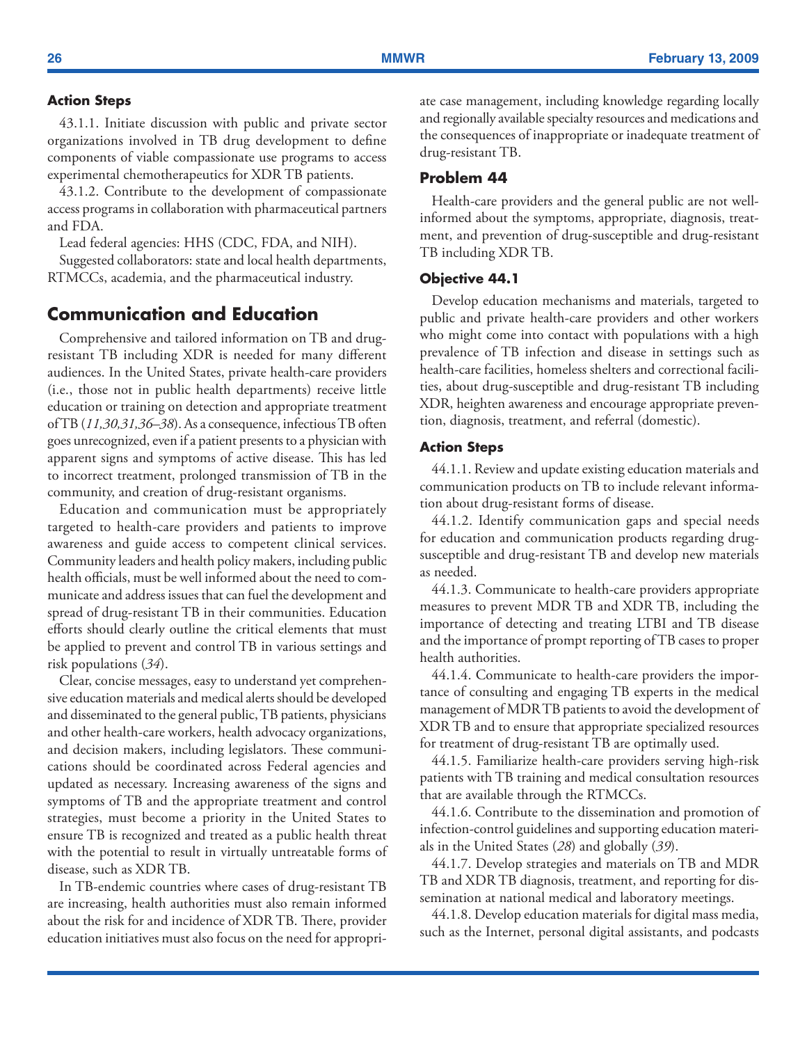#### Action Steps

43.1.1. Initiate discussion with public and private sector organizations involved in TB drug development to define components of viable compassionate use programs to access experimental chemotherapeutics for XDR TB patients.

43.1.2. Contribute to the development of compassionate access programs in collaboration with pharmaceutical partners and FDA.

Lead federal agencies: HHS (CDC, FDA, and NIH).

Suggested collaborators: state and local health departments, RTMCCs, academia, and the pharmaceutical industry.

## Communication and Education

Comprehensive and tailored information on TB and drug-resistant TB including XDR is needed for many different audiences. In the United States, private health-care providers (i.e., those not in public health departments) receive little education or training on detection and appropriate treatment of TB (*11,30,31,36–38*). As a consequence, infectious TB often goes unrecognized, even if a patient presents to a physician with apparent signs and symptoms of active disease. This has led to incorrect treatment, prolonged transmission of TB in the community, and creation of drug-resistant organisms.

Education and communication must be appropriately targeted to health-care providers and patients to improve awareness and guide access to competent clinical services. Community leaders and health policy makers, including public health officials, must be well informed about the need to communicate and address issues that can fuel the development and spread of drug-resistant TB in their communities. Education efforts should clearly outline the critical elements that must be applied to prevent and control TB in various settings and risk populations (*34*).

Clear, concise messages, easy to understand yet comprehensive education materials and medical alerts should be developed and disseminated to the general public, TB patients, physicians and other health-care workers, health advocacy organizations, and decision makers, including legislators. These communications should be coordinated across Federal agencies and updated as necessary. Increasing awareness of the signs and symptoms of TB and the appropriate treatment and control strategies, must become a priority in the United States to ensure TB is recognized and treated as a public health threat with the potential to result in virtually untreatable forms of disease, such as XDR TB.

In TB-endemic countries where cases of drug-resistant TB are increasing, health authorities must also remain informed about the risk for and incidence of XDR TB. There, provider education initiatives must also focus on the need for appropriate case management, including knowledge regarding locally and regionally available specialty resources and medications and the consequences of inappropriate or inadequate treatment of drug-resistant TB.

### Problem 44

Health-care providers and the general public are not well-informed about the symptoms, appropriate, diagnosis, treatment, and prevention of drug-susceptible and drug-resistant TB including XDR TB.

#### Objective 44.1

Develop education mechanisms and materials, targeted to public and private health-care providers and other workers who might come into contact with populations with a high prevalence of TB infection and disease in settings such as health-care facilities, homeless shelters and correctional facilities, about drug-susceptible and drug-resistant TB including XDR, heighten awareness and encourage appropriate prevention, diagnosis, treatment, and referral (domestic).

#### Action Steps

44.1.1. Review and update existing education materials and communication products on TB to include relevant information about drug-resistant forms of disease.

44.1.2. Identify communication gaps and special needs for education and communication products regarding drug-susceptible and drug-resistant TB and develop new materials as needed.

44.1.3. Communicate to health-care providers appropriate measures to prevent MDR TB and XDR TB, including the importance of detecting and treating LTBI and TB disease and the importance of prompt reporting of TB cases to proper health authorities.

44.1.4. Communicate to health-care providers the importance of consulting and engaging TB experts in the medical management of MDR TB patients to avoid the development of XDR TB and to ensure that appropriate specialized resources for treatment of drug-resistant TB are optimally used.

44.1.5. Familiarize health-care providers serving high-risk patients with TB training and medical consultation resources that are available through the RTMCCs.

44.1.6. Contribute to the dissemination and promotion of infection-control guidelines and supporting education materials in the United States (*28*) and globally (*39*).

44.1.7. Develop strategies and materials on TB and MDR TB and XDR TB diagnosis, treatment, and reporting for dissemination at national medical and laboratory meetings.

44.1.8. Develop education materials for digital mass media, such as the Internet, personal digital assistants, and podcasts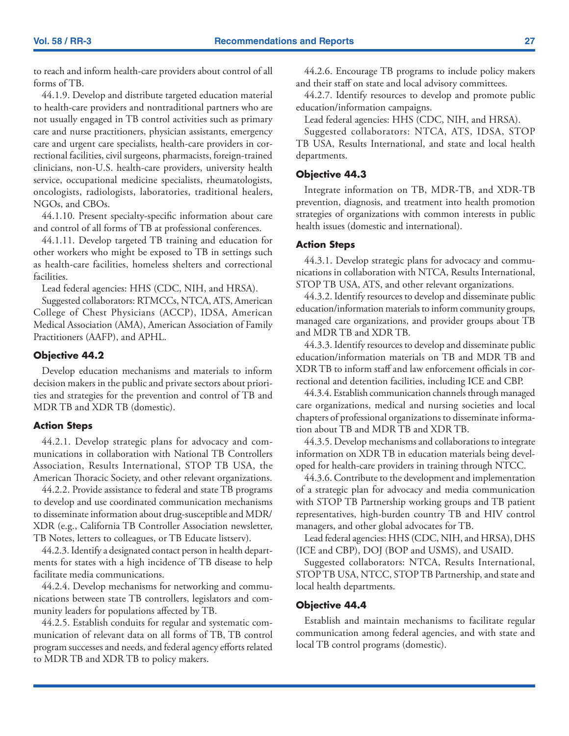to reach and inform health-care providers about control of all forms of TB.

44.1.9. Develop and distribute targeted education material to health-care providers and nontraditional partners who are not usually engaged in TB control activities such as primary care and nurse practitioners, physician assistants, emergency care and urgent care specialists, health-care providers in correctional facilities, civil surgeons, pharmacists, foreign-trained clinicians, non-U.S. health-care providers, university health service, occupational medicine specialists, rheumatologists, oncologists, radiologists, laboratories, traditional healers, NGOs, and CBOs.

44.1.10. Present specialty-specific information about care and control of all forms of TB at professional conferences.

44.1.11. Develop targeted TB training and education for other workers who might be exposed to TB in settings such as health-care facilities, homeless shelters and correctional facilities.

Lead federal agencies: HHS (CDC, NIH, and HRSA).

Suggested collaborators: RTMCCs, NTCA, ATS, American College of Chest Physicians (ACCP), IDSA, American Medical Association (AMA), American Association of Family Practitioners (AAFP), and APHL.

#### Objective 44.2

Develop education mechanisms and materials to inform decision makers in the public and private sectors about priorities and strategies for the prevention and control of TB and MDR TB and XDR TB (domestic).

#### Action Steps

44.2.1. Develop strategic plans for advocacy and communications in collaboration with National TB Controllers Association, Results International, STOP TB USA, the American Thoracic Society, and other relevant organizations.

44.2.2. Provide assistance to federal and state TB programs to develop and use coordinated communication mechanisms to disseminate information about drug-susceptible and MDR/XDR (e.g., California TB Controller Association newsletter, TB Notes, letters to colleagues, or TB Educate listserv).

44.2.3. Identify a designated contact person in health departments for states with a high incidence of TB disease to help facilitate media communications.

44.2.4. Develop mechanisms for networking and communications between state TB controllers, legislators and community leaders for populations affected by TB.

44.2.5. Establish conduits for regular and systematic communication of relevant data on all forms of TB, TB control program successes and needs, and federal agency efforts related to MDR TB and XDR TB to policy makers.

44.2.6. Encourage TB programs to include policy makers and their staff on state and local advisory committees.

44.2.7. Identify resources to develop and promote public education/information campaigns.

Lead federal agencies: HHS (CDC, NIH, and HRSA).

Suggested collaborators: NTCA, ATS, IDSA, STOP TB USA, Results International, and state and local health departments.

#### Objective 44.3

Integrate information on TB, MDR-TB, and XDR-TB prevention, diagnosis, and treatment into health promotion strategies of organizations with common interests in public health issues (domestic and international).

#### Action Steps

44.3.1. Develop strategic plans for advocacy and communications in collaboration with NTCA, Results International, STOP TB USA, ATS, and other relevant organizations.

44.3.2. Identify resources to develop and disseminate public education/information materials to inform community groups, managed care organizations, and provider groups about TB and MDR TB and XDR TB.

44.3.3. Identify resources to develop and disseminate public education/information materials on TB and MDR TB and XDR TB to inform staff and law enforcement officials in correctional and detention facilities, including ICE and CBP.

44.3.4. Establish communication channels through managed care organizations, medical and nursing societies and local chapters of professional organizations to disseminate information about TB and MDR TB and XDR TB.

44.3.5. Develop mechanisms and collaborations to integrate information on XDR TB in education materials being developed for health-care providers in training through NTCC.

44.3.6. Contribute to the development and implementation of a strategic plan for advocacy and media communication with STOP TB Partnership working groups and TB patient representatives, high-burden country TB and HIV control managers, and other global advocates for TB.

Lead federal agencies: HHS (CDC, NIH, and HRSA), DHS (ICE and CBP), DOJ (BOP and USMS), and USAID.

Suggested collaborators: NTCA, Results International, STOP TB USA, NTCC, STOP TB Partnership, and state and local health departments.

#### Objective 44.4

Establish and maintain mechanisms to facilitate regular communication among federal agencies, and with state and local TB control programs (domestic).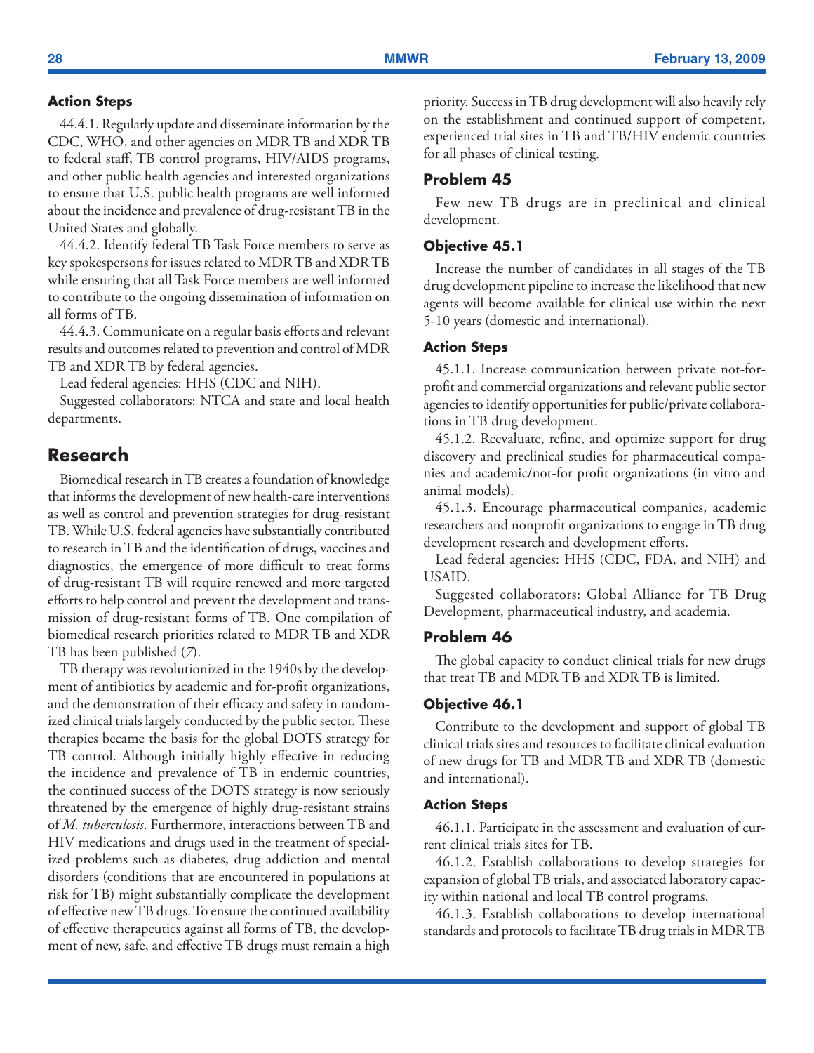#### Action Steps

44.4.1. Regularly update and disseminate information by the CDC, WHO, and other agencies on MDR TB and XDR TB to federal staff, TB control programs, HIV/AIDS programs, and other public health agencies and interested organizations to ensure that U.S. public health programs are well informed about the incidence and prevalence of drug-resistant TB in the United States and globally.

44.4.2. Identify federal TB Task Force members to serve as key spokespersons for issues related to MDR TB and XDR TB while ensuring that all Task Force members are well informed to contribute to the ongoing dissemination of information on all forms of TB.

44.4.3. Communicate on a regular basis efforts and relevant results and outcomes related to prevention and control of MDR TB and XDR TB by federal agencies.

Lead federal agencies: HHS (CDC and NIH).

Suggested collaborators: NTCA and state and local health departments.

## Research

Biomedical research in TB creates a foundation of knowledge that informs the development of new health-care interventions as well as control and prevention strategies for drug-resistant TB. While U.S. federal agencies have substantially contributed to research in TB and the identification of drugs, vaccines and diagnostics, the emergence of more difficult to treat forms of drug-resistant TB will require renewed and more targeted efforts to help control and prevent the development and transmission of drug-resistant forms of TB. One compilation of biomedical research priorities related to MDR TB and XDR TB has been published (*7*).

TB therapy was revolutionized in the 1940s by the development of antibiotics by academic and for-profit organizations, and the demonstration of their efficacy and safety in randomized clinical trials largely conducted by the public sector. These therapies became the basis for the global DOTS strategy for TB control. Although initially highly effective in reducing the incidence and prevalence of TB in endemic countries, the continued success of the DOTS strategy is now seriously threatened by the emergence of highly drug-resistant strains of *M. tuberculosis*. Furthermore, interactions between TB and HIV medications and drugs used in the treatment of specialized problems such as diabetes, drug addiction and mental disorders (conditions that are encountered in populations at risk for TB) might substantially complicate the development of effective new TB drugs. To ensure the continued availability of effective therapeutics against all forms of TB, the development of new, safe, and effective TB drugs must remain a high priority. Success in TB drug development will also heavily rely on the establishment and continued support of competent, experienced trial sites in TB and TB/HIV endemic countries for all phases of clinical testing.

### Problem 45

Few new TB drugs are in preclinical and clinical development.

#### Objective 45.1

Increase the number of candidates in all stages of the TB drug development pipeline to increase the likelihood that new agents will become available for clinical use within the next 5-10 years (domestic and international).

#### Action Steps

45.1.1. Increase communication between private not-for-profit and commercial organizations and relevant public sector agencies to identify opportunities for public/private collaborations in TB drug development.

45.1.2. Reevaluate, refine, and optimize support for drug discovery and preclinical studies for pharmaceutical companies and academic/not-for profit organizations (in vitro and animal models).

45.1.3. Encourage pharmaceutical companies, academic researchers and nonprofit organizations to engage in TB drug development research and development efforts.

Lead federal agencies: HHS (CDC, FDA, and NIH) and USAID.

Suggested collaborators: Global Alliance for TB Drug Development, pharmaceutical industry, and academia.

### Problem 46

The global capacity to conduct clinical trials for new drugs that treat TB and MDR TB and XDR TB is limited.

#### Objective 46.1

Contribute to the development and support of global TB clinical trials sites and resources to facilitate clinical evaluation of new drugs for TB and MDR TB and XDR TB (domestic and international).

#### Action Steps

46.1.1. Participate in the assessment and evaluation of current clinical trials sites for TB.

46.1.2. Establish collaborations to develop strategies for expansion of global TB trials, and associated laboratory capacity within national and local TB control programs.

46.1.3. Establish collaborations to develop international standards and protocols to facilitate TB drug trials in MDR TB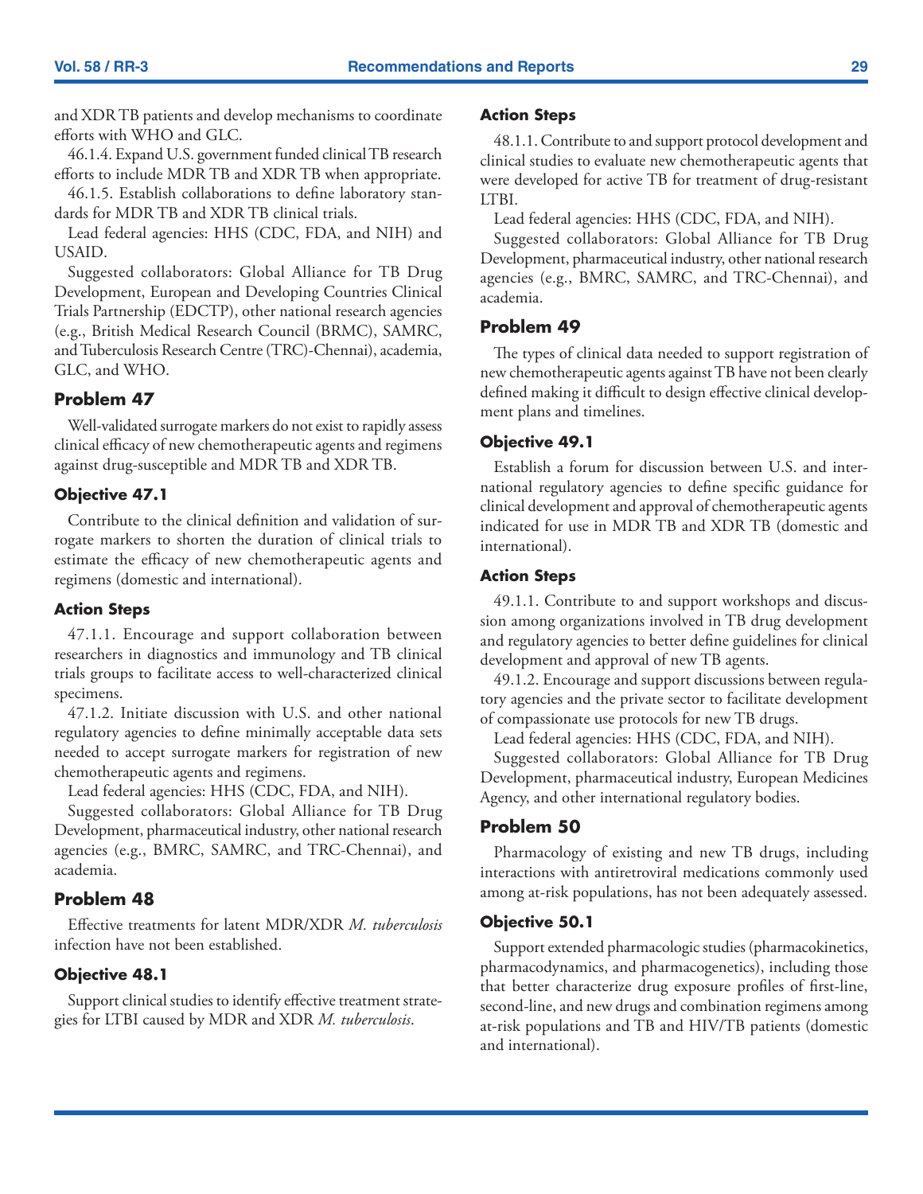and XDR TB patients and develop mechanisms to coordinate efforts with WHO and GLC.

46.1.4. Expand U.S. government funded clinical TB research efforts to include MDR TB and XDR TB when appropriate.

46.1.5. Establish collaborations to define laboratory standards for MDR TB and XDR TB clinical trials.

Lead federal agencies: HHS (CDC, FDA, and NIH) and USAID.

Suggested collaborators: Global Alliance for TB Drug Development, European and Developing Countries Clinical Trials Partnership (EDCTP), other national research agencies (e.g., British Medical Research Council (BRMC), SAMRC, and Tuberculosis Research Centre (TRC)-Chennai), academia, GLC, and WHO.

## Problem 47

Well-validated surrogate markers do not exist to rapidly assess clinical efficacy of new chemotherapeutic agents and regimens against drug-susceptible and MDR TB and XDR TB.

### Objective 47.1

Contribute to the clinical definition and validation of surrogate markers to shorten the duration of clinical trials to estimate the efficacy of new chemotherapeutic agents and regimens (domestic and international).

### Action Steps

47.1.1. Encourage and support collaboration between researchers in diagnostics and immunology and TB clinical trials groups to facilitate access to well-characterized clinical specimens.

47.1.2. Initiate discussion with U.S. and other national regulatory agencies to define minimally acceptable data sets needed to accept surrogate markers for registration of new chemotherapeutic agents and regimens.

Lead federal agencies: HHS (CDC, FDA, and NIH).

Suggested collaborators: Global Alliance for TB Drug Development, pharmaceutical industry, other national research agencies (e.g., BMRC, SAMRC, and TRC-Chennai), and academia.

## Problem 48

Effective treatments for latent MDR/XDR *M. tuberculosis* infection have not been established.

### Objective 48.1

Support clinical studies to identify effective treatment strategies for LTBI caused by MDR and XDR *M. tuberculosis*.

### Action Steps

48.1.1. Contribute to and support protocol development and clinical studies to evaluate new chemotherapeutic agents that were developed for active TB for treatment of drug-resistant LTBI.

Lead federal agencies: HHS (CDC, FDA, and NIH).

Suggested collaborators: Global Alliance for TB Drug Development, pharmaceutical industry, other national research agencies (e.g., BMRC, SAMRC, and TRC-Chennai), and academia.

## Problem 49

The types of clinical data needed to support registration of new chemotherapeutic agents against TB have not been clearly defined making it difficult to design effective clinical development plans and timelines.

### Objective 49.1

Establish a forum for discussion between U.S. and international regulatory agencies to define specific guidance for clinical development and approval of chemotherapeutic agents indicated for use in MDR TB and XDR TB (domestic and international).

### Action Steps

49.1.1. Contribute to and support workshops and discussion among organizations involved in TB drug development and regulatory agencies to better define guidelines for clinical development and approval of new TB agents.

49.1.2. Encourage and support discussions between regulatory agencies and the private sector to facilitate development of compassionate use protocols for new TB drugs.

Lead federal agencies: HHS (CDC, FDA, and NIH).

Suggested collaborators: Global Alliance for TB Drug Development, pharmaceutical industry, European Medicines Agency, and other international regulatory bodies.

## Problem 50

Pharmacology of existing and new TB drugs, including interactions with antiretroviral medications commonly used among at-risk populations, has not been adequately assessed.

### Objective 50.1

Support extended pharmacologic studies (pharmacokinetics, pharmacodynamics, and pharmacogenetics), including those that better characterize drug exposure profiles of first-line, second-line, and new drugs and combination regimens among at-risk populations and TB and HIV/TB patients (domestic and international).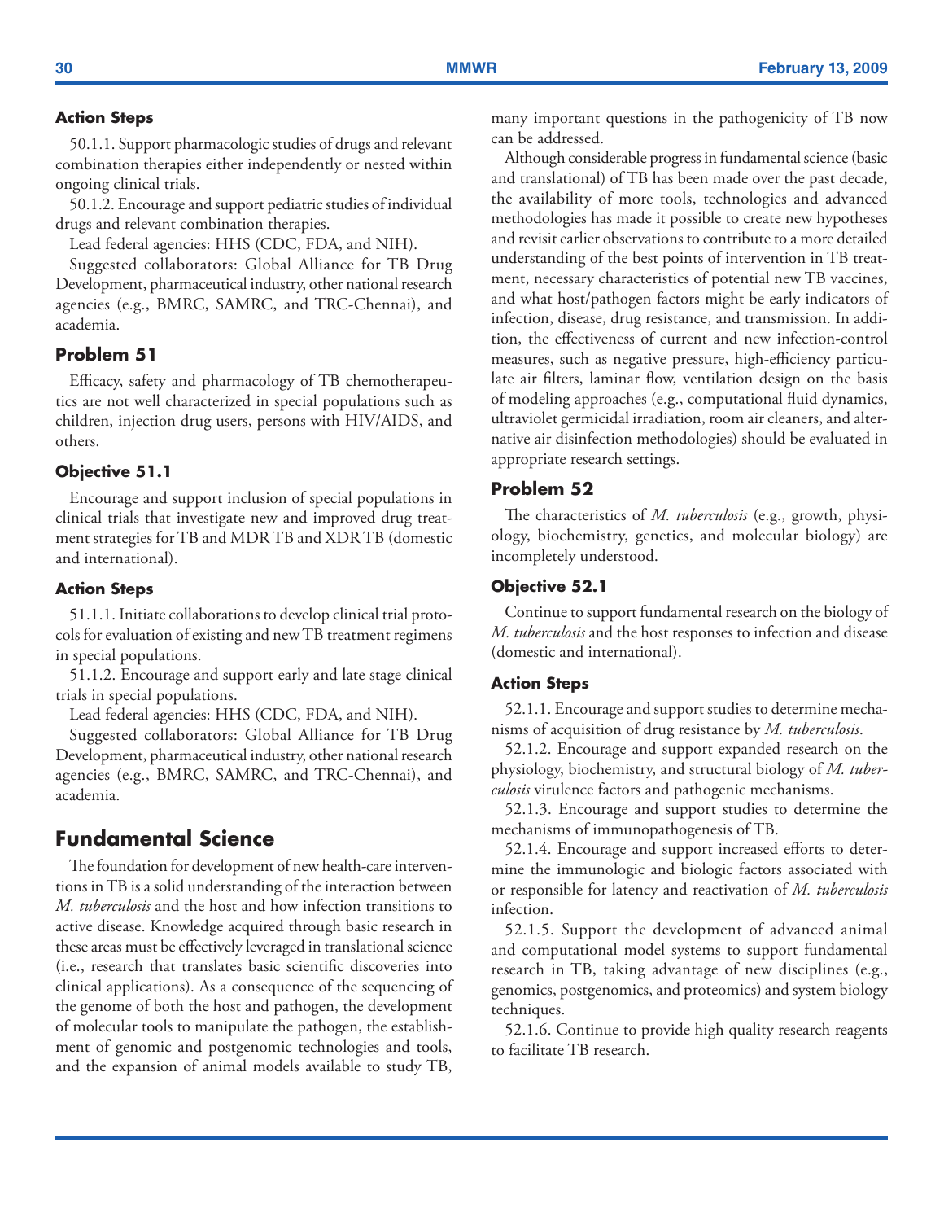### Action Steps

50.1.1. Support pharmacologic studies of drugs and relevant combination therapies either independently or nested within ongoing clinical trials.

50.1.2. Encourage and support pediatric studies of individual drugs and relevant combination therapies.

Lead federal agencies: HHS (CDC, FDA, and NIH).

Suggested collaborators: Global Alliance for TB Drug Development, pharmaceutical industry, other national research agencies (e.g., BMRC, SAMRC, and TRC-Chennai), and academia.

### Problem 51

Efficacy, safety and pharmacology of TB chemotherapeutics are not well characterized in special populations such as children, injection drug users, persons with HIV/AIDS, and others.

#### Objective 51.1

Encourage and support inclusion of special populations in clinical trials that investigate new and improved drug treatment strategies for TB and MDR TB and XDR TB (domestic and international).

#### Action Steps

51.1.1. Initiate collaborations to develop clinical trial protocols for evaluation of existing and new TB treatment regimens in special populations.

51.1.2. Encourage and support early and late stage clinical trials in special populations.

Lead federal agencies: HHS (CDC, FDA, and NIH).

Suggested collaborators: Global Alliance for TB Drug Development, pharmaceutical industry, other national research agencies (e.g., BMRC, SAMRC, and TRC-Chennai), and academia.

## Fundamental Science

The foundation for development of new health-care interventions in TB is a solid understanding of the interaction between *M. tuberculosis* and the host and how infection transitions to active disease. Knowledge acquired through basic research in these areas must be effectively leveraged in translational science (i.e., research that translates basic scientific discoveries into clinical applications). As a consequence of the sequencing of the genome of both the host and pathogen, the development of molecular tools to manipulate the pathogen, the establishment of genomic and postgenomic technologies and tools, and the expansion of animal models available to study TB, many important questions in the pathogenicity of TB now can be addressed.

Although considerable progress in fundamental science (basic and translational) of TB has been made over the past decade, the availability of more tools, technologies and advanced methodologies has made it possible to create new hypotheses and revisit earlier observations to contribute to a more detailed understanding of the best points of intervention in TB treatment, necessary characteristics of potential new TB vaccines, and what host/pathogen factors might be early indicators of infection, disease, drug resistance, and transmission. In addition, the effectiveness of current and new infection-control measures, such as negative pressure, high-efficiency particulate air filters, laminar flow, ventilation design on the basis of modeling approaches (e.g., computational fluid dynamics, ultraviolet germicidal irradiation, room air cleaners, and alternative air disinfection methodologies) should be evaluated in appropriate research settings.

### Problem 52

The characteristics of *M. tuberculosis* (e.g., growth, physiology, biochemistry, genetics, and molecular biology) are incompletely understood.

#### Objective 52.1

Continue to support fundamental research on the biology of *M. tuberculosis* and the host responses to infection and disease (domestic and international).

#### Action Steps

52.1.1. Encourage and support studies to determine mechanisms of acquisition of drug resistance by *M. tuberculosis*.

52.1.2. Encourage and support expanded research on the physiology, biochemistry, and structural biology of *M. tuberculosis* virulence factors and pathogenic mechanisms.

52.1.3. Encourage and support studies to determine the mechanisms of immunopathogenesis of TB.

52.1.4. Encourage and support increased efforts to determine the immunologic and biologic factors associated with or responsible for latency and reactivation of *M. tuberculosis* infection.

52.1.5. Support the development of advanced animal and computational model systems to support fundamental research in TB, taking advantage of new disciplines (e.g., genomics, postgenomics, and proteomics) and system biology techniques.

52.1.6. Continue to provide high quality research reagents to facilitate TB research.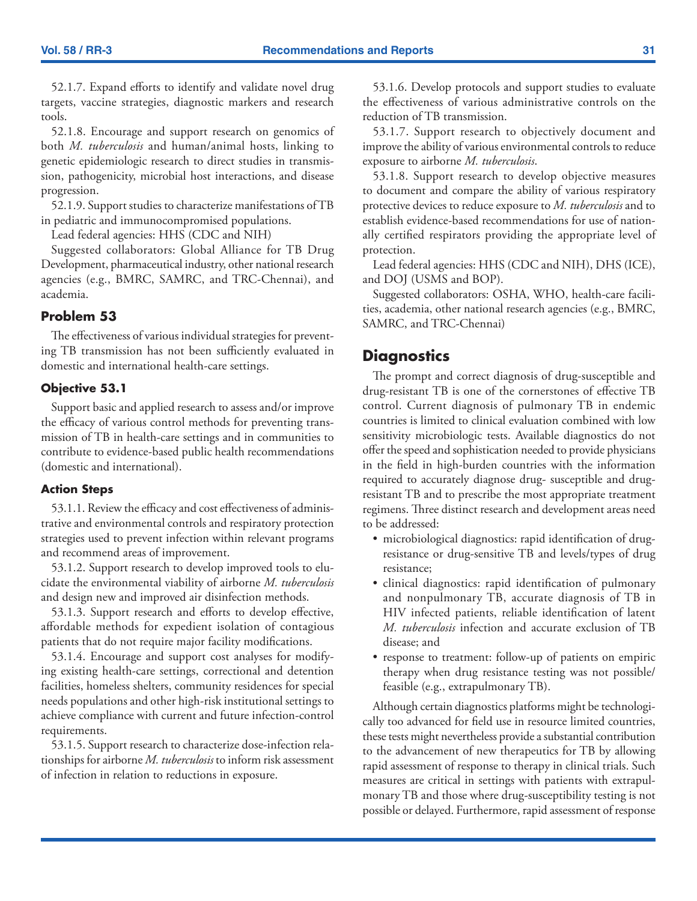52.1.7. Expand efforts to identify and validate novel drug targets, vaccine strategies, diagnostic markers and research tools.

52.1.8. Encourage and support research on genomics of both *M. tuberculosis* and human/animal hosts, linking to genetic epidemiologic research to direct studies in transmission, pathogenicity, microbial host interactions, and disease progression.

52.1.9. Support studies to characterize manifestations of TB in pediatric and immunocompromised populations.

Lead federal agencies: HHS (CDC and NIH)

Suggested collaborators: Global Alliance for TB Drug Development, pharmaceutical industry, other national research agencies (e.g., BMRC, SAMRC, and TRC-Chennai), and academia.

### Problem 53

The effectiveness of various individual strategies for preventing TB transmission has not been sufficiently evaluated in domestic and international health-care settings.

#### Objective 53.1

Support basic and applied research to assess and/or improve the efficacy of various control methods for preventing transmission of TB in health-care settings and in communities to contribute to evidence-based public health recommendations (domestic and international).

#### Action Steps

53.1.1. Review the efficacy and cost effectiveness of administrative and environmental controls and respiratory protection strategies used to prevent infection within relevant programs and recommend areas of improvement.

53.1.2. Support research to develop improved tools to elucidate the environmental viability of airborne *M. tuberculosis* and design new and improved air disinfection methods.

53.1.3. Support research and efforts to develop effective, affordable methods for expedient isolation of contagious patients that do not require major facility modifications.

53.1.4. Encourage and support cost analyses for modifying existing health-care settings, correctional and detention facilities, homeless shelters, community residences for special needs populations and other high-risk institutional settings to achieve compliance with current and future infection-control requirements.

53.1.5. Support research to characterize dose-infection relationships for airborne *M. tuberculosis* to inform risk assessment of infection in relation to reductions in exposure.

53.1.6. Develop protocols and support studies to evaluate the effectiveness of various administrative controls on the reduction of TB transmission.

53.1.7. Support research to objectively document and improve the ability of various environmental controls to reduce exposure to airborne *M. tuberculosis*.

53.1.8. Support research to develop objective measures to document and compare the ability of various respiratory protective devices to reduce exposure to *M. tuberculosis* and to establish evidence-based recommendations for use of nationally certified respirators providing the appropriate level of protection.

Lead federal agencies: HHS (CDC and NIH), DHS (ICE), and DOJ (USMS and BOP).

Suggested collaborators: OSHA, WHO, health-care facilities, academia, other national research agencies (e.g., BMRC, SAMRC, and TRC-Chennai)

## Diagnostics

The prompt and correct diagnosis of drug-susceptible and drug-resistant TB is one of the cornerstones of effective TB control. Current diagnosis of pulmonary TB in endemic countries is limited to clinical evaluation combined with low sensitivity microbiologic tests. Available diagnostics do not offer the speed and sophistication needed to provide physicians in the field in high-burden countries with the information required to accurately diagnose drug- susceptible and drug-resistant TB and to prescribe the most appropriate treatment regimens. Three distinct research and development areas need to be addressed:

- microbiological diagnostics: rapid identification of drug-resistance or drug-sensitive TB and levels/types of drug resistance;
- clinical diagnostics: rapid identification of pulmonary and nonpulmonary TB, accurate diagnosis of TB in HIV infected patients, reliable identification of latent *M. tuberculosis* infection and accurate exclusion of TB disease; and
- response to treatment: follow-up of patients on empiric therapy when drug resistance testing was not possible/feasible (e.g., extrapulmonary TB).

Although certain diagnostics platforms might be technologically too advanced for field use in resource limited countries, these tests might nevertheless provide a substantial contribution to the advancement of new therapeutics for TB by allowing rapid assessment of response to therapy in clinical trials. Such measures are critical in settings with patients with extrapulmonary TB and those where drug-susceptibility testing is not possible or delayed. Furthermore, rapid assessment of response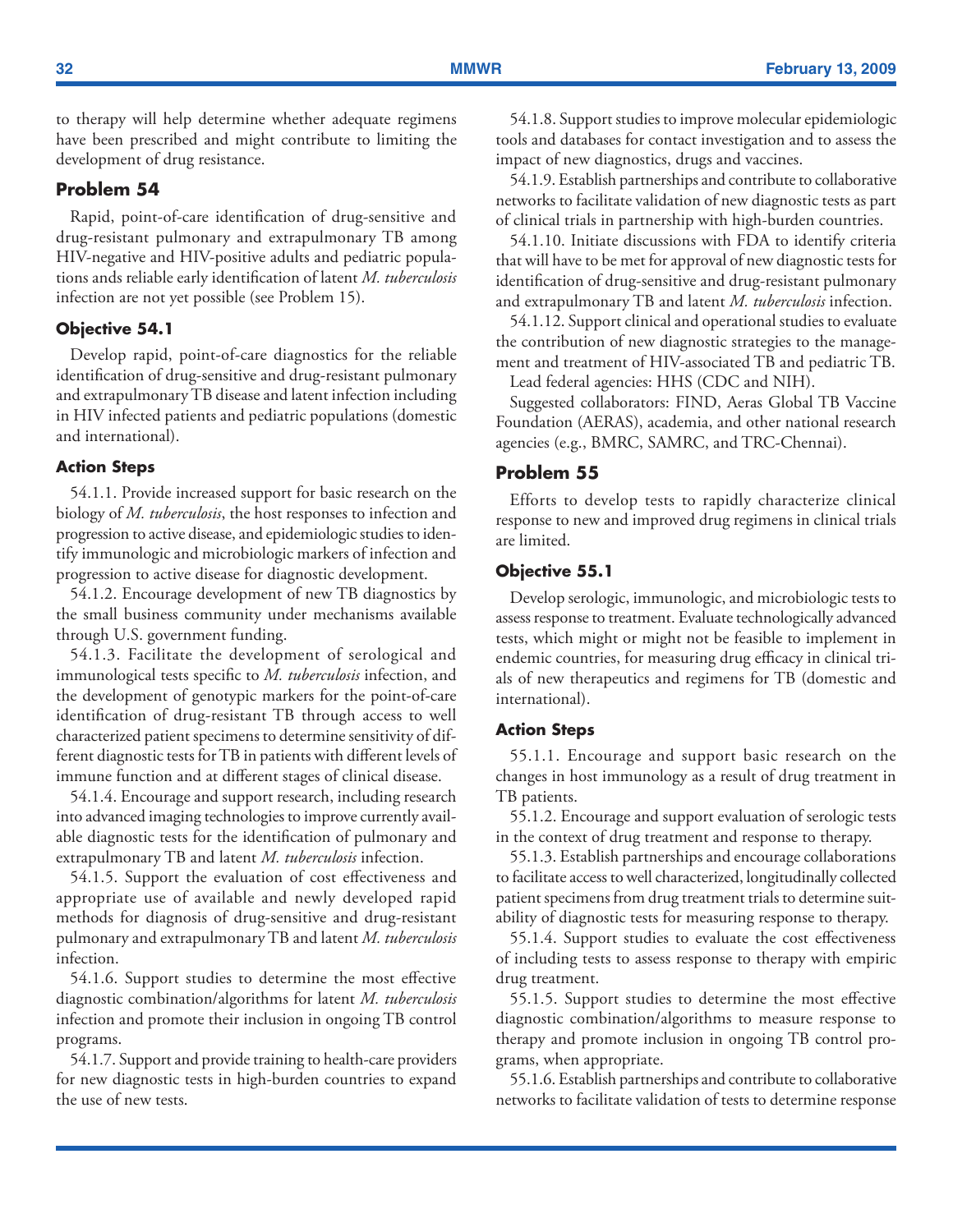to therapy will help determine whether adequate regimens have been prescribed and might contribute to limiting the development of drug resistance.

## Problem 54

Rapid, point-of-care identification of drug-sensitive and drug-resistant pulmonary and extrapulmonary TB among HIV-negative and HIV-positive adults and pediatric populations ands reliable early identification of latent *M. tuberculosis* infection are not yet possible (see Problem 15).

### Objective 54.1

Develop rapid, point-of-care diagnostics for the reliable identification of drug-sensitive and drug-resistant pulmonary and extrapulmonary TB disease and latent infection including in HIV infected patients and pediatric populations (domestic and international).

#### Action Steps

54.1.1. Provide increased support for basic research on the biology of *M. tuberculosis*, the host responses to infection and progression to active disease, and epidemiologic studies to identify immunologic and microbiologic markers of infection and progression to active disease for diagnostic development.

54.1.2. Encourage development of new TB diagnostics by the small business community under mechanisms available through U.S. government funding.

54.1.3. Facilitate the development of serological and immunological tests specific to *M. tuberculosis* infection, and the development of genotypic markers for the point-of-care identification of drug-resistant TB through access to well characterized patient specimens to determine sensitivity of different diagnostic tests for TB in patients with different levels of immune function and at different stages of clinical disease.

54.1.4. Encourage and support research, including research into advanced imaging technologies to improve currently available diagnostic tests for the identification of pulmonary and extrapulmonary TB and latent *M. tuberculosis* infection.

54.1.5. Support the evaluation of cost effectiveness and appropriate use of available and newly developed rapid methods for diagnosis of drug-sensitive and drug-resistant pulmonary and extrapulmonary TB and latent *M. tuberculosis* infection.

54.1.6. Support studies to determine the most effective diagnostic combination/algorithms for latent *M. tuberculosis* infection and promote their inclusion in ongoing TB control programs.

54.1.7. Support and provide training to health-care providers for new diagnostic tests in high-burden countries to expand the use of new tests.

54.1.8. Support studies to improve molecular epidemiologic tools and databases for contact investigation and to assess the impact of new diagnostics, drugs and vaccines.

54.1.9. Establish partnerships and contribute to collaborative networks to facilitate validation of new diagnostic tests as part of clinical trials in partnership with high-burden countries.

54.1.10. Initiate discussions with FDA to identify criteria that will have to be met for approval of new diagnostic tests for identification of drug-sensitive and drug-resistant pulmonary and extrapulmonary TB and latent *M. tuberculosis* infection.

54.1.12. Support clinical and operational studies to evaluate the contribution of new diagnostic strategies to the management and treatment of HIV-associated TB and pediatric TB.

Lead federal agencies: HHS (CDC and NIH).

Suggested collaborators: FIND, Aeras Global TB Vaccine Foundation (AERAS), academia, and other national research agencies (e.g., BMRC, SAMRC, and TRC-Chennai).

## Problem 55

Efforts to develop tests to rapidly characterize clinical response to new and improved drug regimens in clinical trials are limited.

### Objective 55.1

Develop serologic, immunologic, and microbiologic tests to assess response to treatment. Evaluate technologically advanced tests, which might or might not be feasible to implement in endemic countries, for measuring drug efficacy in clinical trials of new therapeutics and regimens for TB (domestic and international).

#### Action Steps

55.1.1. Encourage and support basic research on the changes in host immunology as a result of drug treatment in TB patients.

55.1.2. Encourage and support evaluation of serologic tests in the context of drug treatment and response to therapy.

55.1.3. Establish partnerships and encourage collaborations to facilitate access to well characterized, longitudinally collected patient specimens from drug treatment trials to determine suitability of diagnostic tests for measuring response to therapy.

55.1.4. Support studies to evaluate the cost effectiveness of including tests to assess response to therapy with empiric drug treatment.

55.1.5. Support studies to determine the most effective diagnostic combination/algorithms to measure response to therapy and promote inclusion in ongoing TB control programs, when appropriate.

55.1.6. Establish partnerships and contribute to collaborative networks to facilitate validation of tests to determine response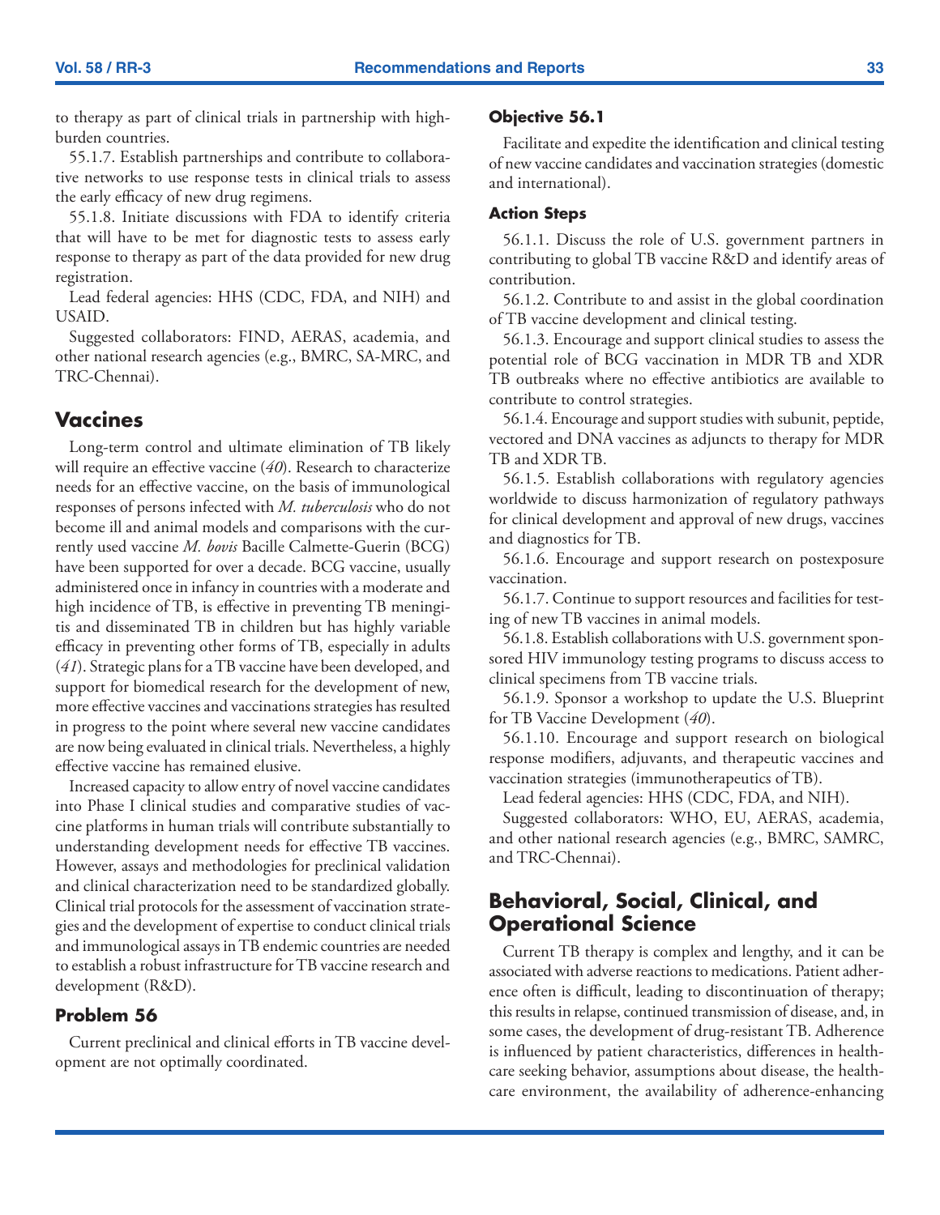to therapy as part of clinical trials in partnership with high-burden countries.

55.1.7. Establish partnerships and contribute to collaborative networks to use response tests in clinical trials to assess the early efficacy of new drug regimens.

55.1.8. Initiate discussions with FDA to identify criteria that will have to be met for diagnostic tests to assess early response to therapy as part of the data provided for new drug registration.

Lead federal agencies: HHS (CDC, FDA, and NIH) and USAID.

Suggested collaborators: FIND, AERAS, academia, and other national research agencies (e.g., BMRC, SA-MRC, and TRC-Chennai).

## Vaccines

Long-term control and ultimate elimination of TB likely will require an effective vaccine (*40*). Research to characterize needs for an effective vaccine, on the basis of immunological responses of persons infected with *M. tuberculosis* who do not become ill and animal models and comparisons with the currently used vaccine *M. bovis* Bacille Calmette-Guerin (BCG) have been supported for over a decade. BCG vaccine, usually administered once in infancy in countries with a moderate and high incidence of TB, is effective in preventing TB meningitis and disseminated TB in children but has highly variable efficacy in preventing other forms of TB, especially in adults (*41*). Strategic plans for a TB vaccine have been developed, and support for biomedical research for the development of new, more effective vaccines and vaccinations strategies has resulted in progress to the point where several new vaccine candidates are now being evaluated in clinical trials. Nevertheless, a highly effective vaccine has remained elusive.

Increased capacity to allow entry of novel vaccine candidates into Phase I clinical studies and comparative studies of vaccine platforms in human trials will contribute substantially to understanding development needs for effective TB vaccines. However, assays and methodologies for preclinical validation and clinical characterization need to be standardized globally. Clinical trial protocols for the assessment of vaccination strategies and the development of expertise to conduct clinical trials and immunological assays in TB endemic countries are needed to establish a robust infrastructure for TB vaccine research and development (R&D).

### Problem 56

Current preclinical and clinical efforts in TB vaccine development are not optimally coordinated.

#### Objective 56.1

Facilitate and expedite the identification and clinical testing of new vaccine candidates and vaccination strategies (domestic and international).

#### Action Steps

56.1.1. Discuss the role of U.S. government partners in contributing to global TB vaccine R&D and identify areas of contribution.

56.1.2. Contribute to and assist in the global coordination of TB vaccine development and clinical testing.

56.1.3. Encourage and support clinical studies to assess the potential role of BCG vaccination in MDR TB and XDR TB outbreaks where no effective antibiotics are available to contribute to control strategies.

56.1.4. Encourage and support studies with subunit, peptide, vectored and DNA vaccines as adjuncts to therapy for MDR TB and XDR TB.

56.1.5. Establish collaborations with regulatory agencies worldwide to discuss harmonization of regulatory pathways for clinical development and approval of new drugs, vaccines and diagnostics for TB.

56.1.6. Encourage and support research on postexposure vaccination.

56.1.7. Continue to support resources and facilities for testing of new TB vaccines in animal models.

56.1.8. Establish collaborations with U.S. government sponsored HIV immunology testing programs to discuss access to clinical specimens from TB vaccine trials.

56.1.9. Sponsor a workshop to update the U.S. Blueprint for TB Vaccine Development (*40*).

56.1.10. Encourage and support research on biological response modifiers, adjuvants, and therapeutic vaccines and vaccination strategies (immunotherapeutics of TB).

Lead federal agencies: HHS (CDC, FDA, and NIH).

Suggested collaborators: WHO, EU, AERAS, academia, and other national research agencies (e.g., BMRC, SAMRC, and TRC-Chennai).

## Behavioral, Social, Clinical, and Operational Science

Current TB therapy is complex and lengthy, and it can be associated with adverse reactions to medications. Patient adherence often is difficult, leading to discontinuation of therapy; this results in relapse, continued transmission of disease, and, in some cases, the development of drug-resistant TB. Adherence is influenced by patient characteristics, differences in health-care seeking behavior, assumptions about disease, the health-care environment, the availability of adherence-enhancing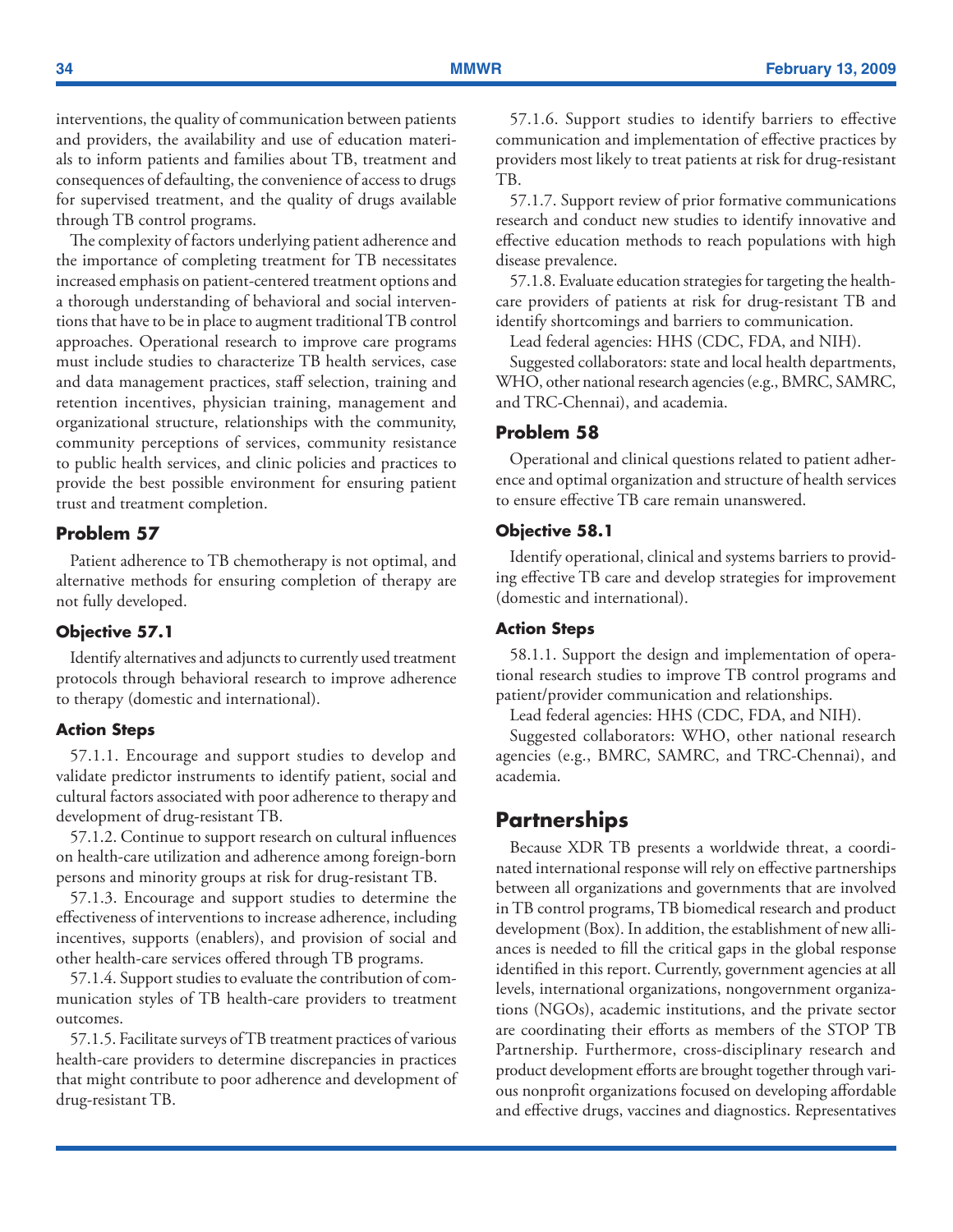interventions, the quality of communication between patients and providers, the availability and use of education materials to inform patients and families about TB, treatment and consequences of defaulting, the convenience of access to drugs for supervised treatment, and the quality of drugs available through TB control programs.

The complexity of factors underlying patient adherence and the importance of completing treatment for TB necessitates increased emphasis on patient-centered treatment options and a thorough understanding of behavioral and social interventions that have to be in place to augment traditional TB control approaches. Operational research to improve care programs must include studies to characterize TB health services, case and data management practices, staff selection, training and retention incentives, physician training, management and organizational structure, relationships with the community, community perceptions of services, community resistance to public health services, and clinic policies and practices to provide the best possible environment for ensuring patient trust and treatment completion.

### Problem 57

Patient adherence to TB chemotherapy is not optimal, and alternative methods for ensuring completion of therapy are not fully developed.

#### Objective 57.1

Identify alternatives and adjuncts to currently used treatment protocols through behavioral research to improve adherence to therapy (domestic and international).

#### Action Steps

57.1.1. Encourage and support studies to develop and validate predictor instruments to identify patient, social and cultural factors associated with poor adherence to therapy and development of drug-resistant TB.

57.1.2. Continue to support research on cultural influences on health-care utilization and adherence among foreign-born persons and minority groups at risk for drug-resistant TB.

57.1.3. Encourage and support studies to determine the effectiveness of interventions to increase adherence, including incentives, supports (enablers), and provision of social and other health-care services offered through TB programs.

57.1.4. Support studies to evaluate the contribution of communication styles of TB health-care providers to treatment outcomes.

57.1.5. Facilitate surveys of TB treatment practices of various health-care providers to determine discrepancies in practices that might contribute to poor adherence and development of drug-resistant TB.

57.1.6. Support studies to identify barriers to effective communication and implementation of effective practices by providers most likely to treat patients at risk for drug-resistant TB.

57.1.7. Support review of prior formative communications research and conduct new studies to identify innovative and effective education methods to reach populations with high disease prevalence.

57.1.8. Evaluate education strategies for targeting the health-care providers of patients at risk for drug-resistant TB and identify shortcomings and barriers to communication.

Lead federal agencies: HHS (CDC, FDA, and NIH).

Suggested collaborators: state and local health departments, WHO, other national research agencies (e.g., BMRC, SAMRC, and TRC-Chennai), and academia.

### Problem 58

Operational and clinical questions related to patient adherence and optimal organization and structure of health services to ensure effective TB care remain unanswered.

#### Objective 58.1

Identify operational, clinical and systems barriers to providing effective TB care and develop strategies for improvement (domestic and international).

#### Action Steps

58.1.1. Support the design and implementation of operational research studies to improve TB control programs and patient/provider communication and relationships.

Lead federal agencies: HHS (CDC, FDA, and NIH).

Suggested collaborators: WHO, other national research agencies (e.g., BMRC, SAMRC, and TRC-Chennai), and academia.

## Partnerships

Because XDR TB presents a worldwide threat, a coordinated international response will rely on effective partnerships between all organizations and governments that are involved in TB control programs, TB biomedical research and product development (Box). In addition, the establishment of new alliances is needed to fill the critical gaps in the global response identified in this report. Currently, government agencies at all levels, international organizations, nongovernment organizations (NGOs), academic institutions, and the private sector are coordinating their efforts as members of the STOP TB Partnership. Furthermore, cross-disciplinary research and product development efforts are brought together through various nonprofit organizations focused on developing affordable and effective drugs, vaccines and diagnostics. Representatives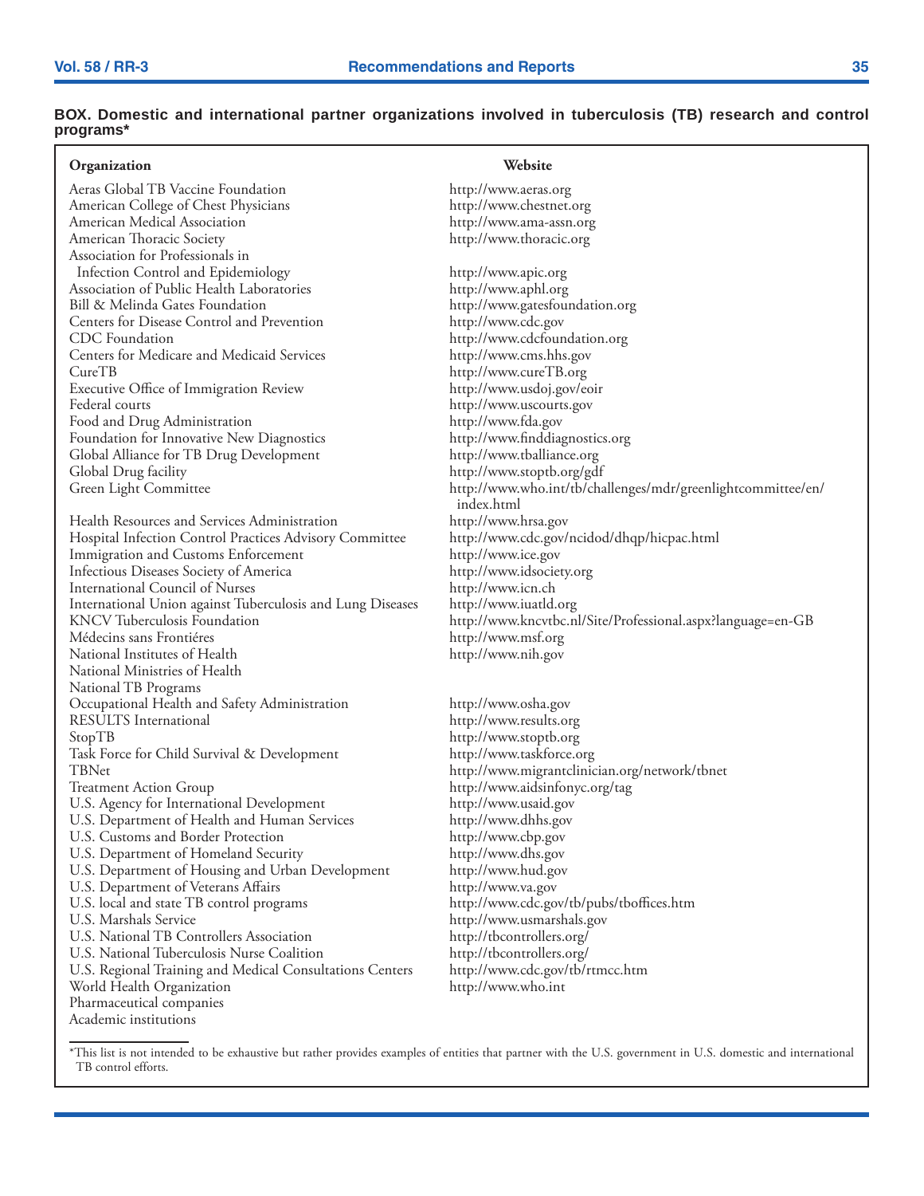**BOX. Domestic and international partner organizations involved in tuberculosis (TB) research and control programs***

| Organization | Website |
|---|---|
| Aeras Global TB Vaccine Foundation | http://www.aeras.org |
| American College of Chest Physicians | http://www.chestnet.org |
| American Medical Association | http://www.ama-assn.org |
| American Thoracic Society | http://www.thoracic.org |
| Association for Professionals in Infection Control and Epidemiology | http://www.apic.org |
| Association of Public Health Laboratories | http://www.aphl.org |
| Bill & Melinda Gates Foundation | http://www.gatesfoundation.org |
| Centers for Disease Control and Prevention | http://www.cdc.gov |
| CDC Foundation | http://www.cdcfoundation.org |
| Centers for Medicare and Medicaid Services | http://www.cms.hhs.gov |
| CureTB | http://www.cureTB.org |
| Executive Office of Immigration Review | http://www.usdoj.gov/eoir |
| Federal courts | http://www.uscourts.gov |
| Food and Drug Administration | http://www.fda.gov |
| Foundation for Innovative New Diagnostics | http://www.finddiagnostics.org |
| Global Alliance for TB Drug Development | http://www.tballiance.org |
| Global Drug facility | http://www.stoptb.org/gdf |
| Green Light Committee | http://www.who.int/tb/challenges/mdr/greenlightcommittee/en/index.html |
| Health Resources and Services Administration | http://www.hrsa.gov |
| Hospital Infection Control Practices Advisory Committee | http://www.cdc.gov/ncidod/dhqp/hicpac.html |
| Immigration and Customs Enforcement | http://www.ice.gov |
| Infectious Diseases Society of America | http://www.idsociety.org |
| International Council of Nurses | http://www.icn.ch |
| International Union against Tuberculosis and Lung Diseases | http://www.iuatld.org |
| KNCV Tuberculosis Foundation | http://www.kncvtbc.nl/Site/Professional.aspx?language=en-GB |
| Médecins sans Frontiéres | http://www.msf.org |
| National Institutes of Health | http://www.nih.gov |
| National Ministries of Health | |
| National TB Programs | |
| Occupational Health and Safety Administration | http://www.osha.gov |
| RESULTS International | http://www.results.org |
| StopTB | http://www.stoptb.org |
| Task Force for Child Survival & Development | http://www.taskforce.org |
| TBNet | http://www.migrantclinician.org/network/tbnet |
| Treatment Action Group | http://www.aidsinfonyc.org/tag |
| U.S. Agency for International Development | http://www.usaid.gov |
| U.S. Department of Health and Human Services | http://www.dhhs.gov |
| U.S. Customs and Border Protection | http://www.cbp.gov |
| U.S. Department of Homeland Security | http://www.dhs.gov |
| U.S. Department of Housing and Urban Development | http://www.hud.gov |
| U.S. Department of Veterans Affairs | http://www.va.gov |
| U.S. local and state TB control programs | http://www.cdc.gov/tb/pubs/tboffices.htm |
| U.S. Marshals Service | http://www.usmarshals.gov |
| U.S. National TB Controllers Association | http://tbcontrollers.org/ |
| U.S. National Tuberculosis Nurse Coalition | http://tbcontrollers.org/ |
| U.S. Regional Training and Medical Consultations Centers | http://www.cdc.gov/tb/rtmcc.htm |
| World Health Organization | http://www.who.int |
| Pharmaceutical companies | |
| Academic institutions | |

*This list is not intended to be exhaustive but rather provides examples of entities that partner with the U.S. government in U.S. domestic and international TB control efforts.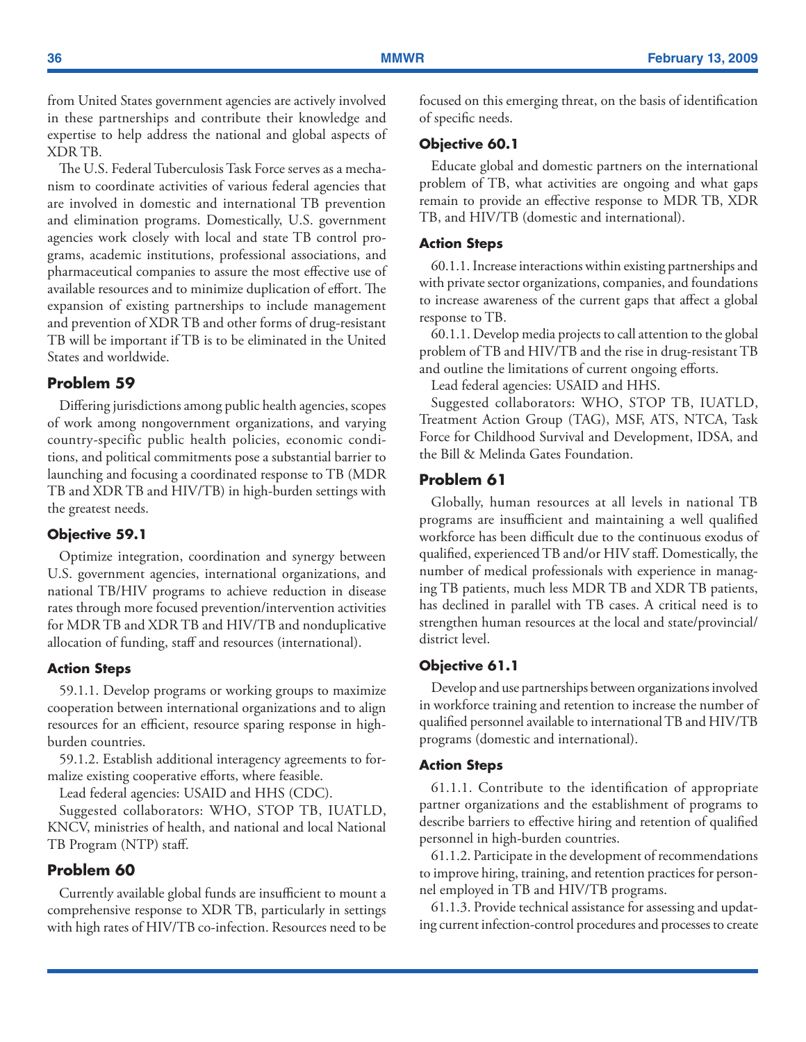from United States government agencies are actively involved in these partnerships and contribute their knowledge and expertise to help address the national and global aspects of XDR TB.

The U.S. Federal Tuberculosis Task Force serves as a mechanism to coordinate activities of various federal agencies that are involved in domestic and international TB prevention and elimination programs. Domestically, U.S. government agencies work closely with local and state TB control programs, academic institutions, professional associations, and pharmaceutical companies to assure the most effective use of available resources and to minimize duplication of effort. The expansion of existing partnerships to include management and prevention of XDR TB and other forms of drug-resistant TB will be important if TB is to be eliminated in the United States and worldwide.

## Problem 59

Differing jurisdictions among public health agencies, scopes of work among nongovernment organizations, and varying country-specific public health policies, economic conditions, and political commitments pose a substantial barrier to launching and focusing a coordinated response to TB (MDR TB and XDR TB and HIV/TB) in high-burden settings with the greatest needs.

### Objective 59.1

Optimize integration, coordination and synergy between U.S. government agencies, international organizations, and national TB/HIV programs to achieve reduction in disease rates through more focused prevention/intervention activities for MDR TB and XDR TB and HIV/TB and nonduplicative allocation of funding, staff and resources (international).

### Action Steps

59.1.1. Develop programs or working groups to maximize cooperation between international organizations and to align resources for an efficient, resource sparing response in high-burden countries.

59.1.2. Establish additional interagency agreements to formalize existing cooperative efforts, where feasible.

Lead federal agencies: USAID and HHS (CDC).

Suggested collaborators: WHO, STOP TB, IUATLD, KNCV, ministries of health, and national and local National TB Program (NTP) staff.

## Problem 60

Currently available global funds are insufficient to mount a comprehensive response to XDR TB, particularly in settings with high rates of HIV/TB co-infection. Resources need to be focused on this emerging threat, on the basis of identification of specific needs.

### Objective 60.1

Educate global and domestic partners on the international problem of TB, what activities are ongoing and what gaps remain to provide an effective response to MDR TB, XDR TB, and HIV/TB (domestic and international).

### Action Steps

60.1.1. Increase interactions within existing partnerships and with private sector organizations, companies, and foundations to increase awareness of the current gaps that affect a global response to TB.

60.1.1. Develop media projects to call attention to the global problem of TB and HIV/TB and the rise in drug-resistant TB and outline the limitations of current ongoing efforts.

Lead federal agencies: USAID and HHS.

Suggested collaborators: WHO, STOP TB, IUATLD, Treatment Action Group (TAG), MSF, ATS, NTCA, Task Force for Childhood Survival and Development, IDSA, and the Bill & Melinda Gates Foundation.

## Problem 61

Globally, human resources at all levels in national TB programs are insufficient and maintaining a well qualified workforce has been difficult due to the continuous exodus of qualified, experienced TB and/or HIV staff. Domestically, the number of medical professionals with experience in managing TB patients, much less MDR TB and XDR TB patients, has declined in parallel with TB cases. A critical need is to strengthen human resources at the local and state/provincial/district level.

### Objective 61.1

Develop and use partnerships between organizations involved in workforce training and retention to increase the number of qualified personnel available to international TB and HIV/TB programs (domestic and international).

### Action Steps

61.1.1. Contribute to the identification of appropriate partner organizations and the establishment of programs to describe barriers to effective hiring and retention of qualified personnel in high-burden countries.

61.1.2. Participate in the development of recommendations to improve hiring, training, and retention practices for personnel employed in TB and HIV/TB programs.

61.1.3. Provide technical assistance for assessing and updating current infection-control procedures and processes to create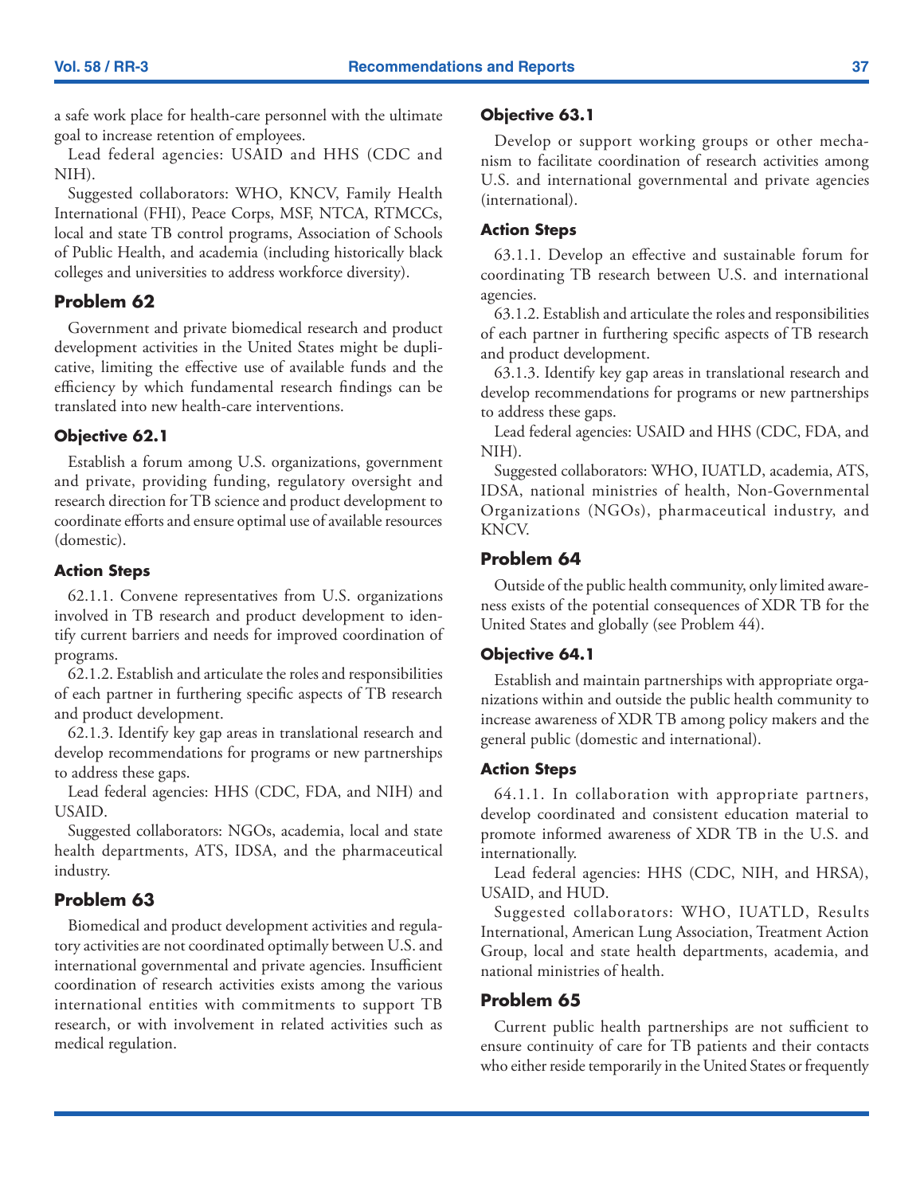a safe work place for health-care personnel with the ultimate goal to increase retention of employees.

Lead federal agencies: USAID and HHS (CDC and NIH).

Suggested collaborators: WHO, KNCV, Family Health International (FHI), Peace Corps, MSF, NTCA, RTMCCs, local and state TB control programs, Association of Schools of Public Health, and academia (including historically black colleges and universities to address workforce diversity).

## Problem 62

Government and private biomedical research and product development activities in the United States might be duplicative, limiting the effective use of available funds and the efficiency by which fundamental research findings can be translated into new health-care interventions.

### Objective 62.1

Establish a forum among U.S. organizations, government and private, providing funding, regulatory oversight and research direction for TB science and product development to coordinate efforts and ensure optimal use of available resources (domestic).

### Action Steps

62.1.1. Convene representatives from U.S. organizations involved in TB research and product development to identify current barriers and needs for improved coordination of programs.

62.1.2. Establish and articulate the roles and responsibilities of each partner in furthering specific aspects of TB research and product development.

62.1.3. Identify key gap areas in translational research and develop recommendations for programs or new partnerships to address these gaps.

Lead federal agencies: HHS (CDC, FDA, and NIH) and USAID.

Suggested collaborators: NGOs, academia, local and state health departments, ATS, IDSA, and the pharmaceutical industry.

## Problem 63

Biomedical and product development activities and regulatory activities are not coordinated optimally between U.S. and international governmental and private agencies. Insufficient coordination of research activities exists among the various international entities with commitments to support TB research, or with involvement in related activities such as medical regulation.

### Objective 63.1

Develop or support working groups or other mechanism to facilitate coordination of research activities among U.S. and international governmental and private agencies (international).

### Action Steps

63.1.1. Develop an effective and sustainable forum for coordinating TB research between U.S. and international agencies.

63.1.2. Establish and articulate the roles and responsibilities of each partner in furthering specific aspects of TB research and product development.

63.1.3. Identify key gap areas in translational research and develop recommendations for programs or new partnerships to address these gaps.

Lead federal agencies: USAID and HHS (CDC, FDA, and NIH).

Suggested collaborators: WHO, IUATLD, academia, ATS, IDSA, national ministries of health, Non-Governmental Organizations (NGOs), pharmaceutical industry, and KNCV.

## Problem 64

Outside of the public health community, only limited awareness exists of the potential consequences of XDR TB for the United States and globally (see Problem 44).

### Objective 64.1

Establish and maintain partnerships with appropriate organizations within and outside the public health community to increase awareness of XDR TB among policy makers and the general public (domestic and international).

### Action Steps

64.1.1. In collaboration with appropriate partners, develop coordinated and consistent education material to promote informed awareness of XDR TB in the U.S. and internationally.

Lead federal agencies: HHS (CDC, NIH, and HRSA), USAID, and HUD.

Suggested collaborators: WHO, IUATLD, Results International, American Lung Association, Treatment Action Group, local and state health departments, academia, and national ministries of health.

## Problem 65

Current public health partnerships are not sufficient to ensure continuity of care for TB patients and their contacts who either reside temporarily in the United States or frequently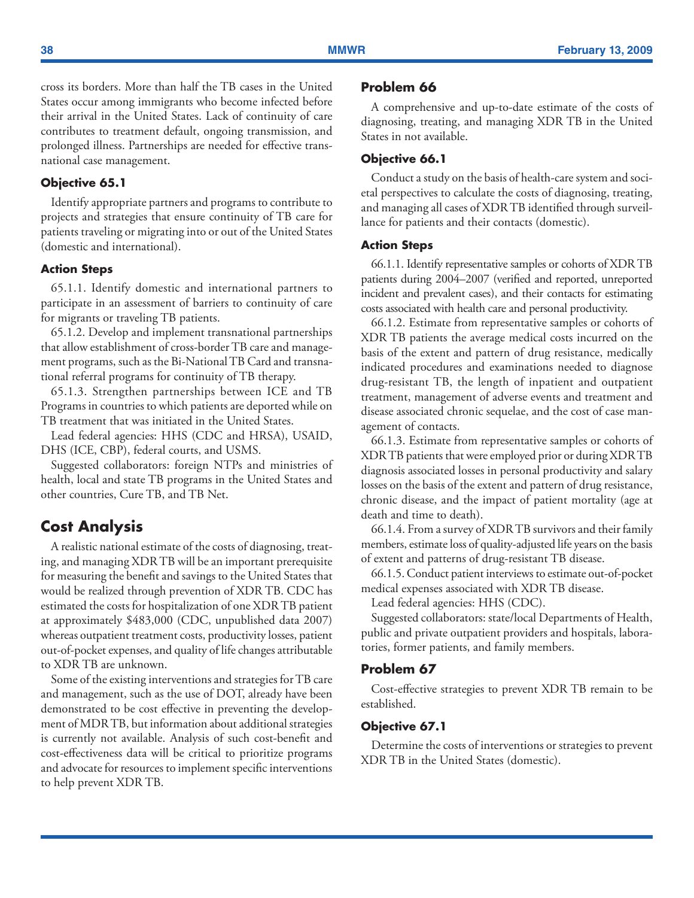cross its borders. More than half the TB cases in the United States occur among immigrants who become infected before their arrival in the United States. Lack of continuity of care contributes to treatment default, ongoing transmission, and prolonged illness. Partnerships are needed for effective transnational case management.

#### Objective 65.1

Identify appropriate partners and programs to contribute to projects and strategies that ensure continuity of TB care for patients traveling or migrating into or out of the United States (domestic and international).

#### Action Steps

65.1.1. Identify domestic and international partners to participate in an assessment of barriers to continuity of care for migrants or traveling TB patients.

65.1.2. Develop and implement transnational partnerships that allow establishment of cross-border TB care and management programs, such as the Bi-National TB Card and transnational referral programs for continuity of TB therapy.

65.1.3. Strengthen partnerships between ICE and TB Programs in countries to which patients are deported while on TB treatment that was initiated in the United States.

Lead federal agencies: HHS (CDC and HRSA), USAID, DHS (ICE, CBP), federal courts, and USMS.

Suggested collaborators: foreign NTPs and ministries of health, local and state TB programs in the United States and other countries, Cure TB, and TB Net.

## Cost Analysis

A realistic national estimate of the costs of diagnosing, treating, and managing XDR TB will be an important prerequisite for measuring the benefit and savings to the United States that would be realized through prevention of XDR TB. CDC has estimated the costs for hospitalization of one XDR TB patient at approximately $483,000 (CDC, unpublished data 2007) whereas outpatient treatment costs, productivity losses, patient out-of-pocket expenses, and quality of life changes attributable to XDR TB are unknown.

Some of the existing interventions and strategies for TB care and management, such as the use of DOT, already have been demonstrated to be cost effective in preventing the development of MDR TB, but information about additional strategies is currently not available. Analysis of such cost-benefit and cost-effectiveness data will be critical to prioritize programs and advocate for resources to implement specific interventions to help prevent XDR TB.

### Problem 66

A comprehensive and up-to-date estimate of the costs of diagnosing, treating, and managing XDR TB in the United States in not available.

#### Objective 66.1

Conduct a study on the basis of health-care system and societal perspectives to calculate the costs of diagnosing, treating, and managing all cases of XDR TB identified through surveillance for patients and their contacts (domestic).

#### Action Steps

66.1.1. Identify representative samples or cohorts of XDR TB patients during 2004–2007 (verified and reported, unreported incident and prevalent cases), and their contacts for estimating costs associated with health care and personal productivity.

66.1.2. Estimate from representative samples or cohorts of XDR TB patients the average medical costs incurred on the basis of the extent and pattern of drug resistance, medically indicated procedures and examinations needed to diagnose drug-resistant TB, the length of inpatient and outpatient treatment, management of adverse events and treatment and disease associated chronic sequelae, and the cost of case management of contacts.

66.1.3. Estimate from representative samples or cohorts of XDR TB patients that were employed prior or during XDR TB diagnosis associated losses in personal productivity and salary losses on the basis of the extent and pattern of drug resistance, chronic disease, and the impact of patient mortality (age at death and time to death).

66.1.4. From a survey of XDR TB survivors and their family members, estimate loss of quality-adjusted life years on the basis of extent and patterns of drug-resistant TB disease.

66.1.5. Conduct patient interviews to estimate out-of-pocket medical expenses associated with XDR TB disease.

Lead federal agencies: HHS (CDC).

Suggested collaborators: state/local Departments of Health, public and private outpatient providers and hospitals, laboratories, former patients, and family members.

### Problem 67

Cost-effective strategies to prevent XDR TB remain to be established.

#### Objective 67.1

Determine the costs of interventions or strategies to prevent XDR TB in the United States (domestic).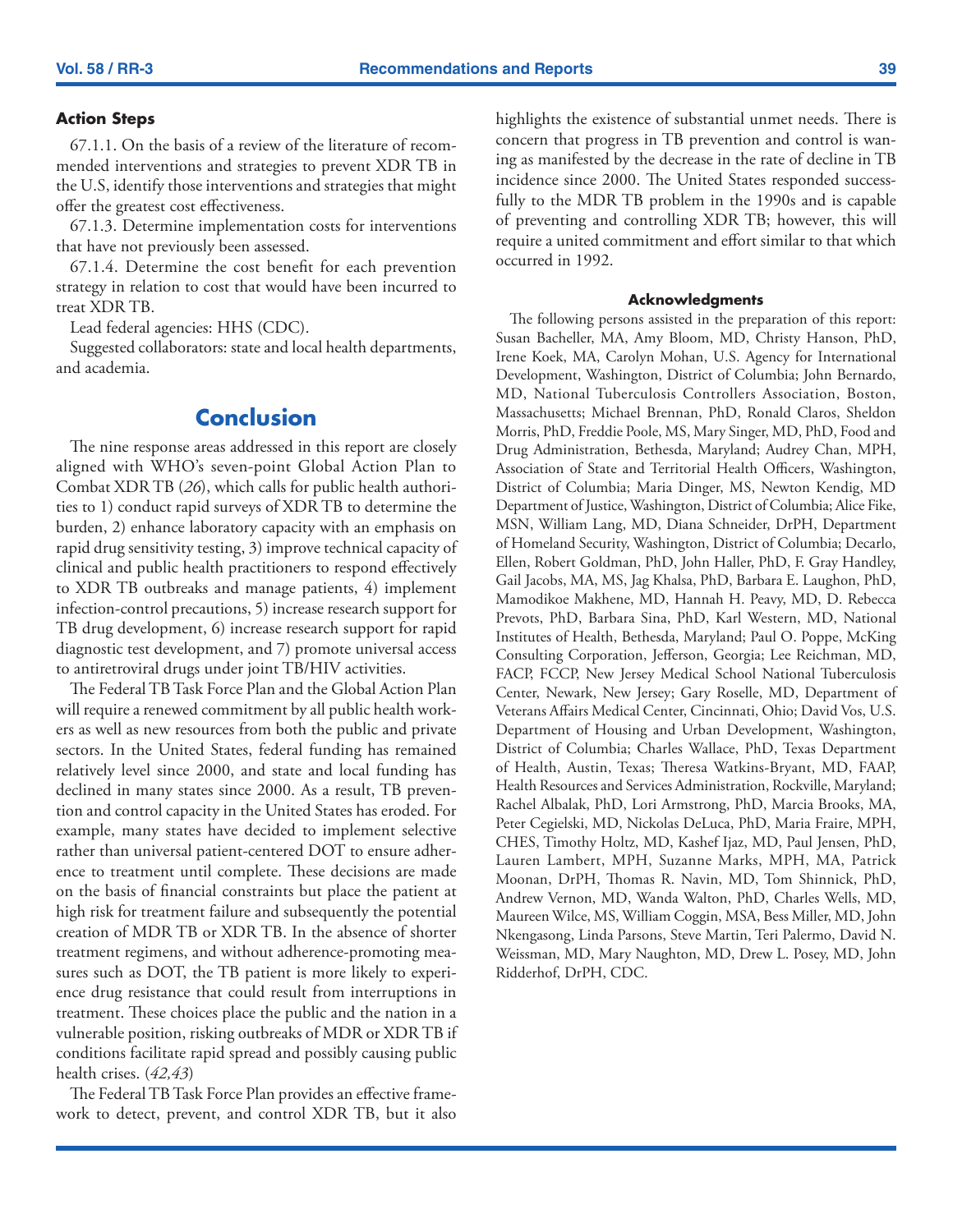#### Action Steps

67.1.1. On the basis of a review of the literature of recommended interventions and strategies to prevent XDR TB in the U.S, identify those interventions and strategies that might offer the greatest cost effectiveness.

67.1.3. Determine implementation costs for interventions that have not previously been assessed.

67.1.4. Determine the cost benefit for each prevention strategy in relation to cost that would have been incurred to treat XDR TB.

Lead federal agencies: HHS (CDC).

Suggested collaborators: state and local health departments, and academia.

## Conclusion

The nine response areas addressed in this report are closely aligned with WHO's seven-point Global Action Plan to Combat XDR TB (*26*), which calls for public health authorities to 1) conduct rapid surveys of XDR TB to determine the burden, 2) enhance laboratory capacity with an emphasis on rapid drug sensitivity testing, 3) improve technical capacity of clinical and public health practitioners to respond effectively to XDR TB outbreaks and manage patients, 4) implement infection-control precautions, 5) increase research support for TB drug development, 6) increase research support for rapid diagnostic test development, and 7) promote universal access to antiretroviral drugs under joint TB/HIV activities.

The Federal TB Task Force Plan and the Global Action Plan will require a renewed commitment by all public health workers as well as new resources from both the public and private sectors. In the United States, federal funding has remained relatively level since 2000, and state and local funding has declined in many states since 2000. As a result, TB prevention and control capacity in the United States has eroded. For example, many states have decided to implement selective rather than universal patient-centered DOT to ensure adherence to treatment until complete. These decisions are made on the basis of financial constraints but place the patient at high risk for treatment failure and subsequently the potential creation of MDR TB or XDR TB. In the absence of shorter treatment regimens, and without adherence-promoting measures such as DOT, the TB patient is more likely to experience drug resistance that could result from interruptions in treatment. These choices place the public and the nation in a vulnerable position, risking outbreaks of MDR or XDR TB if conditions facilitate rapid spread and possibly causing public health crises. (*42,43*)

The Federal TB Task Force Plan provides an effective framework to detect, prevent, and control XDR TB, but it also highlights the existence of substantial unmet needs. There is concern that progress in TB prevention and control is waning as manifested by the decrease in the rate of decline in TB incidence since 2000. The United States responded successfully to the MDR TB problem in the 1990s and is capable of preventing and controlling XDR TB; however, this will require a united commitment and effort similar to that which occurred in 1992.

#### Acknowledgments

The following persons assisted in the preparation of this report: Susan Bacheller, MA, Amy Bloom, MD, Christy Hanson, PhD, Irene Koek, MA, Carolyn Mohan, U.S. Agency for International Development, Washington, District of Columbia; John Bernardo, MD, National Tuberculosis Controllers Association, Boston, Massachusetts; Michael Brennan, PhD, Ronald Claros, Sheldon Morris, PhD, Freddie Poole, MS, Mary Singer, MD, PhD, Food and Drug Administration, Bethesda, Maryland; Audrey Chan, MPH, Association of State and Territorial Health Officers, Washington, District of Columbia; Maria Dinger, MS, Newton Kendig, MD Department of Justice, Washington, District of Columbia; Alice Fike, MSN, William Lang, MD, Diana Schneider, DrPH, Department of Homeland Security, Washington, District of Columbia; Decarlo, Ellen, Robert Goldman, PhD, John Haller, PhD, F. Gray Handley, Gail Jacobs, MA, MS, Jag Khalsa, PhD, Barbara E. Laughon, PhD, Mamodikoe Makhene, MD, Hannah H. Peavy, MD, D. Rebecca Prevots, PhD, Barbara Sina, PhD, Karl Western, MD, National Institutes of Health, Bethesda, Maryland; Paul O. Poppe, McKing Consulting Corporation, Jefferson, Georgia; Lee Reichman, MD, FACP, FCCP, New Jersey Medical School National Tuberculosis Center, Newark, New Jersey; Gary Roselle, MD, Department of Veterans Affairs Medical Center, Cincinnati, Ohio; David Vos, U.S. Department of Housing and Urban Development, Washington, District of Columbia; Charles Wallace, PhD, Texas Department of Health, Austin, Texas; Theresa Watkins-Bryant, MD, FAAP, Health Resources and Services Administration, Rockville, Maryland; Rachel Albalak, PhD, Lori Armstrong, PhD, Marcia Brooks, MA, Peter Cegielski, MD, Nickolas DeLuca, PhD, Maria Fraire, MPH, CHES, Timothy Holtz, MD, Kashef Ijaz, MD, Paul Jensen, PhD, Lauren Lambert, MPH, Suzanne Marks, MPH, MA, Patrick Moonan, DrPH, Thomas R. Navin, MD, Tom Shinnick, PhD, Andrew Vernon, MD, Wanda Walton, PhD, Charles Wells, MD, Maureen Wilce, MS, William Coggin, MSA, Bess Miller, MD, John Nkengasong, Linda Parsons, Steve Martin, Teri Palermo, David N. Weissman, MD, Mary Naughton, MD, Drew L. Posey, MD, John Ridderhof, DrPH, CDC.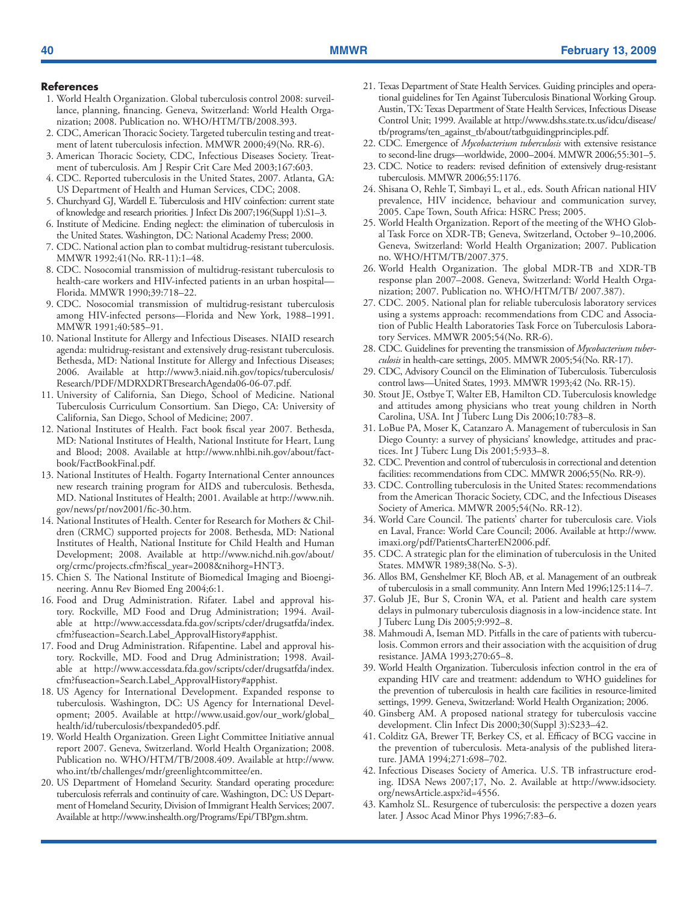## References

1. World Health Organization. Global tuberculosis control 2008: surveillance, planning, financing. Geneva, Switzerland: World Health Organization; 2008. Publication no. WHO/HTM/TB/2008.393.
2. CDC, American Thoracic Society. Targeted tuberculin testing and treatment of latent tuberculosis infection. MMWR 2000;49(No. RR-6).
3. American Thoracic Society, CDC, Infectious Diseases Society. Treatment of tuberculosis. Am J Respir Crit Care Med 2003;167:603.
4. CDC. Reported tuberculosis in the United States, 2007. Atlanta, GA: US Department of Health and Human Services, CDC; 2008.
5. Churchyard GJ, Wardell E. Tuberculosis and HIV coinfection: current state of knowledge and research priorities. J Infect Dis 2007;196(Suppl 1):S1–3.
6. Institute of Medicine. Ending neglect: the elimination of tuberculosis in the United States. Washington, DC: National Academy Press; 2000.
7. CDC. National action plan to combat multidrug-resistant tuberculosis. MMWR 1992;41(No. RR-11):1–48.
8. CDC. Nosocomial transmission of multidrug-resistant tuberculosis to health-care workers and HIV-infected patients in an urban hospital—Florida. MMWR 1990;39:718–22.
9. CDC. Nosocomial transmission of multidrug-resistant tuberculosis among HIV-infected persons—Florida and New York, 1988–1991. MMWR 1991;40:585–91.
10. National Institute for Allergy and Infectious Diseases. NIAID research agenda: multidrug-resistant and extensively drug-resistant tuberculosis. Bethesda, MD: National Institute for Allergy and Infectious Diseases; 2006. Available at http://www3.niaid.nih.gov/topics/tuberculosis/Research/PDF/MDRXDRTBresearchAgenda06-06-07.pdf.
11. University of California, San Diego, School of Medicine. National Tuberculosis Curriculum Consortium. San Diego, CA: University of California, San Diego, School of Medicine; 2007.
12. National Institutes of Health. Fact book fiscal year 2007. Bethesda, MD: National Institutes of Health, National Institute for Heart, Lung and Blood; 2008. Available at http://www.nhlbi.nih.gov/about/factbook/FactBookFinal.pdf.
13. National Institutes of Health. Fogarty International Center announces new research training program for AIDS and tuberculosis. Bethesda, MD. National Institutes of Health; 2001. Available at http://www.nih.gov/news/pr/nov2001/fic-30.htm.
14. National Institutes of Health. Center for Research for Mothers & Children (CRMC) supported projects for 2008. Bethesda, MD: National Institutes of Health, National Institute for Child Health and Human Development; 2008. Available at http://www.nichd.nih.gov/about/org/crmc/projects.cfm?fiscal_year=2008&nihorg=HNT3.
15. Chien S. The National Institute of Biomedical Imaging and Bioengineering. Annu Rev Biomed Eng 2004;6:1.
16. Food and Drug Administration. Rifater. Label and approval history. Rockville, MD Food and Drug Administration; 1994. Available at http://www.accessdata.fda.gov/scripts/cder/drugsatfda/index.cfm?fuseaction=Search.Label_ApprovalHistory#apphist.
17. Food and Drug Administration. Rifapentine. Label and approval history. Rockville, MD. Food and Drug Administration; 1998. Available at http://www.accessdata.fda.gov/scripts/cder/drugsatfda/index.cfm?fuseaction=Search.Label_ApprovalHistory#apphist.
18. US Agency for International Development. Expanded response to tuberculosis. Washington, DC: US Agency for International Development; 2005. Available at http://www.usaid.gov/our_work/global_health/id/tuberculosis/tbexpanded05.pdf.
19. World Health Organization. Green Light Committee Initiative annual report 2007. Geneva, Switzerland. World Health Organization; 2008. Publication no. WHO/HTM/TB/2008.409. Available at http://www.who.int/tb/challenges/mdr/greenlightcommittee/en.
20. US Department of Homeland Security. Standard operating procedure: tuberculosis referrals and continuity of care. Washington, DC: US Department of Homeland Security, Division of Immigrant Health Services; 2007. Available at http://www.inshealth.org/Programs/Epi/TBPgm.shtm.
21. Texas Department of State Health Services. Guiding principles and operational guidelines for Ten Against Tuberculosis Binational Working Group. Austin, TX: Texas Department of State Health Services, Infectious Disease Control Unit; 1999. Available at http://www.dshs.state.tx.us/idcu/disease/tb/programs/ten_against_tb/about/tatbguidingprinciples.pdf.
22. CDC. Emergence of *Mycobacterium tuberculosis* with extensive resistance to second-line drugs—worldwide, 2000–2004. MMWR 2006;55:301–5.
23. CDC. Notice to readers: revised definition of extensively drug-resistant tuberculosis. MMWR 2006;55:1176.
24. Shisana O, Rehle T, Simbayi L, et al., eds. South African national HIV prevalence, HIV incidence, behaviour and communication survey, 2005. Cape Town, South Africa: HSRC Press; 2005.
25. World Health Organization. Report of the meeting of the WHO Global Task Force on XDR-TB; Geneva, Switzerland, October 9–10,2006. Geneva, Switzerland: World Health Organization; 2007. Publication no. WHO/HTM/TB/2007.375.
26. World Health Organization. The global MDR-TB and XDR-TB response plan 2007–2008. Geneva, Switzerland: World Health Organization; 2007. Publication no. WHO/HTM/TB/ 2007.387).
27. CDC. 2005. National plan for reliable tuberculosis laboratory services using a systems approach: recommendations from CDC and Association of Public Health Laboratories Task Force on Tuberculosis Laboratory Services. MMWR 2005;54(No. RR-6).
28. CDC. Guidelines for preventing the transmission of *Mycobacterium tuberculosis* in health-care settings, 2005. MMWR 2005;54(No. RR-17).
29. CDC, Advisory Council on the Elimination of Tuberculosis. Tuberculosis control laws—United States, 1993. MMWR 1993;42 (No. RR-15).
30. Stout JE, Ostbye T, Walter EB, Hamilton CD. Tuberculosis knowledge and attitudes among physicians who treat young children in North Carolina, USA. Int J Tuberc Lung Dis 2006;10:783–8.
31. LoBue PA, Moser K, Catanzaro A. Management of tuberculosis in San Diego County: a survey of physicians' knowledge, attitudes and practices. Int J Tuberc Lung Dis 2001;5:933–8.
32. CDC. Prevention and control of tuberculosis in correctional and detention facilities: recommendations from CDC. MMWR 2006;55(No. RR-9).
33. CDC. Controlling tuberculosis in the United States: recommendations from the American Thoracic Society, CDC, and the Infectious Diseases Society of America. MMWR 2005;54(No. RR-12).
34. World Care Council. The patients' charter for tuberculosis care. Viols en Laval, France: World Care Council; 2006. Available at http://www.imaxi.org/pdf/PatientsCharterEN2006.pdf.
35. CDC. A strategic plan for the elimination of tuberculosis in the United States. MMWR 1989;38(No. S-3).
36. Allos BM, Genshelmer KF, Bloch AB, et al. Management of an outbreak of tuberculosis in a small community. Ann Intern Med 1996;125:114–7.
37. Golub JE, Bur S, Cronin WA, et al. Patient and health care system delays in pulmonary tuberculosis diagnosis in a low-incidence state. Int J Tuberc Lung Dis 2005;9:992–8.
38. Mahmoudi A, Iseman MD. Pitfalls in the care of patients with tuberculosis. Common errors and their association with the acquisition of drug resistance. JAMA 1993;270:65–8.
39. World Health Organization. Tuberculosis infection control in the era of expanding HIV care and treatment: addendum to WHO guidelines for the prevention of tuberculosis in health care facilities in resource-limited settings, 1999. Geneva, Switzerland: World Health Organization; 2006.
40. Ginsberg AM. A proposed national strategy for tuberculosis vaccine development. Clin Infect Dis 2000;30(Suppl 3):S233–42.
41. Colditz GA, Brewer TF, Berkey CS, et al. Efficacy of BCG vaccine in the prevention of tuberculosis. Meta-analysis of the published literature. JAMA 1994;271:698–702.
42. Infectious Diseases Society of America. U.S. TB infrastructure eroding. IDSA News 2007;17, No. 2. Available at http://www.idsociety.org/newsArticle.aspx?id=4556.
43. Kamholz SL. Resurgence of tuberculosis: the perspective a dozen years later. J Assoc Acad Minor Phys 1996;7:83–6.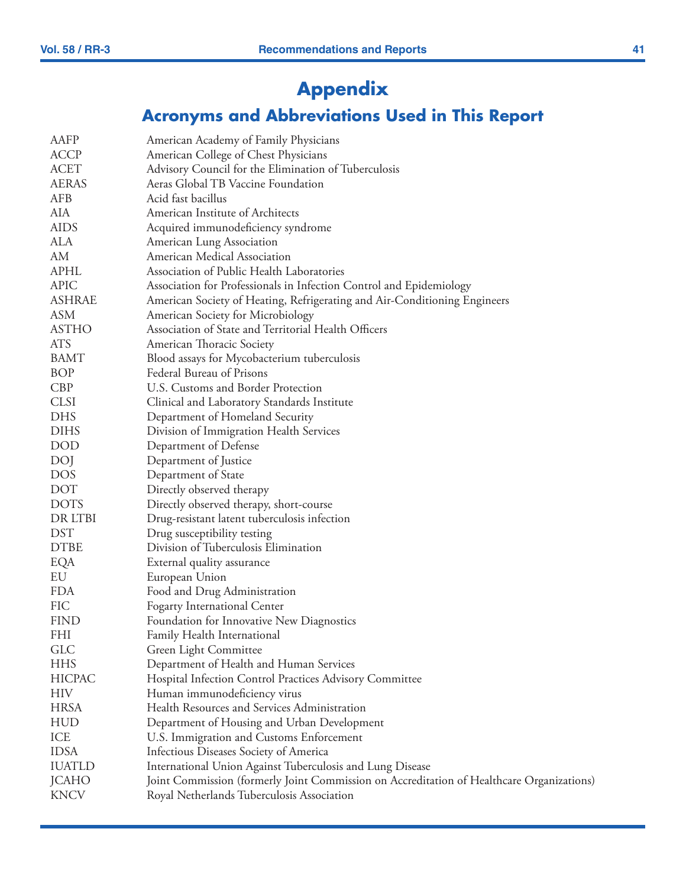# Appendix

## Acronyms and Abbreviations Used in This Report

| | |
|---|---|
| AAFP | American Academy of Family Physicians |
| ACCP | American College of Chest Physicians |
| ACET | Advisory Council for the Elimination of Tuberculosis |
| AERAS | Aeras Global TB Vaccine Foundation |
| AFB | Acid fast bacillus |
| AIA | American Institute of Architects |
| AIDS | Acquired immunodeficiency syndrome |
| ALA | American Lung Association |
| AM | American Medical Association |
| APHL | Association of Public Health Laboratories |
| APIC | Association for Professionals in Infection Control and Epidemiology |
| ASHRAE | American Society of Heating, Refrigerating and Air-Conditioning Engineers |
| ASM | American Society for Microbiology |
| ASTHO | Association of State and Territorial Health Officers |
| ATS | American Thoracic Society |
| BAMT | Blood assays for Mycobacterium tuberculosis |
| BOP | Federal Bureau of Prisons |
| CBP | U.S. Customs and Border Protection |
| CLSI | Clinical and Laboratory Standards Institute |
| DHS | Department of Homeland Security |
| DIHS | Division of Immigration Health Services |
| DOD | Department of Defense |
| DOJ | Department of Justice |
| DOS | Department of State |
| DOT | Directly observed therapy |
| DOTS | Directly observed therapy, short-course |
| DR LTBI | Drug-resistant latent tuberculosis infection |
| DST | Drug susceptibility testing |
| DTBE | Division of Tuberculosis Elimination |
| EQA | External quality assurance |
| EU | European Union |
| FDA | Food and Drug Administration |
| FIC | Fogarty International Center |
| FIND | Foundation for Innovative New Diagnostics |
| FHI | Family Health International |
| GLC | Green Light Committee |
| HHS | Department of Health and Human Services |
| HICPAC | Hospital Infection Control Practices Advisory Committee |
| HIV | Human immunodeficiency virus |
| HRSA | Health Resources and Services Administration |
| HUD | Department of Housing and Urban Development |
| ICE | U.S. Immigration and Customs Enforcement |
| IDSA | Infectious Diseases Society of America |
| IUATLD | International Union Against Tuberculosis and Lung Disease |
| JCAHO | Joint Commission (formerly Joint Commission on Accreditation of Healthcare Organizations) |
| KNCV | Royal Netherlands Tuberculosis Association |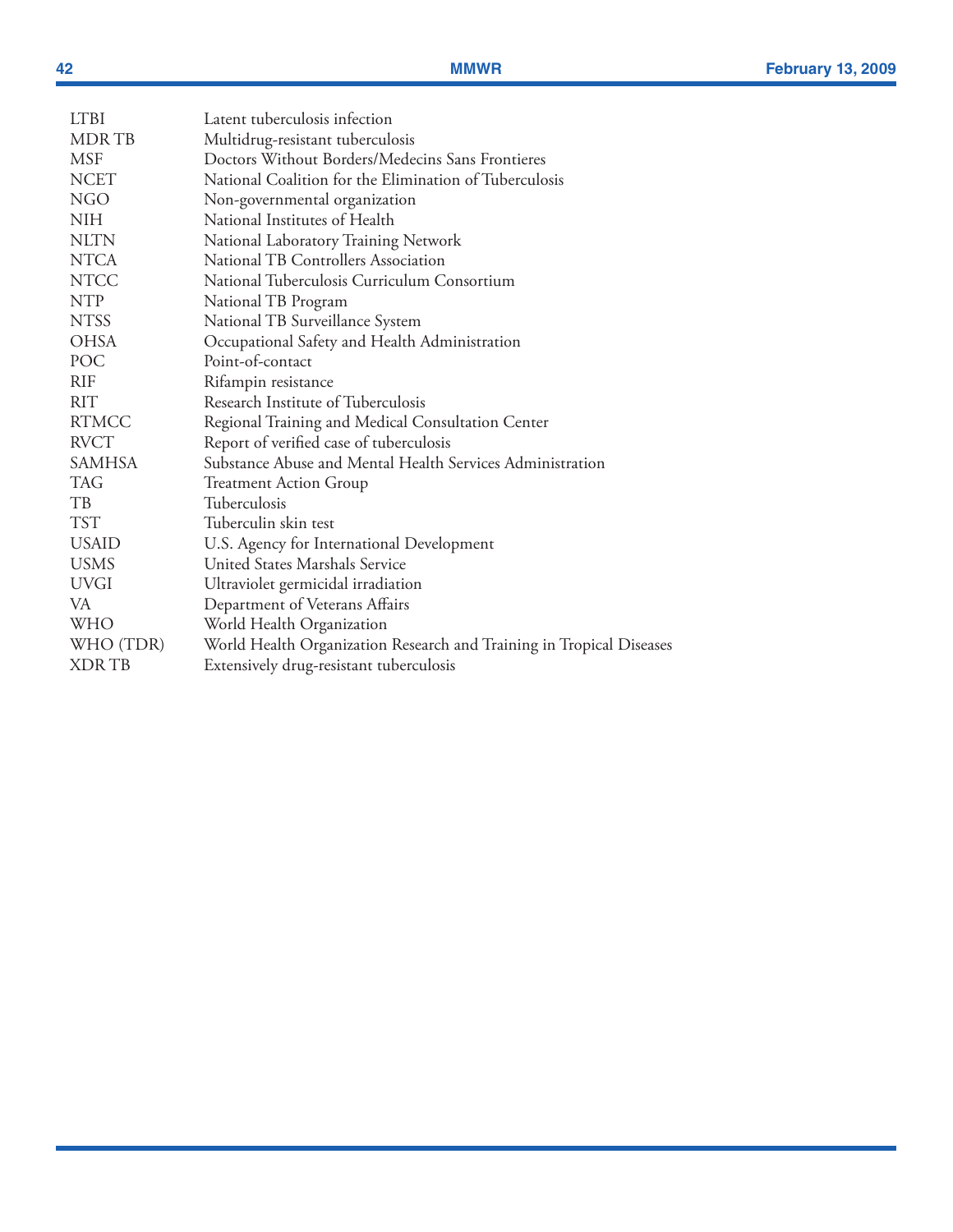| | |
|---|---|
| LTBI | Latent tuberculosis infection |
| MDR TB | Multidrug-resistant tuberculosis |
| MSF | Doctors Without Borders/Medecins Sans Frontieres |
| NCET | National Coalition for the Elimination of Tuberculosis |
| NGO | Non-governmental organization |
| NIH | National Institutes of Health |
| NLTN | National Laboratory Training Network |
| NTCA | National TB Controllers Association |
| NTCC | National Tuberculosis Curriculum Consortium |
| NTP | National TB Program |
| NTSS | National TB Surveillance System |
| OHSA | Occupational Safety and Health Administration |
| POC | Point-of-contact |
| RIF | Rifampin resistance |
| RIT | Research Institute of Tuberculosis |
| RTMCC | Regional Training and Medical Consultation Center |
| RVCT | Report of verified case of tuberculosis |
| SAMHSA | Substance Abuse and Mental Health Services Administration |
| TAG | Treatment Action Group |
| TB | Tuberculosis |
| TST | Tuberculin skin test |
| USAID | U.S. Agency for International Development |
| USMS | United States Marshals Service |
| UVGI | Ultraviolet germicidal irradiation |
| VA | Department of Veterans Affairs |
| WHO | World Health Organization |
| WHO (TDR) | World Health Organization Research and Training in Tropical Diseases |
| XDR TB | Extensively drug-resistant tuberculosis |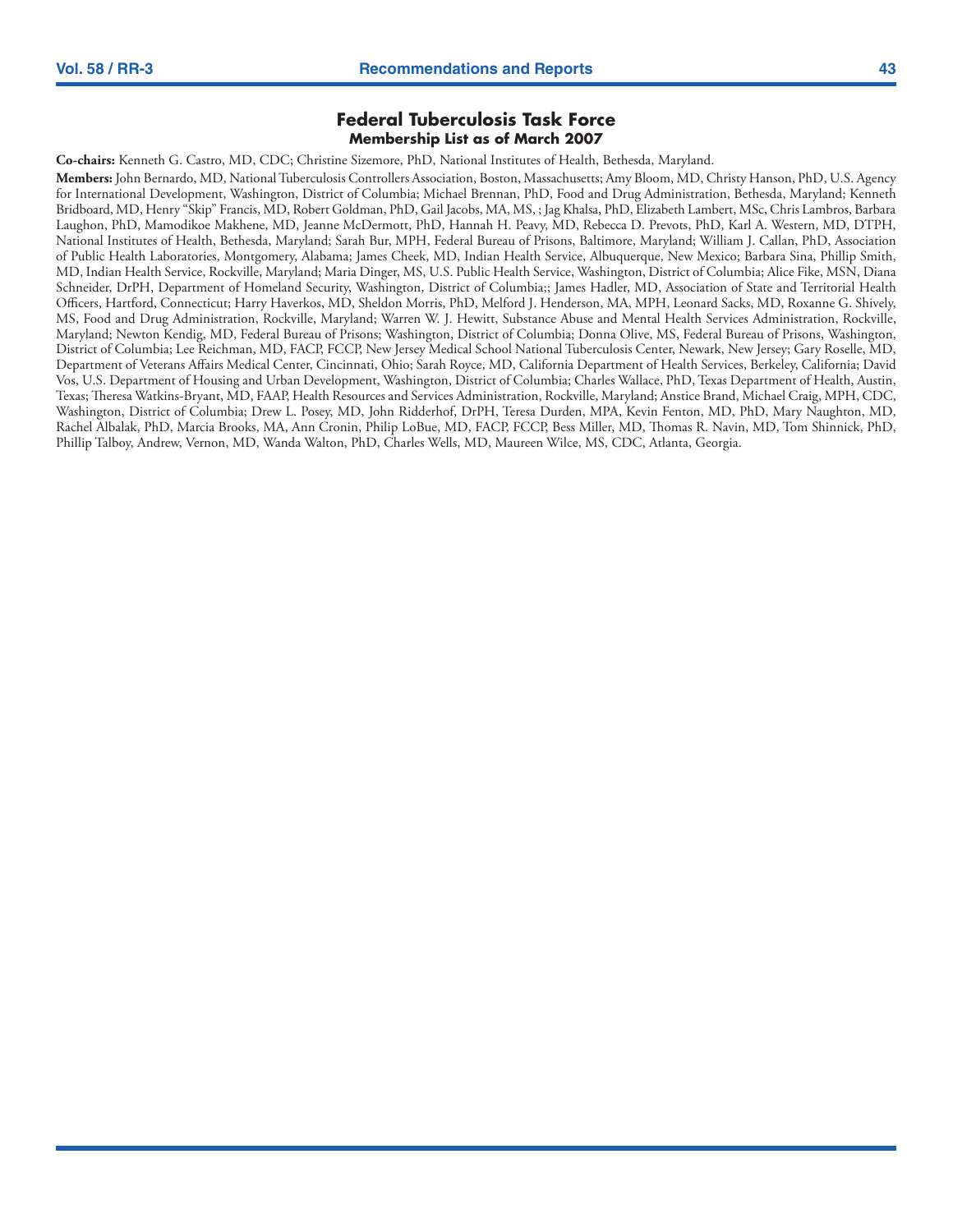## Federal Tuberculosis Task Force

### Membership List as of March 2007

**Co-chairs:** Kenneth G. Castro, MD, CDC; Christine Sizemore, PhD, National Institutes of Health, Bethesda, Maryland.

**Members:** John Bernardo, MD, National Tuberculosis Controllers Association, Boston, Massachusetts; Amy Bloom, MD, Christy Hanson, PhD, U.S. Agency for International Development, Washington, District of Columbia; Michael Brennan, PhD, Food and Drug Administration, Bethesda, Maryland; Kenneth Bridboard, MD, Henry "Skip" Francis, MD, Robert Goldman, PhD, Gail Jacobs, MA, MS, ; Jag Khalsa, PhD, Elizabeth Lambert, MSc, Chris Lambros, Barbara Laughon, PhD, Mamodikoe Makhene, MD, Jeanne McDermott, PhD, Hannah H. Peavy, MD, Rebecca D. Prevots, PhD, Karl A. Western, MD, DTPH, National Institutes of Health, Bethesda, Maryland; Sarah Bur, MPH, Federal Bureau of Prisons, Baltimore, Maryland; William J. Callan, PhD, Association of Public Health Laboratories, Montgomery, Alabama; James Cheek, MD, Indian Health Service, Albuquerque, New Mexico; Barbara Sina, Phillip Smith, MD, Indian Health Service, Rockville, Maryland; Maria Dinger, MS, U.S. Public Health Service, Washington, District of Columbia; Alice Fike, MSN, Diana Schneider, DrPH, Department of Homeland Security, Washington, District of Columbia;; James Hadler, MD, Association of State and Territorial Health Officers, Hartford, Connecticut; Harry Haverkos, MD, Sheldon Morris, PhD, Melford J. Henderson, MA, MPH, Leonard Sacks, MD, Roxanne G. Shively, MS, Food and Drug Administration, Rockville, Maryland; Warren W. J. Hewitt, Substance Abuse and Mental Health Services Administration, Rockville, Maryland; Newton Kendig, MD, Federal Bureau of Prisons; Washington, District of Columbia; Donna Olive, MS, Federal Bureau of Prisons, Washington, District of Columbia; Lee Reichman, MD, FACP, FCCP, New Jersey Medical School National Tuberculosis Center, Newark, New Jersey; Gary Roselle, MD, Department of Veterans Affairs Medical Center, Cincinnati, Ohio; Sarah Royce, MD, California Department of Health Services, Berkeley, California; David Vos, U.S. Department of Housing and Urban Development, Washington, District of Columbia; Charles Wallace, PhD, Texas Department of Health, Austin, Texas; Theresa Watkins-Bryant, MD, FAAP, Health Resources and Services Administration, Rockville, Maryland; Anstice Brand, Michael Craig, MPH, CDC, Washington, District of Columbia; Drew L. Posey, MD, John Ridderhof, DrPH, Teresa Durden, MPA, Kevin Fenton, MD, PhD, Mary Naughton, MD, Rachel Albalak, PhD, Marcia Brooks, MA, Ann Cronin, Philip LoBue, MD, FACP, FCCP, Bess Miller, MD, Thomas R. Navin, MD, Tom Shinnick, PhD, Phillip Talboy, Andrew, Vernon, MD, Wanda Walton, PhD, Charles Wells, MD, Maureen Wilce, MS, CDC, Atlanta, Georgia.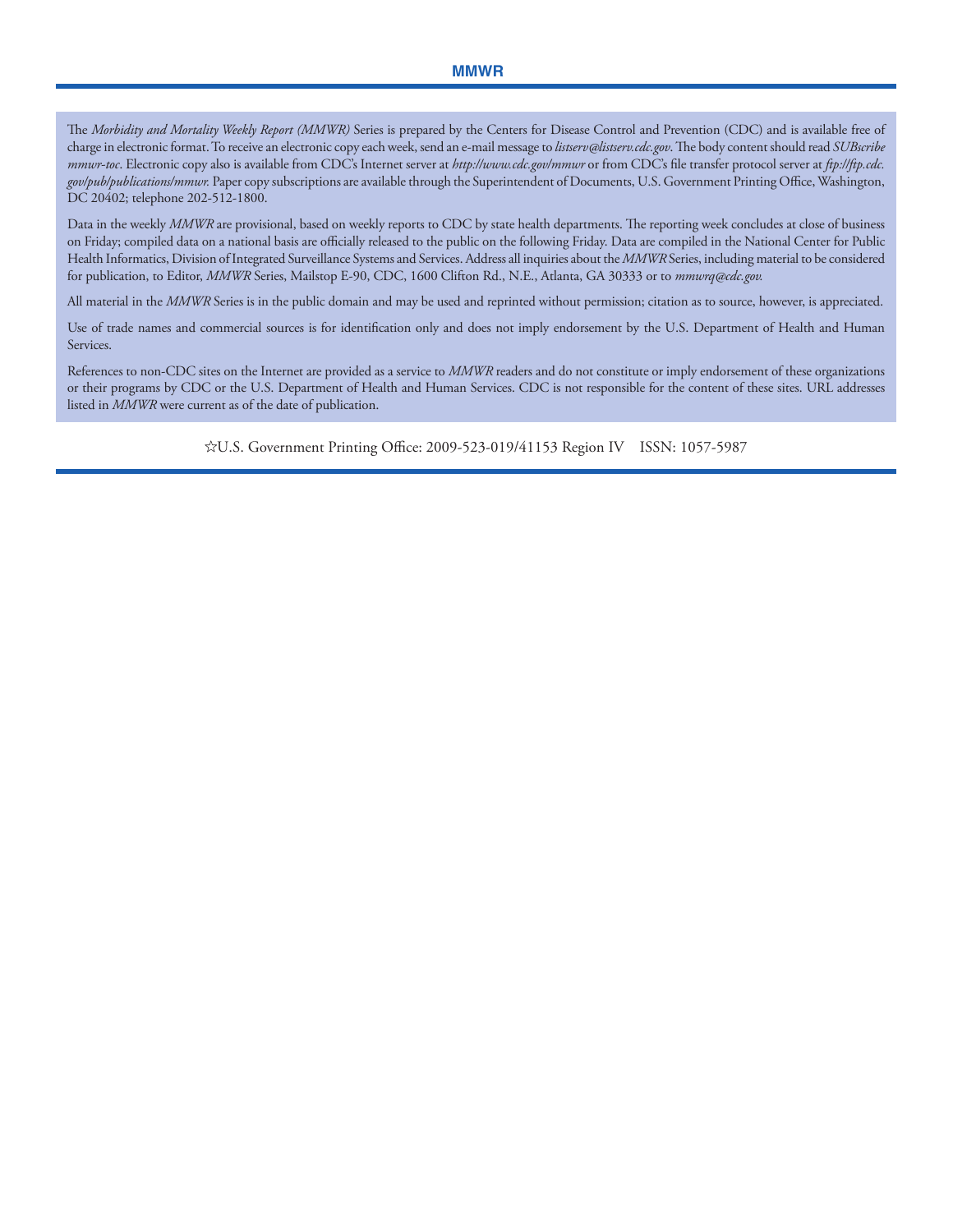The *Morbidity and Mortality Weekly Report (MMWR)* Series is prepared by the Centers for Disease Control and Prevention (CDC) and is available free of charge in electronic format. To receive an electronic copy each week, send an e-mail message to *listserv@listserv.cdc.gov*. The body content should read *SUBscribe mmwr-toc*. Electronic copy also is available from CDC's Internet server at *http://www.cdc.gov/mmwr* or from CDC's file transfer protocol server at *ftp://ftp.cdc.gov/pub/publications/mmwr.* Paper copy subscriptions are available through the Superintendent of Documents, U.S. Government Printing Office, Washington, DC 20402; telephone 202-512-1800.

Data in the weekly *MMWR* are provisional, based on weekly reports to CDC by state health departments. The reporting week concludes at close of business on Friday; compiled data on a national basis are officially released to the public on the following Friday. Data are compiled in the National Center for Public Health Informatics, Division of Integrated Surveillance Systems and Services. Address all inquiries about the *MMWR* Series, including material to be considered for publication, to Editor, *MMWR* Series, Mailstop E-90, CDC, 1600 Clifton Rd., N.E., Atlanta, GA 30333 or to *mmwrq@cdc.gov.*

All material in the *MMWR* Series is in the public domain and may be used and reprinted without permission; citation as to source, however, is appreciated.

Use of trade names and commercial sources is for identification only and does not imply endorsement by the U.S. Department of Health and Human Services.

References to non-CDC sites on the Internet are provided as a service to *MMWR* readers and do not constitute or imply endorsement of these organizations or their programs by CDC or the U.S. Department of Health and Human Services. CDC is not responsible for the content of these sites. URL addresses listed in *MMWR* were current as of the date of publication.

☆U.S. Government Printing Office: 2009-523-019/41153 Region IV ISSN: 1057-5987